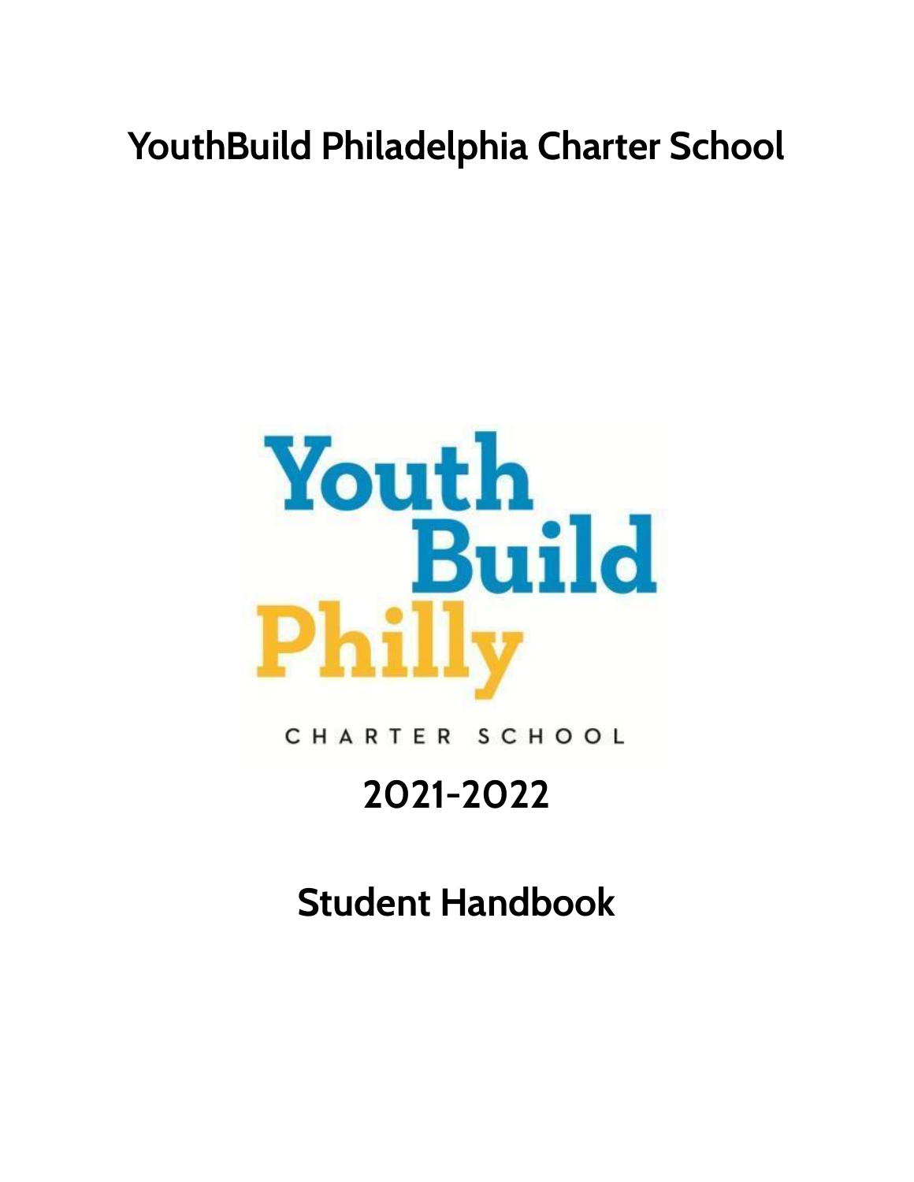# YouthBuild Philadelphia Charter School

Youth Build Philly

CHARTER SCHOOL

## 2021-2022

## Student Handbook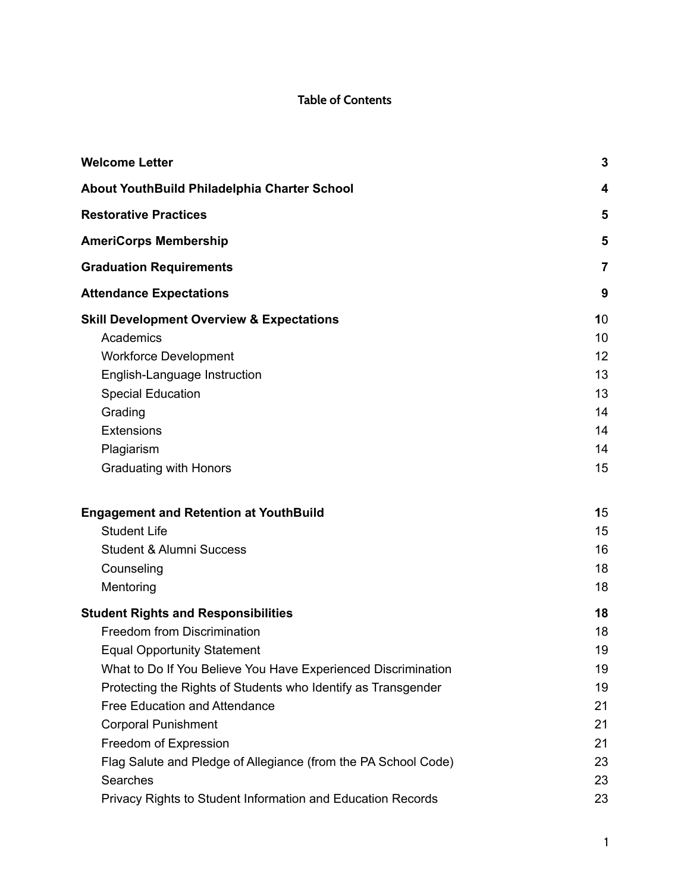## Table of Contents

| | |
|---|---|
| **Welcome Letter** | **3** |
| **About YouthBuild Philadelphia Charter School** | **4** |
| **Restorative Practices** | **5** |
| **AmeriCorps Membership** | **5** |
| **Graduation Requirements** | **7** |
| **Attendance Expectations** | **9** |
| **Skill Development Overview & Expectations** | **10** |
| Academics | 10 |
| Workforce Development | 12 |
| English-Language Instruction | 13 |
| Special Education | 13 |
| Grading | 14 |
| Extensions | 14 |
| Plagiarism | 14 |
| Graduating with Honors | 15 |
| **Engagement and Retention at YouthBuild** | **15** |
| Student Life | 15 |
| Student & Alumni Success | 16 |
| Counseling | 18 |
| Mentoring | 18 |
| **Student Rights and Responsibilities** | **18** |
| Freedom from Discrimination | 18 |
| Equal Opportunity Statement | 19 |
| What to Do If You Believe You Have Experienced Discrimination | 19 |
| Protecting the Rights of Students who Identify as Transgender | 19 |
| Free Education and Attendance | 21 |
| Corporal Punishment | 21 |
| Freedom of Expression | 21 |
| Flag Salute and Pledge of Allegiance (from the PA School Code) | 23 |
| Searches | 23 |
| Privacy Rights to Student Information and Education Records | 23 |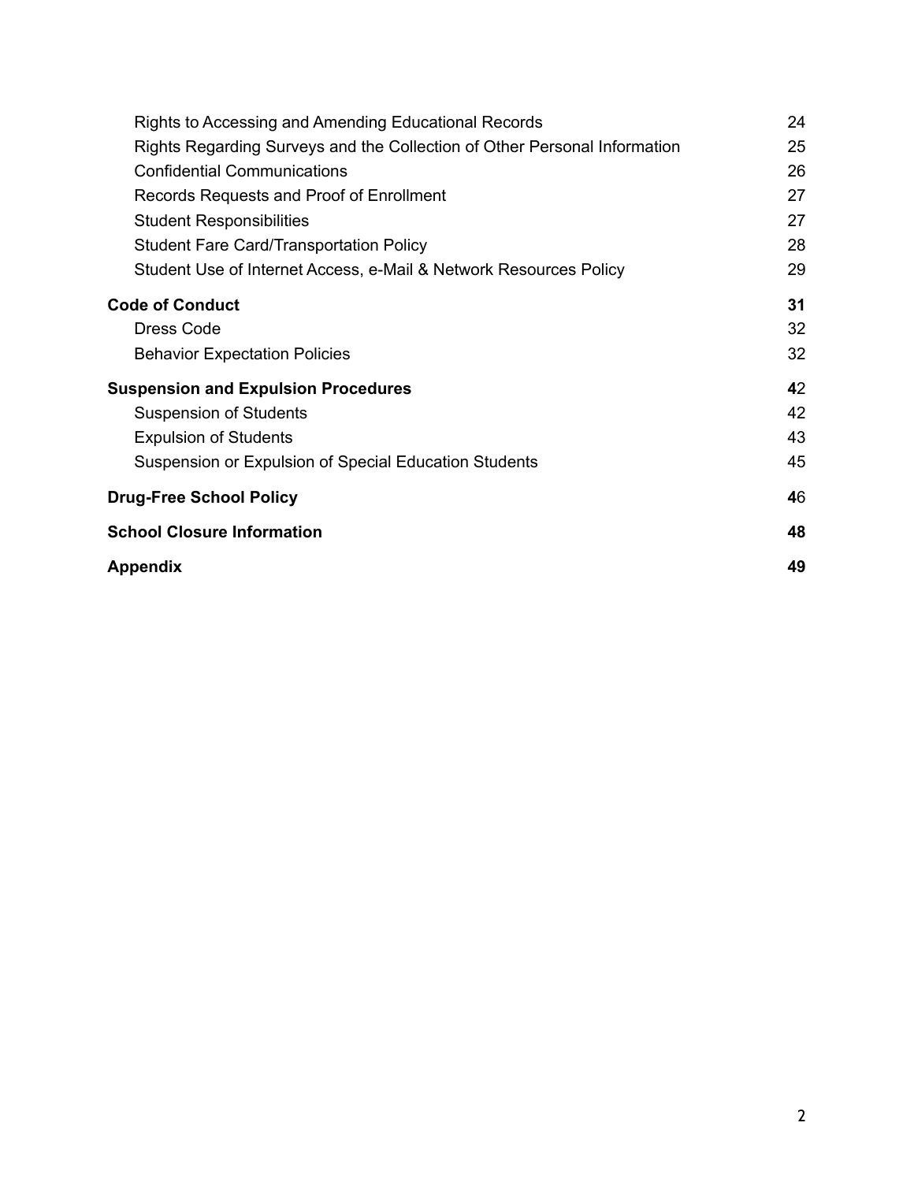Rights to Accessing and Amending Educational Records 24
Rights Regarding Surveys and the Collection of Other Personal Information 25
Confidential Communications 26
Records Requests and Proof of Enrollment 27
Student Responsibilities 27
Student Fare Card/Transportation Policy 28
Student Use of Internet Access, e-Mail & Network Resources Policy 29

**Code of Conduct 31**

Dress Code 32
Behavior Expectation Policies 32

**Suspension and Expulsion Procedures 42**

Suspension of Students 42
Expulsion of Students 43
Suspension or Expulsion of Special Education Students 45

**Drug-Free School Policy 46**

**School Closure Information 48**

**Appendix 49**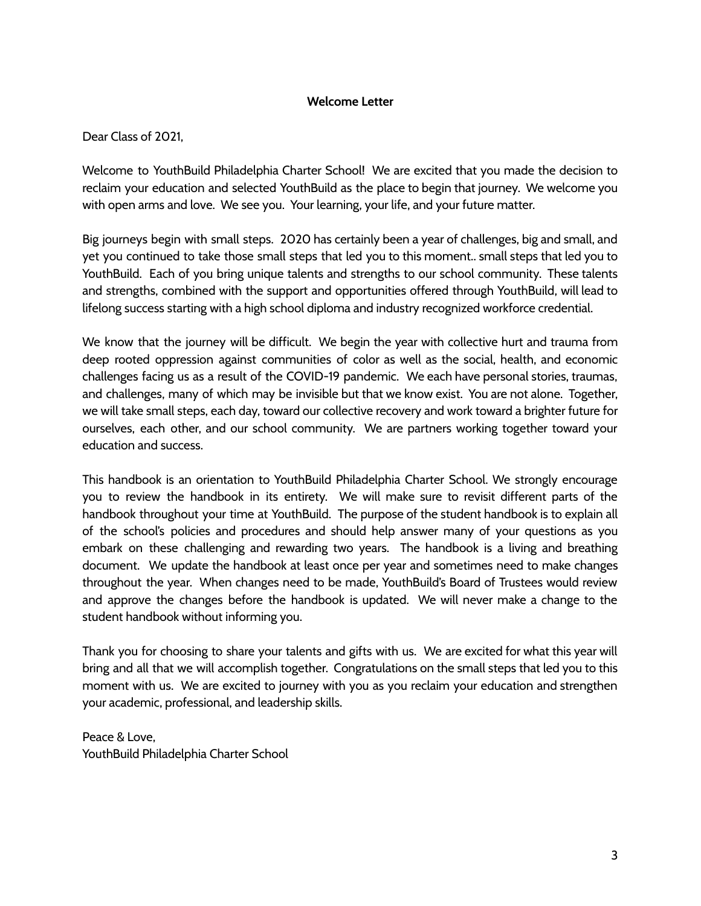**Welcome Letter**

Dear Class of 2021,

Welcome to YouthBuild Philadelphia Charter School! We are excited that you made the decision to reclaim your education and selected YouthBuild as the place to begin that journey. We welcome you with open arms and love. We see you. Your learning, your life, and your future matter.

Big journeys begin with small steps. 2020 has certainly been a year of challenges, big and small, and yet you continued to take those small steps that led you to this moment.. small steps that led you to YouthBuild. Each of you bring unique talents and strengths to our school community. These talents and strengths, combined with the support and opportunities offered through YouthBuild, will lead to lifelong success starting with a high school diploma and industry recognized workforce credential.

We know that the journey will be difficult. We begin the year with collective hurt and trauma from deep rooted oppression against communities of color as well as the social, health, and economic challenges facing us as a result of the COVID-19 pandemic. We each have personal stories, traumas, and challenges, many of which may be invisible but that we know exist. You are not alone. Together, we will take small steps, each day, toward our collective recovery and work toward a brighter future for ourselves, each other, and our school community. We are partners working together toward your education and success.

This handbook is an orientation to YouthBuild Philadelphia Charter School. We strongly encourage you to review the handbook in its entirety. We will make sure to revisit different parts of the handbook throughout your time at YouthBuild. The purpose of the student handbook is to explain all of the school's policies and procedures and should help answer many of your questions as you embark on these challenging and rewarding two years. The handbook is a living and breathing document. We update the handbook at least once per year and sometimes need to make changes throughout the year. When changes need to be made, YouthBuild's Board of Trustees would review and approve the changes before the handbook is updated. We will never make a change to the student handbook without informing you.

Thank you for choosing to share your talents and gifts with us. We are excited for what this year will bring and all that we will accomplish together. Congratulations on the small steps that led you to this moment with us. We are excited to journey with you as you reclaim your education and strengthen your academic, professional, and leadership skills.

Peace & Love,
YouthBuild Philadelphia Charter School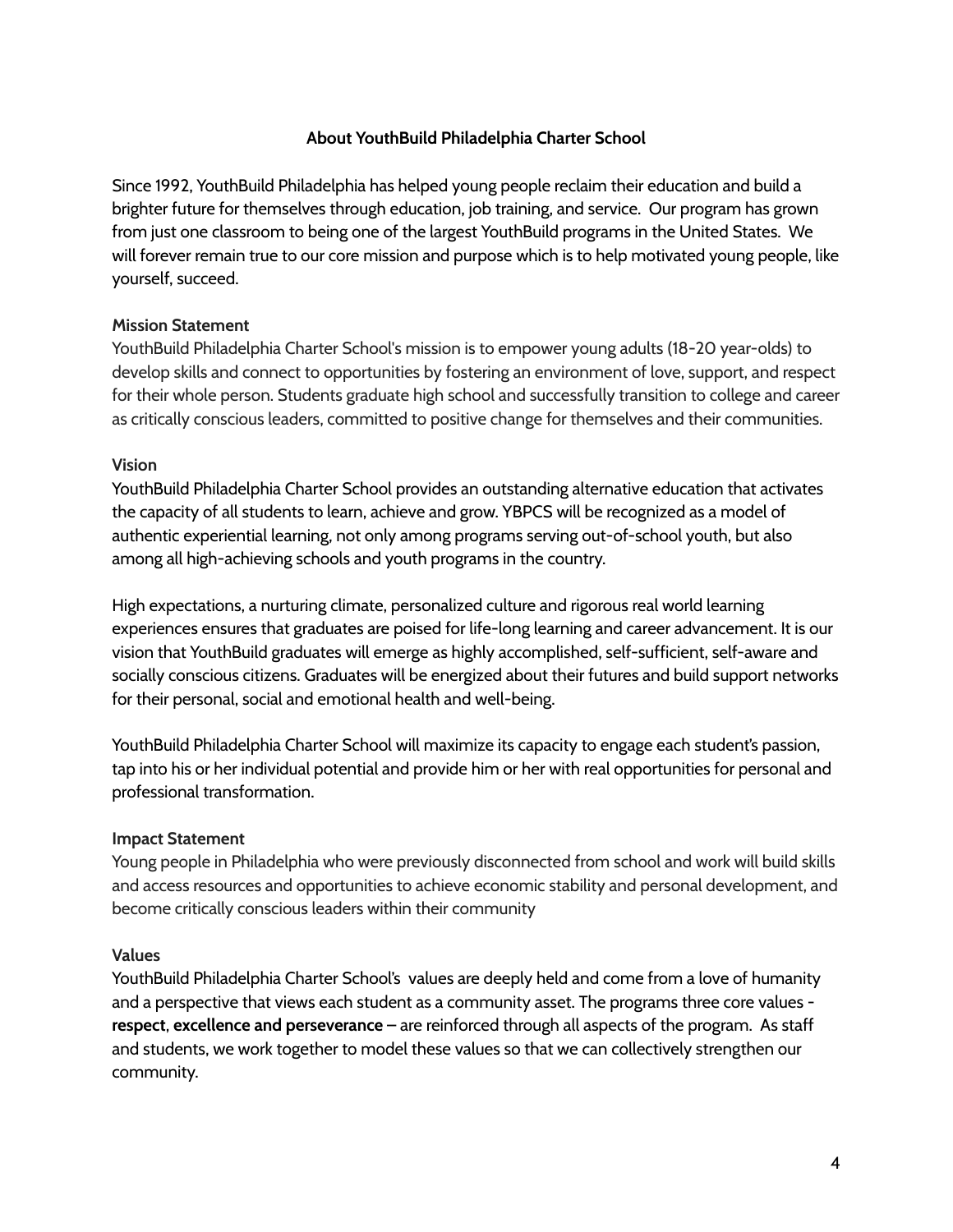## About YouthBuild Philadelphia Charter School

Since 1992, YouthBuild Philadelphia has helped young people reclaim their education and build a brighter future for themselves through education, job training, and service.  Our program has grown from just one classroom to being one of the largest YouthBuild programs in the United States.  We will forever remain true to our core mission and purpose which is to help motivated young people, like yourself, succeed.

### Mission Statement

YouthBuild Philadelphia Charter School's mission is to empower young adults (18-20 year-olds) to develop skills and connect to opportunities by fostering an environment of love, support, and respect for their whole person. Students graduate high school and successfully transition to college and career as critically conscious leaders, committed to positive change for themselves and their communities.

### Vision

YouthBuild Philadelphia Charter School provides an outstanding alternative education that activates the capacity of all students to learn, achieve and grow. YBPCS will be recognized as a model of authentic experiential learning, not only among programs serving out-of-school youth, but also among all high-achieving schools and youth programs in the country.

High expectations, a nurturing climate, personalized culture and rigorous real world learning experiences ensures that graduates are poised for life-long learning and career advancement. It is our vision that YouthBuild graduates will emerge as highly accomplished, self-sufficient, self-aware and socially conscious citizens. Graduates will be energized about their futures and build support networks for their personal, social and emotional health and well-being.

YouthBuild Philadelphia Charter School will maximize its capacity to engage each student's passion, tap into his or her individual potential and provide him or her with real opportunities for personal and professional transformation.

### Impact Statement

Young people in Philadelphia who were previously disconnected from school and work will build skills and access resources and opportunities to achieve economic stability and personal development, and become critically conscious leaders within their community

### Values

YouthBuild Philadelphia Charter School's  values are deeply held and come from a love of humanity and a perspective that views each student as a community asset. The programs three core values - **respect**, **excellence and perseverance** – are reinforced through all aspects of the program.  As staff and students, we work together to model these values so that we can collectively strengthen our community.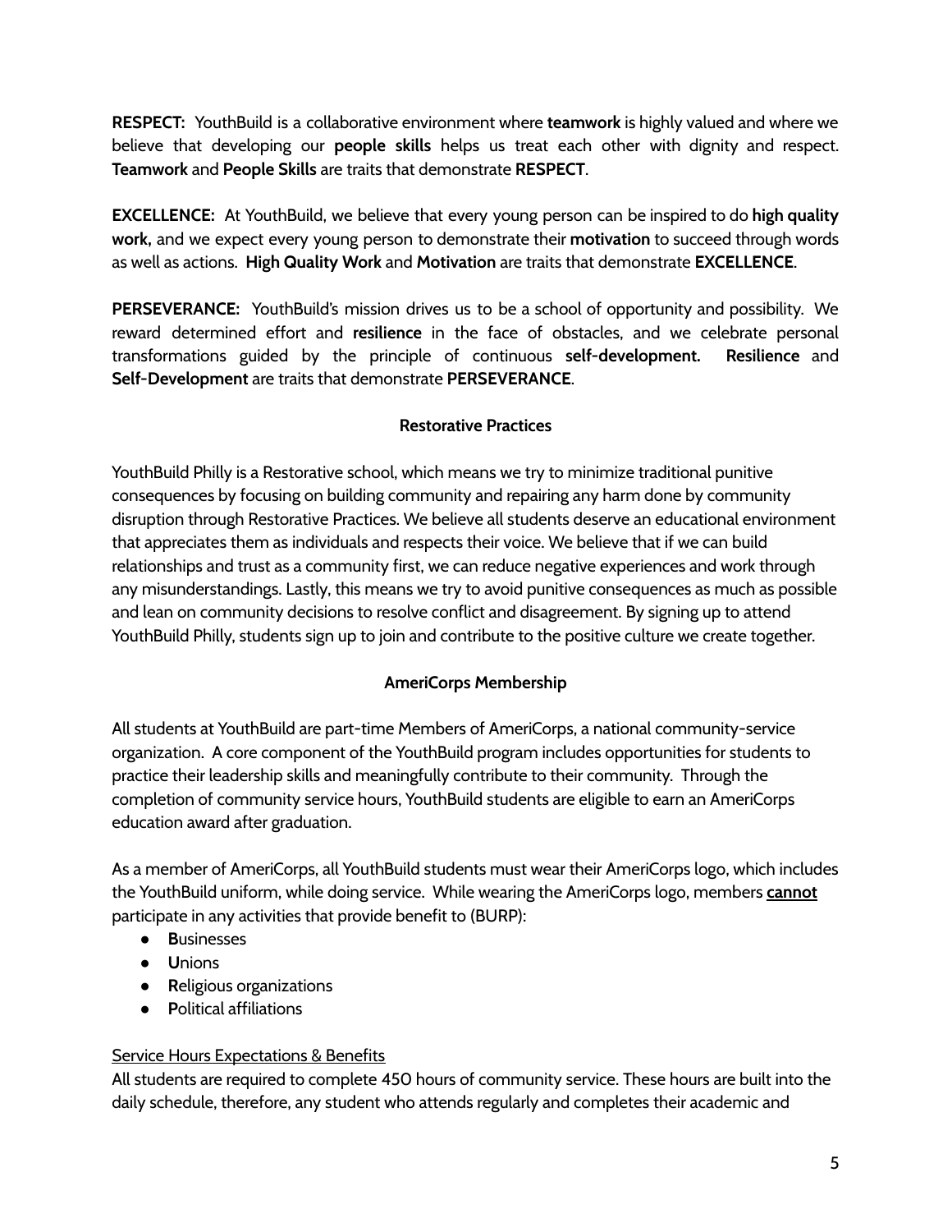**RESPECT:** YouthBuild is a collaborative environment where **teamwork** is highly valued and where we believe that developing our **people skills** helps us treat each other with dignity and respect. **Teamwork** and **People Skills** are traits that demonstrate **RESPECT**.

**EXCELLENCE:** At YouthBuild, we believe that every young person can be inspired to do **high quality work,** and we expect every young person to demonstrate their **motivation** to succeed through words as well as actions. **High Quality Work** and **Motivation** are traits that demonstrate **EXCELLENCE**.

**PERSEVERANCE:** YouthBuild's mission drives us to be a school of opportunity and possibility. We reward determined effort and **resilience** in the face of obstacles, and we celebrate personal transformations guided by the principle of continuous **self-development.** **Resilience** and **Self-Development** are traits that demonstrate **PERSEVERANCE**.

## Restorative Practices

YouthBuild Philly is a Restorative school, which means we try to minimize traditional punitive consequences by focusing on building community and repairing any harm done by community disruption through Restorative Practices. We believe all students deserve an educational environment that appreciates them as individuals and respects their voice. We believe that if we can build relationships and trust as a community first, we can reduce negative experiences and work through any misunderstandings. Lastly, this means we try to avoid punitive consequences as much as possible and lean on community decisions to resolve conflict and disagreement. By signing up to attend YouthBuild Philly, students sign up to join and contribute to the positive culture we create together.

## AmeriCorps Membership

All students at YouthBuild are part-time Members of AmeriCorps, a national community-service organization. A core component of the YouthBuild program includes opportunities for students to practice their leadership skills and meaningfully contribute to their community. Through the completion of community service hours, YouthBuild students are eligible to earn an AmeriCorps education award after graduation.

As a member of AmeriCorps, all YouthBuild students must wear their AmeriCorps logo, which includes the YouthBuild uniform, while doing service. While wearing the AmeriCorps logo, members **cannot** participate in any activities that provide benefit to (BURP):

- **B**usinesses
- **U**nions
- **R**eligious organizations
- **P**olitical affiliations

### Service Hours Expectations & Benefits

All students are required to complete 450 hours of community service. These hours are built into the daily schedule, therefore, any student who attends regularly and completes their academic and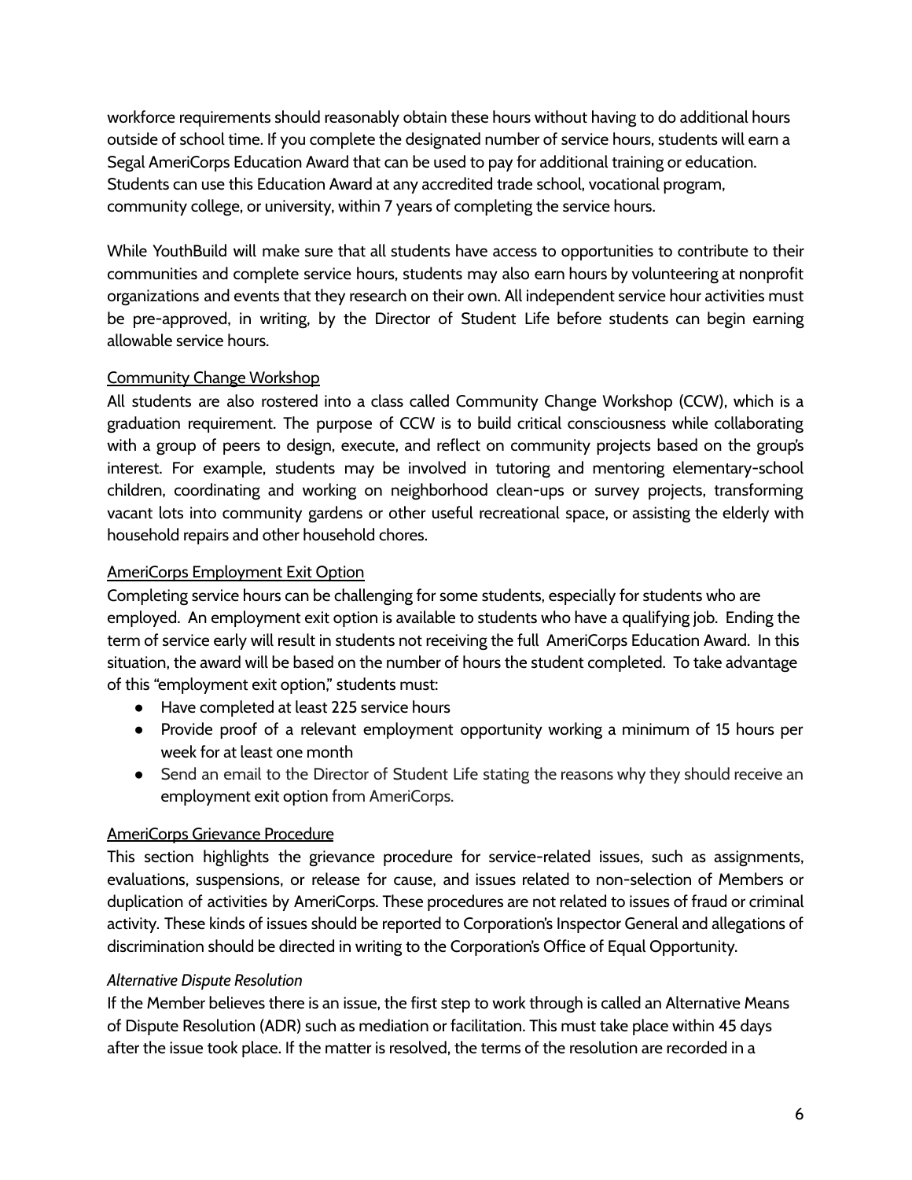workforce requirements should reasonably obtain these hours without having to do additional hours outside of school time. If you complete the designated number of service hours, students will earn a Segal AmeriCorps Education Award that can be used to pay for additional training or education. Students can use this Education Award at any accredited trade school, vocational program, community college, or university, within 7 years of completing the service hours.

While YouthBuild will make sure that all students have access to opportunities to contribute to their communities and complete service hours, students may also earn hours by volunteering at nonprofit organizations and events that they research on their own. All independent service hour activities must be pre-approved, in writing, by the Director of Student Life before students can begin earning allowable service hours.

### Community Change Workshop

All students are also rostered into a class called Community Change Workshop (CCW), which is a graduation requirement. The purpose of CCW is to build critical consciousness while collaborating with a group of peers to design, execute, and reflect on community projects based on the group's interest. For example, students may be involved in tutoring and mentoring elementary-school children, coordinating and working on neighborhood clean-ups or survey projects, transforming vacant lots into community gardens or other useful recreational space, or assisting the elderly with household repairs and other household chores.

### AmeriCorps Employment Exit Option

Completing service hours can be challenging for some students, especially for students who are employed. An employment exit option is available to students who have a qualifying job. Ending the term of service early will result in students not receiving the full AmeriCorps Education Award. In this situation, the award will be based on the number of hours the student completed. To take advantage of this "employment exit option," students must:

- Have completed at least 225 service hours
- Provide proof of a relevant employment opportunity working a minimum of 15 hours per week for at least one month
- Send an email to the Director of Student Life stating the reasons why they should receive an employment exit option from AmeriCorps.

### AmeriCorps Grievance Procedure

This section highlights the grievance procedure for service-related issues, such as assignments, evaluations, suspensions, or release for cause, and issues related to non-selection of Members or duplication of activities by AmeriCorps. These procedures are not related to issues of fraud or criminal activity. These kinds of issues should be reported to Corporation's Inspector General and allegations of discrimination should be directed in writing to the Corporation's Office of Equal Opportunity.

#### *Alternative Dispute Resolution*

If the Member believes there is an issue, the first step to work through is called an Alternative Means of Dispute Resolution (ADR) such as mediation or facilitation. This must take place within 45 days after the issue took place. If the matter is resolved, the terms of the resolution are recorded in a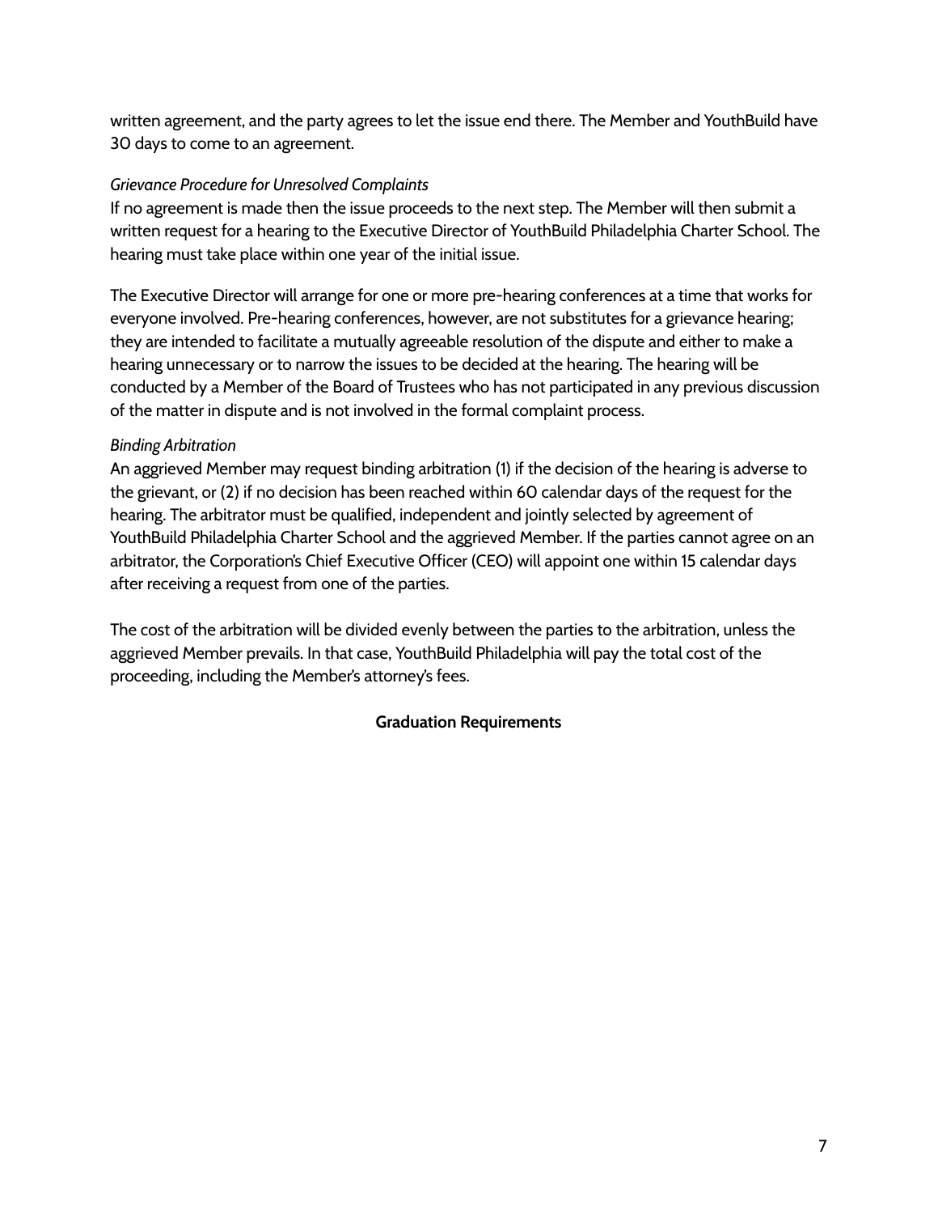written agreement, and the party agrees to let the issue end there. The Member and YouthBuild have 30 days to come to an agreement.

*Grievance Procedure for Unresolved Complaints*

If no agreement is made then the issue proceeds to the next step. The Member will then submit a written request for a hearing to the Executive Director of YouthBuild Philadelphia Charter School. The hearing must take place within one year of the initial issue.

The Executive Director will arrange for one or more pre-hearing conferences at a time that works for everyone involved. Pre-hearing conferences, however, are not substitutes for a grievance hearing; they are intended to facilitate a mutually agreeable resolution of the dispute and either to make a hearing unnecessary or to narrow the issues to be decided at the hearing. The hearing will be conducted by a Member of the Board of Trustees who has not participated in any previous discussion of the matter in dispute and is not involved in the formal complaint process.

*Binding Arbitration*

An aggrieved Member may request binding arbitration (1) if the decision of the hearing is adverse to the grievant, or (2) if no decision has been reached within 60 calendar days of the request for the hearing. The arbitrator must be qualified, independent and jointly selected by agreement of YouthBuild Philadelphia Charter School and the aggrieved Member. If the parties cannot agree on an arbitrator, the Corporation's Chief Executive Officer (CEO) will appoint one within 15 calendar days after receiving a request from one of the parties.

The cost of the arbitration will be divided evenly between the parties to the arbitration, unless the aggrieved Member prevails. In that case, YouthBuild Philadelphia will pay the total cost of the proceeding, including the Member's attorney's fees.

## Graduation Requirements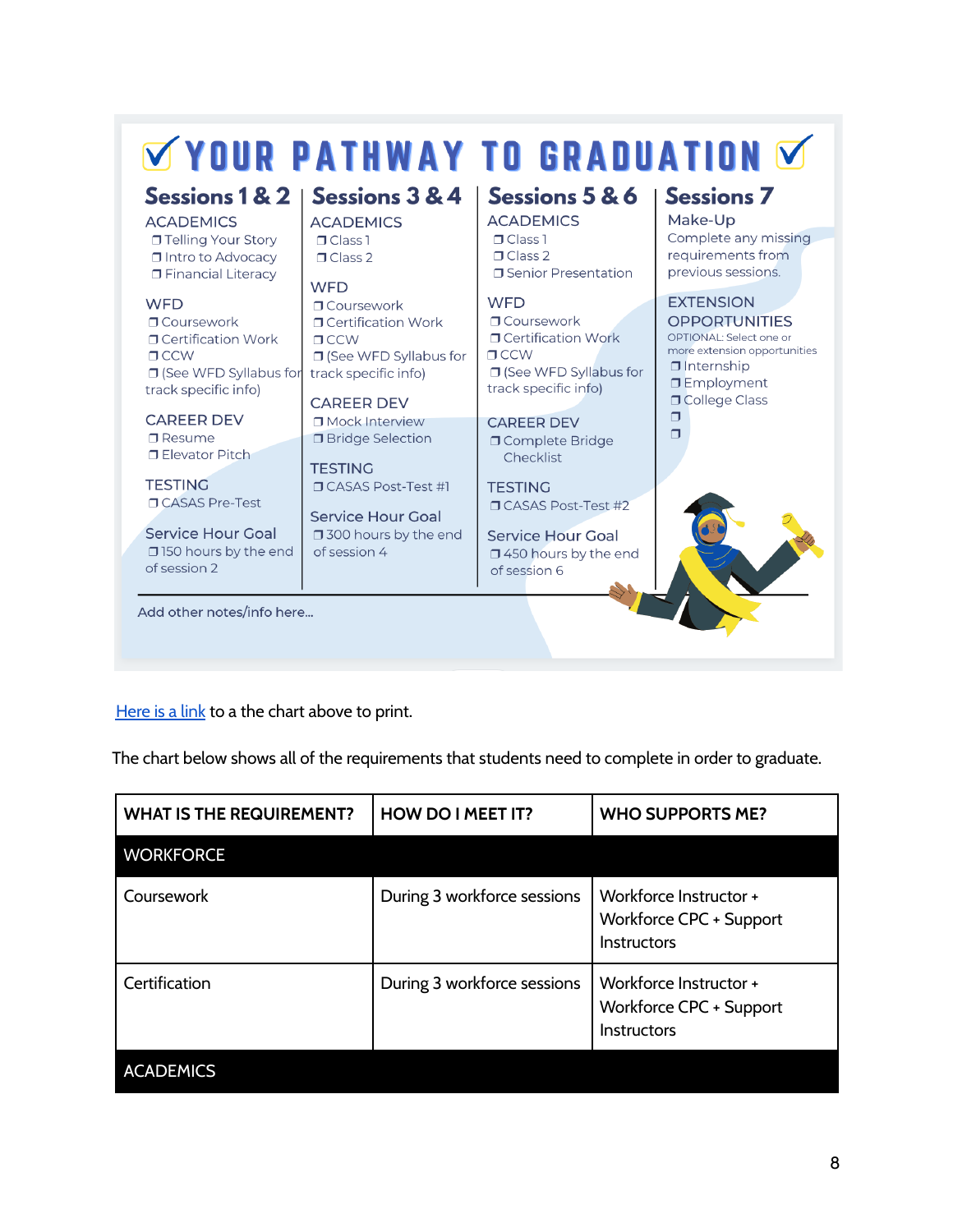# ✓ YOUR PATHWAY TO GRADUATION ✓

## Sessions 1 & 2

ACADEMICS
- ❒ Telling Your Story
- ❒ Intro to Advocacy
- ❒ Financial Literacy

WFD
- ❒ Coursework
- ❒ Certification Work
- ❒ CCW
- ❒ (See WFD Syllabus for track specific info)

CAREER DEV
- ❒ Resume
- ❒ Elevator Pitch

TESTING
- ❒ CASAS Pre-Test

Service Hour Goal
- ❒ 150 hours by the end of session 2

## Sessions 3 & 4

ACADEMICS
- ❒ Class 1
- ❒ Class 2

WFD
- ❒ Coursework
- ❒ Certification Work
- ❒ CCW
- ❒ (See WFD Syllabus for track specific info)

CAREER DEV
- ❒ Mock Interview
- ❒ Bridge Selection

TESTING
- ❒ CASAS Post-Test #1

Service Hour Goal
- ❒ 300 hours by the end of session 4

## Sessions 5 & 6

ACADEMICS
- ❒ Class 1
- ❒ Class 2
- ❒ Senior Presentation

WFD
- ❒ Coursework
- ❒ Certification Work
- ❒ CCW
- ❒ (See WFD Syllabus for track specific info)

CAREER DEV
- ❒ Complete Bridge Checklist

TESTING
- ❒ CASAS Post-Test #2

Service Hour Goal
- ❒ 450 hours by the end of session 6

## Sessions 7

Make-Up

Complete any missing requirements from previous sessions.

EXTENSION OPPORTUNITIES

OPTIONAL: Select one or more extension opportunities
- ❒ Internship
- ❒ Employment
- ❒ College Class
- ❒
- ❒

Add other notes/info here...

[Here is a link](#) to a the chart above to print.

The chart below shows all of the requirements that students need to complete in order to graduate.

| WHAT IS THE REQUIREMENT? | HOW DO I MEET IT? | WHO SUPPORTS ME? |
|---|---|---|
| **WORKFORCE** | | |
| Coursework | During 3 workforce sessions | Workforce Instructor + Workforce CPC + Support Instructors |
| Certification | During 3 workforce sessions | Workforce Instructor + Workforce CPC + Support Instructors |
| **ACADEMICS** | | |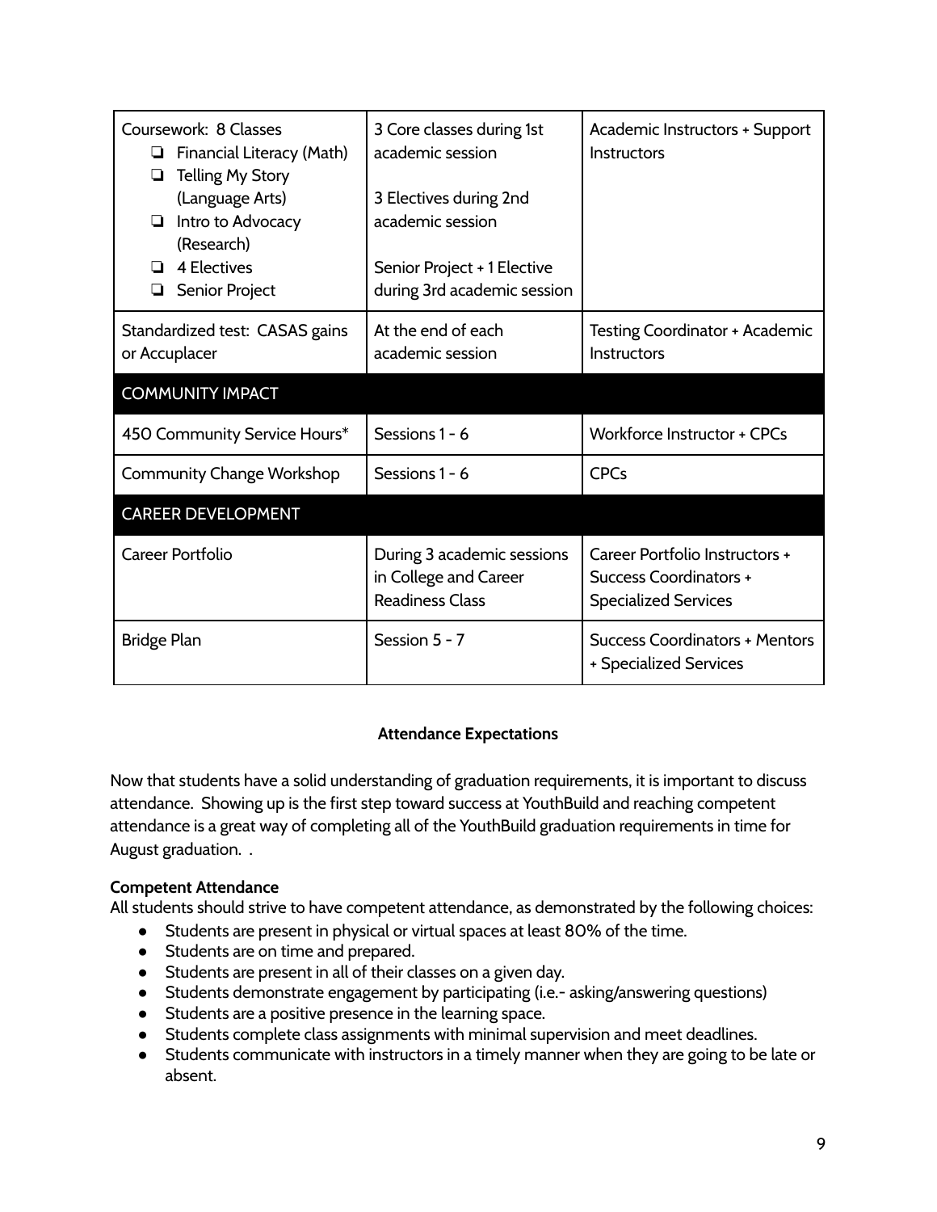| | | |
|---|---|---|
| Coursework: 8 Classes<br>❏ Financial Literacy (Math)<br>❏ Telling My Story (Language Arts)<br>❏ Intro to Advocacy (Research)<br>❏ 4 Electives<br>❏ Senior Project | 3 Core classes during 1st academic session<br><br>3 Electives during 2nd academic session<br><br>Senior Project + 1 Elective during 3rd academic session | Academic Instructors + Support Instructors |
| Standardized test: CASAS gains or Accuplacer | At the end of each academic session | Testing Coordinator + Academic Instructors |
| **COMMUNITY IMPACT** | | |
| 450 Community Service Hours* | Sessions 1 - 6 | Workforce Instructor + CPCs |
| Community Change Workshop | Sessions 1 - 6 | CPCs |
| **CAREER DEVELOPMENT** | | |
| Career Portfolio | During 3 academic sessions in College and Career Readiness Class | Career Portfolio Instructors + Success Coordinators + Specialized Services |
| Bridge Plan | Session 5 - 7 | Success Coordinators + Mentors + Specialized Services |

### Attendance Expectations

Now that students have a solid understanding of graduation requirements, it is important to discuss attendance. Showing up is the first step toward success at YouthBuild and reaching competent attendance is a great way of completing all of the YouthBuild graduation requirements in time for August graduation. .

**Competent Attendance**

All students should strive to have competent attendance, as demonstrated by the following choices:

- Students are present in physical or virtual spaces at least 80% of the time.
- Students are on time and prepared.
- Students are present in all of their classes on a given day.
- Students demonstrate engagement by participating (i.e.- asking/answering questions)
- Students are a positive presence in the learning space.
- Students complete class assignments with minimal supervision and meet deadlines.
- Students communicate with instructors in a timely manner when they are going to be late or absent.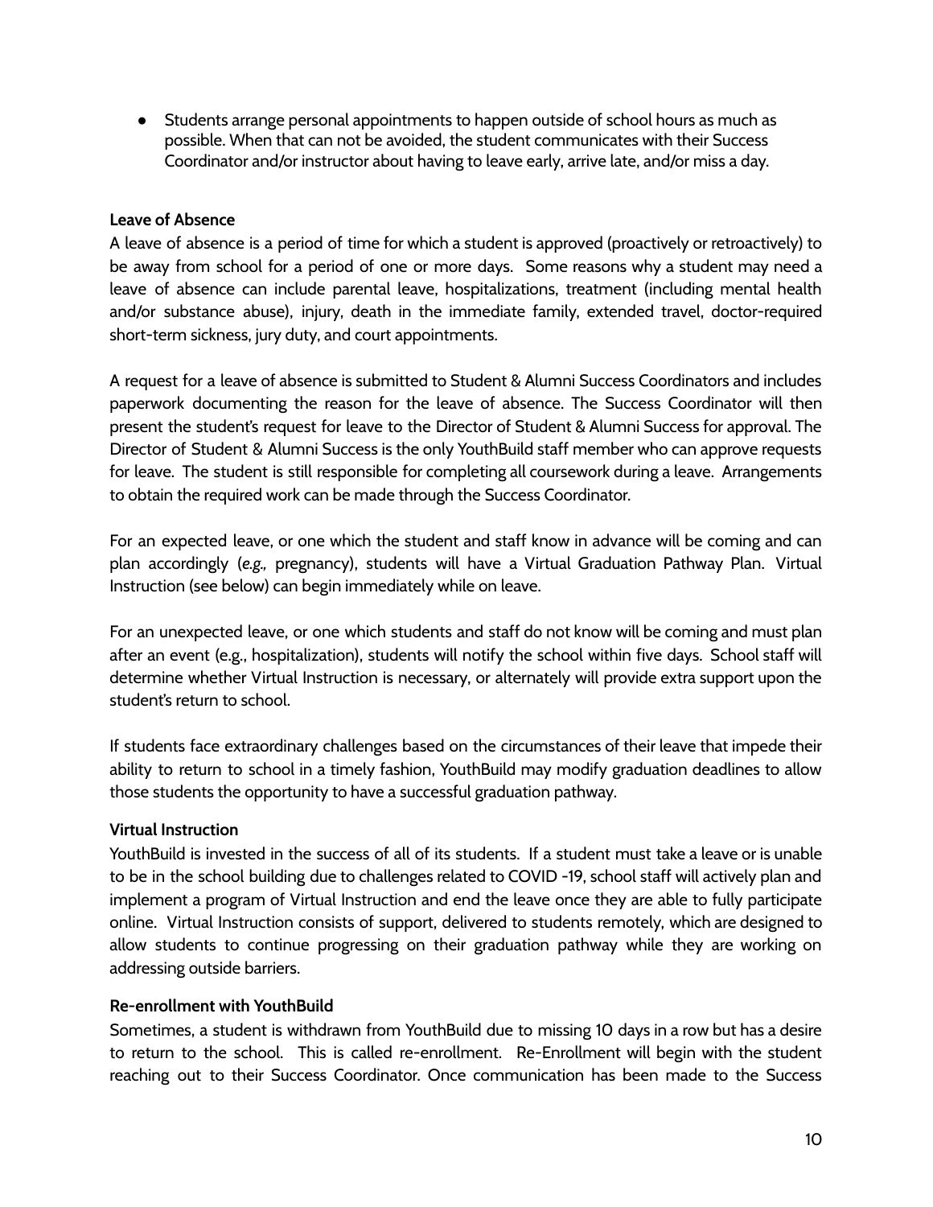- Students arrange personal appointments to happen outside of school hours as much as possible. When that can not be avoided, the student communicates with their Success Coordinator and/or instructor about having to leave early, arrive late, and/or miss a day.

**Leave of Absence**

A leave of absence is a period of time for which a student is approved (proactively or retroactively) to be away from school for a period of one or more days. Some reasons why a student may need a leave of absence can include parental leave, hospitalizations, treatment (including mental health and/or substance abuse), injury, death in the immediate family, extended travel, doctor-required short-term sickness, jury duty, and court appointments.

A request for a leave of absence is submitted to Student & Alumni Success Coordinators and includes paperwork documenting the reason for the leave of absence. The Success Coordinator will then present the student's request for leave to the Director of Student & Alumni Success for approval. The Director of Student & Alumni Success is the only YouthBuild staff member who can approve requests for leave. The student is still responsible for completing all coursework during a leave. Arrangements to obtain the required work can be made through the Success Coordinator.

For an expected leave, or one which the student and staff know in advance will be coming and can plan accordingly (*e.g.,* pregnancy), students will have a Virtual Graduation Pathway Plan. Virtual Instruction (see below) can begin immediately while on leave.

For an unexpected leave, or one which students and staff do not know will be coming and must plan after an event (e.g., hospitalization), students will notify the school within five days. School staff will determine whether Virtual Instruction is necessary, or alternately will provide extra support upon the student's return to school.

If students face extraordinary challenges based on the circumstances of their leave that impede their ability to return to school in a timely fashion, YouthBuild may modify graduation deadlines to allow those students the opportunity to have a successful graduation pathway.

**Virtual Instruction**

YouthBuild is invested in the success of all of its students. If a student must take a leave or is unable to be in the school building due to challenges related to COVID -19, school staff will actively plan and implement a program of Virtual Instruction and end the leave once they are able to fully participate online. Virtual Instruction consists of support, delivered to students remotely, which are designed to allow students to continue progressing on their graduation pathway while they are working on addressing outside barriers.

**Re-enrollment with YouthBuild**

Sometimes, a student is withdrawn from YouthBuild due to missing 10 days in a row but has a desire to return to the school. This is called re-enrollment. Re-Enrollment will begin with the student reaching out to their Success Coordinator. Once communication has been made to the Success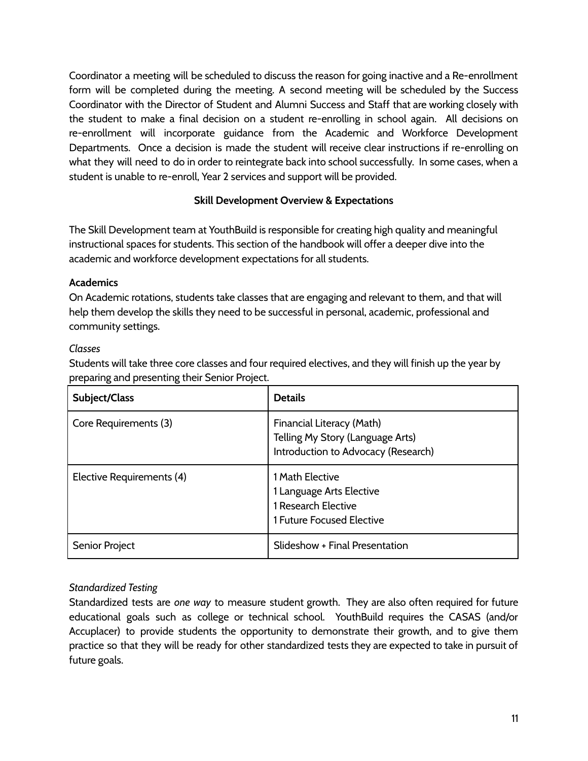Coordinator a meeting will be scheduled to discuss the reason for going inactive and a Re-enrollment form will be completed during the meeting. A second meeting will be scheduled by the Success Coordinator with the Director of Student and Alumni Success and Staff that are working closely with the student to make a final decision on a student re-enrolling in school again. All decisions on re-enrollment will incorporate guidance from the Academic and Workforce Development Departments. Once a decision is made the student will receive clear instructions if re-enrolling on what they will need to do in order to reintegrate back into school successfully. In some cases, when a student is unable to re-enroll, Year 2 services and support will be provided.

## Skill Development Overview & Expectations

The Skill Development team at YouthBuild is responsible for creating high quality and meaningful instructional spaces for students. This section of the handbook will offer a deeper dive into the academic and workforce development expectations for all students.

### Academics

On Academic rotations, students take classes that are engaging and relevant to them, and that will help them develop the skills they need to be successful in personal, academic, professional and community settings.

*Classes*

Students will take three core classes and four required electives, and they will finish up the year by preparing and presenting their Senior Project.

| Subject/Class | Details |
|---|---|
| Core Requirements (3) | Financial Literacy (Math)<br>Telling My Story (Language Arts)<br>Introduction to Advocacy (Research) |
| Elective Requirements (4) | 1 Math Elective<br>1 Language Arts Elective<br>1 Research Elective<br>1 Future Focused Elective |
| Senior Project | Slideshow + Final Presentation |

*Standardized Testing*

Standardized tests are *one way* to measure student growth. They are also often required for future educational goals such as college or technical school. YouthBuild requires the CASAS (and/or Accuplacer) to provide students the opportunity to demonstrate their growth, and to give them practice so that they will be ready for other standardized tests they are expected to take in pursuit of future goals.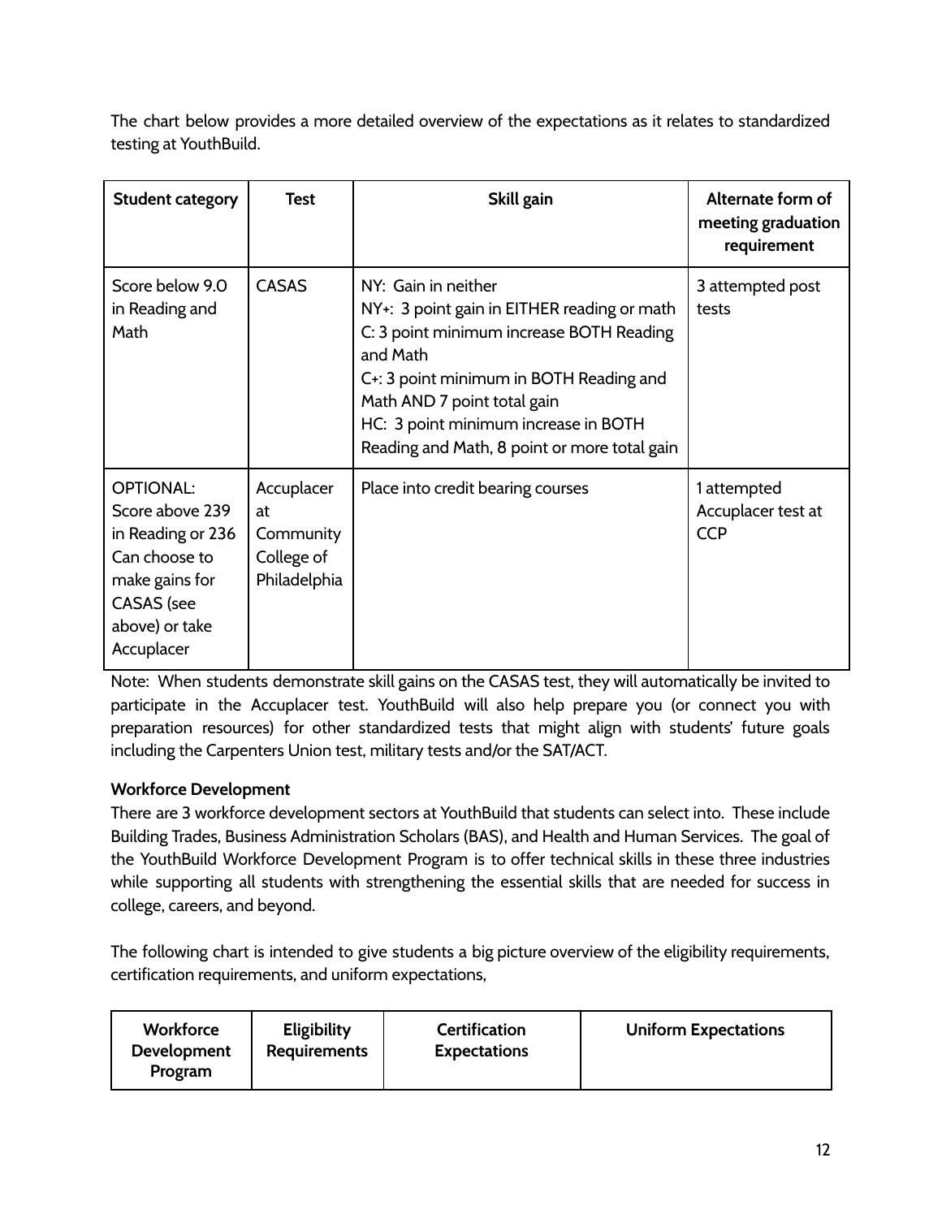The chart below provides a more detailed overview of the expectations as it relates to standardized testing at YouthBuild.

| Student category | Test | Skill gain | Alternate form of meeting graduation requirement |
|---|---|---|---|
| Score below 9.0 in Reading and Math | CASAS | NY: Gain in neither<br>NY+: 3 point gain in EITHER reading or math<br>C: 3 point minimum increase BOTH Reading and Math<br>C+: 3 point minimum in BOTH Reading and Math AND 7 point total gain<br>HC: 3 point minimum increase in BOTH Reading and Math, 8 point or more total gain | 3 attempted post tests |
| OPTIONAL: Score above 239 in Reading or 236 Can choose to make gains for CASAS (see above) or take Accuplacer | Accuplacer at Community College of Philadelphia | Place into credit bearing courses | 1 attempted Accuplacer test at CCP |

Note: When students demonstrate skill gains on the CASAS test, they will automatically be invited to participate in the Accuplacer test. YouthBuild will also help prepare you (or connect you with preparation resources) for other standardized tests that might align with students' future goals including the Carpenters Union test, military tests and/or the SAT/ACT.

**Workforce Development**

There are 3 workforce development sectors at YouthBuild that students can select into. These include Building Trades, Business Administration Scholars (BAS), and Health and Human Services. The goal of the YouthBuild Workforce Development Program is to offer technical skills in these three industries while supporting all students with strengthening the essential skills that are needed for success in college, careers, and beyond.

The following chart is intended to give students a big picture overview of the eligibility requirements, certification requirements, and uniform expectations,

| Workforce Development Program | Eligibility Requirements | Certification Expectations | Uniform Expectations |
|---|---|---|---|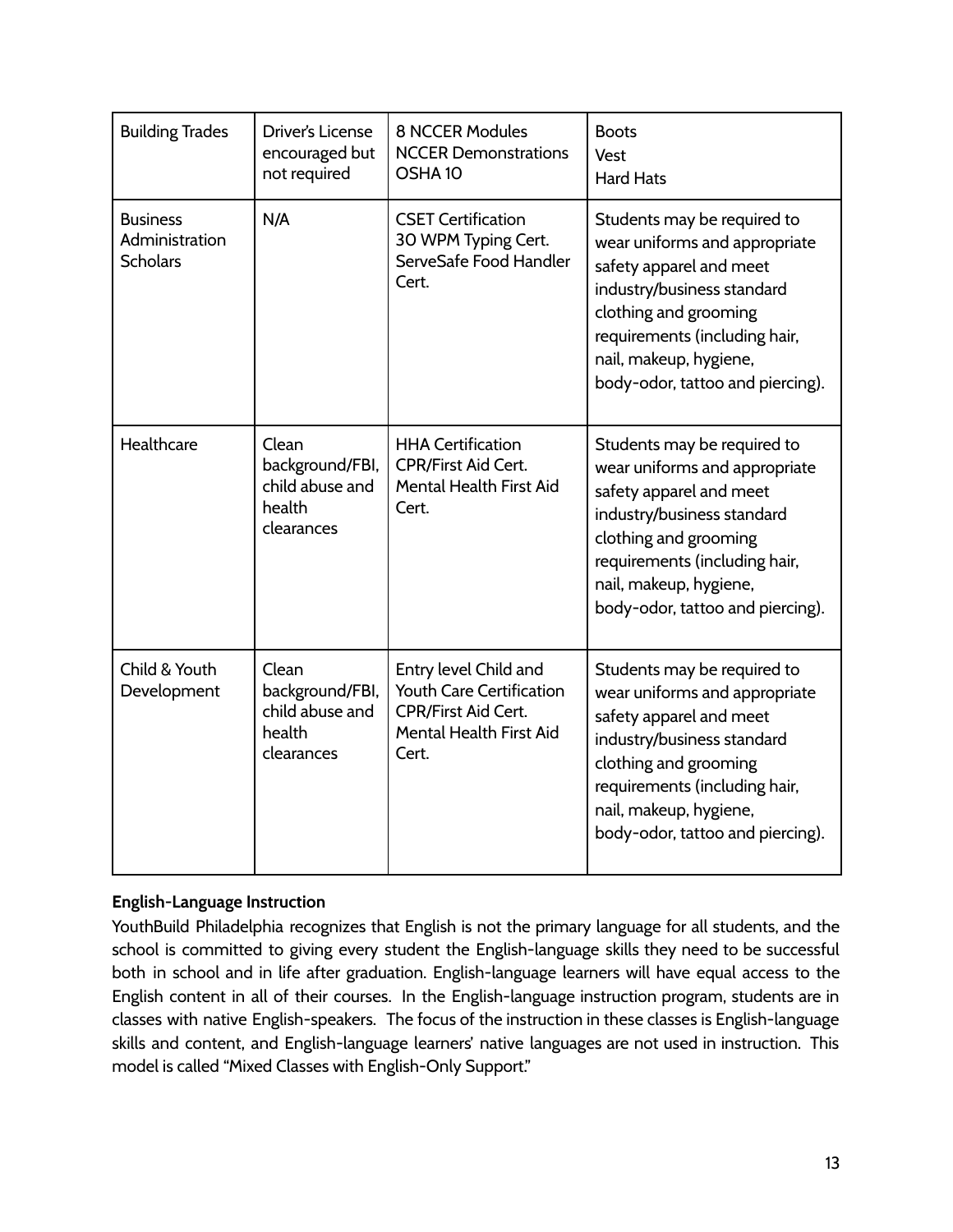| Building Trades | Driver's License encouraged but not required | 8 NCCER Modules<br>NCCER Demonstrations<br>OSHA 10 | Boots<br>Vest<br>Hard Hats |
|---|---|---|---|
| Business Administration Scholars | N/A | CSET Certification<br>30 WPM Typing Cert.<br>ServeSafe Food Handler Cert. | Students may be required to wear uniforms and appropriate safety apparel and meet industry/business standard clothing and grooming requirements (including hair, nail, makeup, hygiene, body-odor, tattoo and piercing). |
| Healthcare | Clean background/FBI, child abuse and health clearances | HHA Certification<br>CPR/First Aid Cert.<br>Mental Health First Aid Cert. | Students may be required to wear uniforms and appropriate safety apparel and meet industry/business standard clothing and grooming requirements (including hair, nail, makeup, hygiene, body-odor, tattoo and piercing). |
| Child & Youth Development | Clean background/FBI, child abuse and health clearances | Entry level Child and Youth Care Certification<br>CPR/First Aid Cert.<br>Mental Health First Aid Cert. | Students may be required to wear uniforms and appropriate safety apparel and meet industry/business standard clothing and grooming requirements (including hair, nail, makeup, hygiene, body-odor, tattoo and piercing). |

**English-Language Instruction**

YouthBuild Philadelphia recognizes that English is not the primary language for all students, and the school is committed to giving every student the English-language skills they need to be successful both in school and in life after graduation. English-language learners will have equal access to the English content in all of their courses. In the English-language instruction program, students are in classes with native English-speakers. The focus of the instruction in these classes is English-language skills and content, and English-language learners' native languages are not used in instruction. This model is called "Mixed Classes with English-Only Support."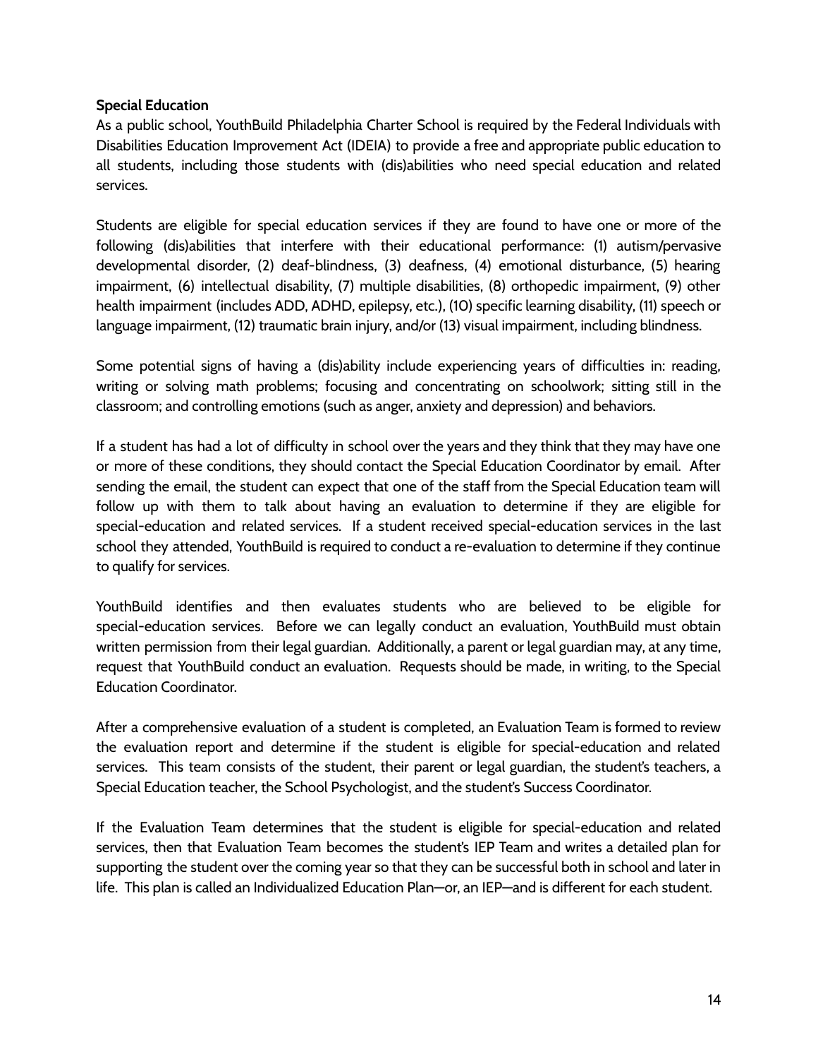**Special Education**

As a public school, YouthBuild Philadelphia Charter School is required by the Federal Individuals with Disabilities Education Improvement Act (IDEIA) to provide a free and appropriate public education to all students, including those students with (dis)abilities who need special education and related services.

Students are eligible for special education services if they are found to have one or more of the following (dis)abilities that interfere with their educational performance: (1) autism/pervasive developmental disorder, (2) deaf-blindness, (3) deafness, (4) emotional disturbance, (5) hearing impairment, (6) intellectual disability, (7) multiple disabilities, (8) orthopedic impairment, (9) other health impairment (includes ADD, ADHD, epilepsy, etc.), (10) specific learning disability, (11) speech or language impairment, (12) traumatic brain injury, and/or (13) visual impairment, including blindness.

Some potential signs of having a (dis)ability include experiencing years of difficulties in: reading, writing or solving math problems; focusing and concentrating on schoolwork; sitting still in the classroom; and controlling emotions (such as anger, anxiety and depression) and behaviors.

If a student has had a lot of difficulty in school over the years and they think that they may have one or more of these conditions, they should contact the Special Education Coordinator by email. After sending the email, the student can expect that one of the staff from the Special Education team will follow up with them to talk about having an evaluation to determine if they are eligible for special-education and related services. If a student received special-education services in the last school they attended, YouthBuild is required to conduct a re-evaluation to determine if they continue to qualify for services.

YouthBuild identifies and then evaluates students who are believed to be eligible for special-education services. Before we can legally conduct an evaluation, YouthBuild must obtain written permission from their legal guardian. Additionally, a parent or legal guardian may, at any time, request that YouthBuild conduct an evaluation. Requests should be made, in writing, to the Special Education Coordinator.

After a comprehensive evaluation of a student is completed, an Evaluation Team is formed to review the evaluation report and determine if the student is eligible for special-education and related services. This team consists of the student, their parent or legal guardian, the student's teachers, a Special Education teacher, the School Psychologist, and the student's Success Coordinator.

If the Evaluation Team determines that the student is eligible for special-education and related services, then that Evaluation Team becomes the student's IEP Team and writes a detailed plan for supporting the student over the coming year so that they can be successful both in school and later in life. This plan is called an Individualized Education Plan—or, an IEP—and is different for each student.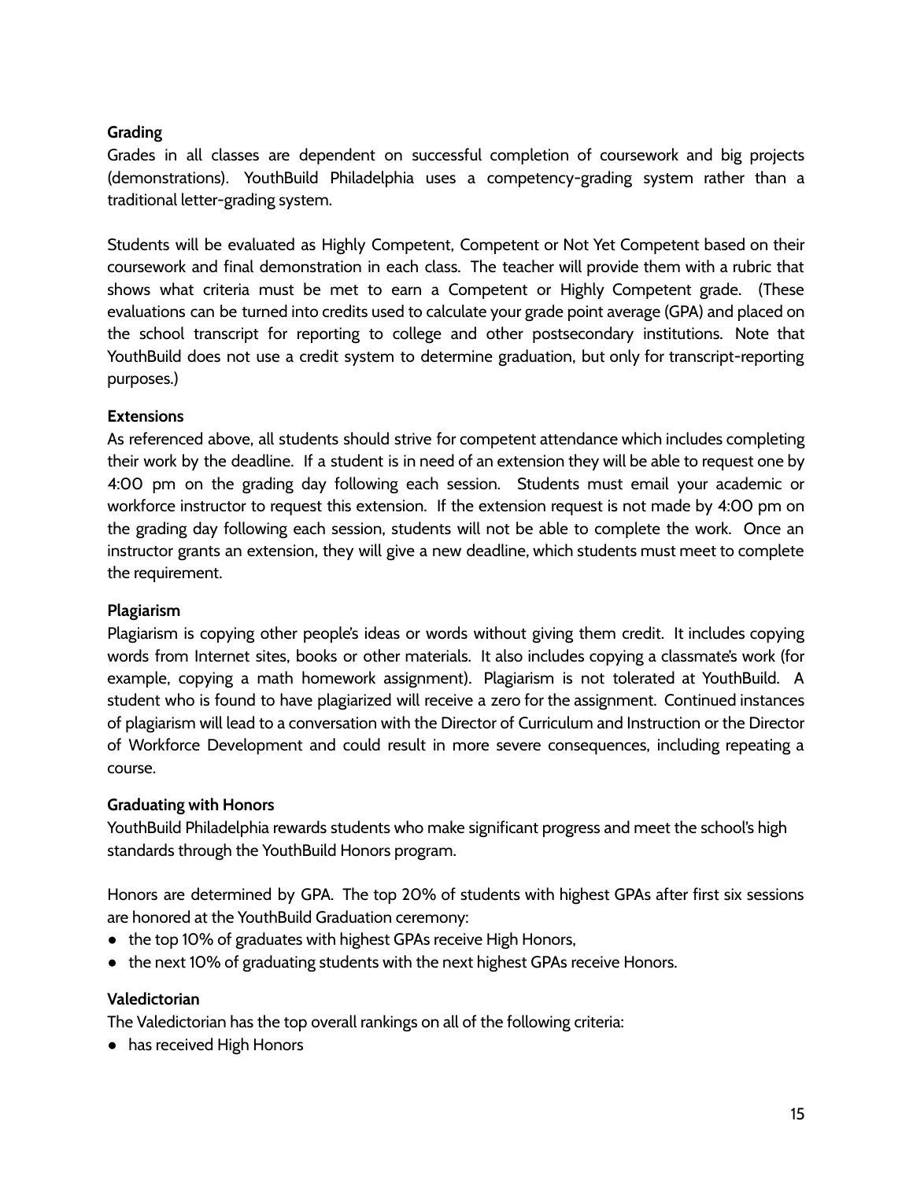**Grading**

Grades in all classes are dependent on successful completion of coursework and big projects (demonstrations). YouthBuild Philadelphia uses a competency-grading system rather than a traditional letter-grading system.

Students will be evaluated as Highly Competent, Competent or Not Yet Competent based on their coursework and final demonstration in each class. The teacher will provide them with a rubric that shows what criteria must be met to earn a Competent or Highly Competent grade. (These evaluations can be turned into credits used to calculate your grade point average (GPA) and placed on the school transcript for reporting to college and other postsecondary institutions. Note that YouthBuild does not use a credit system to determine graduation, but only for transcript-reporting purposes.)

**Extensions**

As referenced above, all students should strive for competent attendance which includes completing their work by the deadline. If a student is in need of an extension they will be able to request one by 4:00 pm on the grading day following each session. Students must email your academic or workforce instructor to request this extension. If the extension request is not made by 4:00 pm on the grading day following each session, students will not be able to complete the work. Once an instructor grants an extension, they will give a new deadline, which students must meet to complete the requirement.

**Plagiarism**

Plagiarism is copying other people's ideas or words without giving them credit. It includes copying words from Internet sites, books or other materials. It also includes copying a classmate's work (for example, copying a math homework assignment). Plagiarism is not tolerated at YouthBuild. A student who is found to have plagiarized will receive a zero for the assignment. Continued instances of plagiarism will lead to a conversation with the Director of Curriculum and Instruction or the Director of Workforce Development and could result in more severe consequences, including repeating a course.

**Graduating with Honors**

YouthBuild Philadelphia rewards students who make significant progress and meet the school's high standards through the YouthBuild Honors program.

Honors are determined by GPA. The top 20% of students with highest GPAs after first six sessions are honored at the YouthBuild Graduation ceremony:

- the top 10% of graduates with highest GPAs receive High Honors,
- the next 10% of graduating students with the next highest GPAs receive Honors.

**Valedictorian**

The Valedictorian has the top overall rankings on all of the following criteria:

- has received High Honors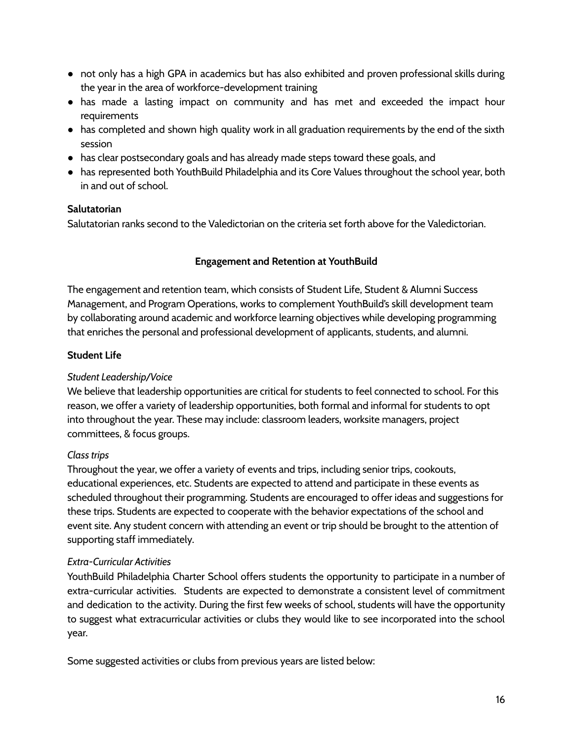- not only has a high GPA in academics but has also exhibited and proven professional skills during the year in the area of workforce-development training
- has made a lasting impact on community and has met and exceeded the impact hour requirements
- has completed and shown high quality work in all graduation requirements by the end of the sixth session
- has clear postsecondary goals and has already made steps toward these goals, and
- has represented both YouthBuild Philadelphia and its Core Values throughout the school year, both in and out of school.

**Salutatorian**

Salutatorian ranks second to the Valedictorian on the criteria set forth above for the Valedictorian.

## Engagement and Retention at YouthBuild

The engagement and retention team, which consists of Student Life, Student & Alumni Success Management, and Program Operations, works to complement YouthBuild's skill development team by collaborating around academic and workforce learning objectives while developing programming that enriches the personal and professional development of applicants, students, and alumni.

### Student Life

*Student Leadership/Voice*

We believe that leadership opportunities are critical for students to feel connected to school. For this reason, we offer a variety of leadership opportunities, both formal and informal for students to opt into throughout the year. These may include: classroom leaders, worksite managers, project committees, & focus groups.

*Class trips*

Throughout the year, we offer a variety of events and trips, including senior trips, cookouts, educational experiences, etc. Students are expected to attend and participate in these events as scheduled throughout their programming. Students are encouraged to offer ideas and suggestions for these trips. Students are expected to cooperate with the behavior expectations of the school and event site. Any student concern with attending an event or trip should be brought to the attention of supporting staff immediately.

*Extra-Curricular Activities*

YouthBuild Philadelphia Charter School offers students the opportunity to participate in a number of extra-curricular activities. Students are expected to demonstrate a consistent level of commitment and dedication to the activity. During the first few weeks of school, students will have the opportunity to suggest what extracurricular activities or clubs they would like to see incorporated into the school year.

Some suggested activities or clubs from previous years are listed below: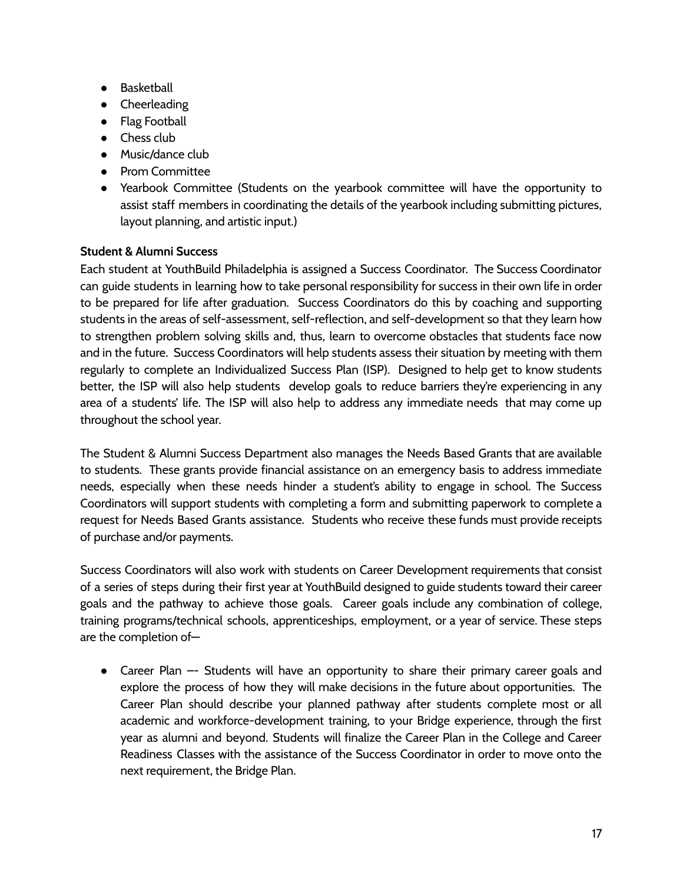- Basketball
- Cheerleading
- Flag Football
- Chess club
- Music/dance club
- Prom Committee
- Yearbook Committee (Students on the yearbook committee will have the opportunity to assist staff members in coordinating the details of the yearbook including submitting pictures, layout planning, and artistic input.)

**Student & Alumni Success**

Each student at YouthBuild Philadelphia is assigned a Success Coordinator. The Success Coordinator can guide students in learning how to take personal responsibility for success in their own life in order to be prepared for life after graduation. Success Coordinators do this by coaching and supporting students in the areas of self-assessment, self-reflection, and self-development so that they learn how to strengthen problem solving skills and, thus, learn to overcome obstacles that students face now and in the future. Success Coordinators will help students assess their situation by meeting with them regularly to complete an Individualized Success Plan (ISP). Designed to help get to know students better, the ISP will also help students develop goals to reduce barriers they're experiencing in any area of a students' life. The ISP will also help to address any immediate needs that may come up throughout the school year.

The Student & Alumni Success Department also manages the Needs Based Grants that are available to students. These grants provide financial assistance on an emergency basis to address immediate needs, especially when these needs hinder a student's ability to engage in school. The Success Coordinators will support students with completing a form and submitting paperwork to complete a request for Needs Based Grants assistance. Students who receive these funds must provide receipts of purchase and/or payments.

Success Coordinators will also work with students on Career Development requirements that consist of a series of steps during their first year at YouthBuild designed to guide students toward their career goals and the pathway to achieve those goals. Career goals include any combination of college, training programs/technical schools, apprenticeships, employment, or a year of service. These steps are the completion of—

- Career Plan –- Students will have an opportunity to share their primary career goals and explore the process of how they will make decisions in the future about opportunities. The Career Plan should describe your planned pathway after students complete most or all academic and workforce-development training, to your Bridge experience, through the first year as alumni and beyond. Students will finalize the Career Plan in the College and Career Readiness Classes with the assistance of the Success Coordinator in order to move onto the next requirement, the Bridge Plan.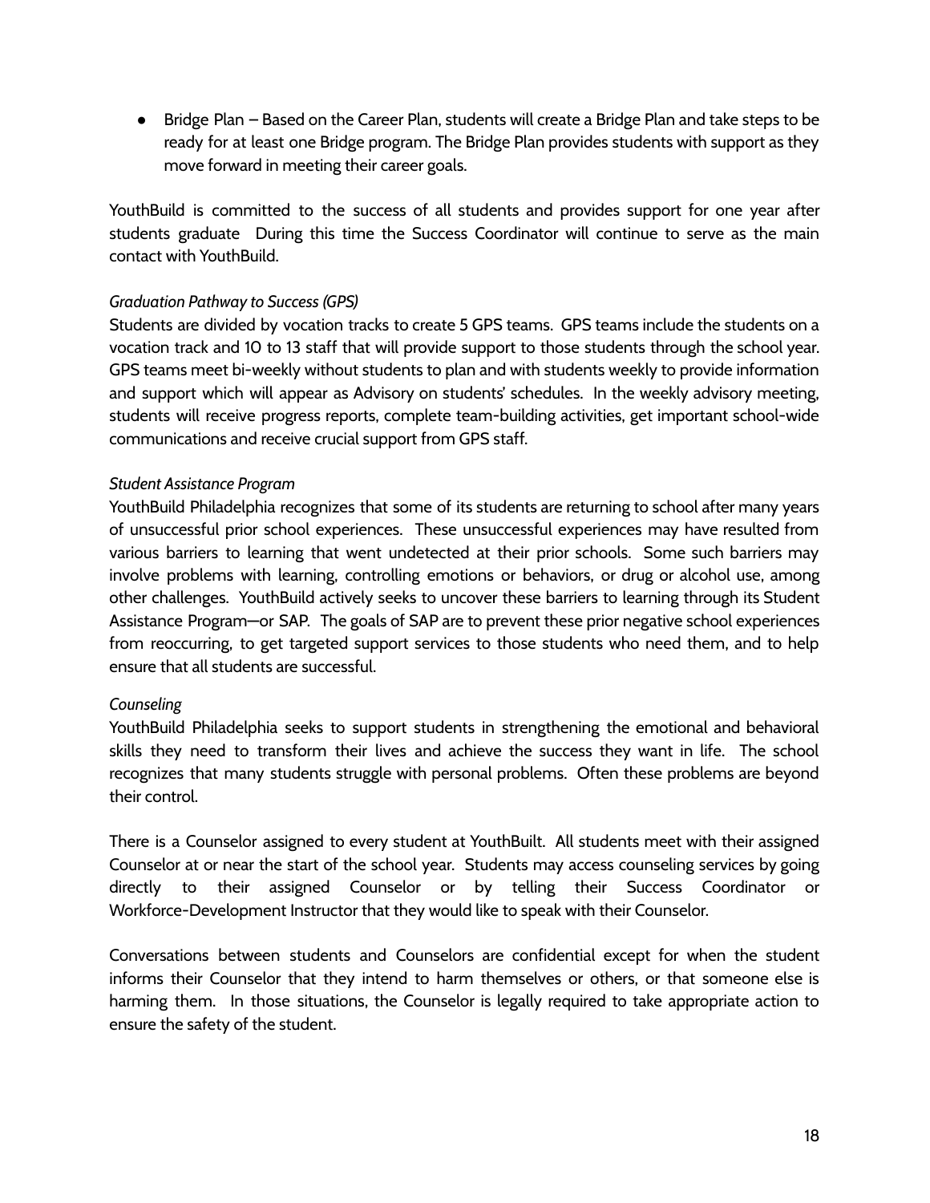- Bridge Plan – Based on the Career Plan, students will create a Bridge Plan and take steps to be ready for at least one Bridge program. The Bridge Plan provides students with support as they move forward in meeting their career goals.

YouthBuild is committed to the success of all students and provides support for one year after students graduate  During this time the Success Coordinator will continue to serve as the main contact with YouthBuild.

*Graduation Pathway to Success (GPS)*

Students are divided by vocation tracks to create 5 GPS teams.  GPS teams include the students on a vocation track and 10 to 13 staff that will provide support to those students through the school year. GPS teams meet bi-weekly without students to plan and with students weekly to provide information and support which will appear as Advisory on students' schedules.  In the weekly advisory meeting, students will receive progress reports, complete team-building activities, get important school-wide communications and receive crucial support from GPS staff.

*Student Assistance Program*

YouthBuild Philadelphia recognizes that some of its students are returning to school after many years of unsuccessful prior school experiences.  These unsuccessful experiences may have resulted from various barriers to learning that went undetected at their prior schools.  Some such barriers may involve problems with learning, controlling emotions or behaviors, or drug or alcohol use, among other challenges.  YouthBuild actively seeks to uncover these barriers to learning through its Student Assistance Program—or SAP.  The goals of SAP are to prevent these prior negative school experiences from reoccurring, to get targeted support services to those students who need them, and to help ensure that all students are successful.

*Counseling*

YouthBuild Philadelphia seeks to support students in strengthening the emotional and behavioral skills they need to transform their lives and achieve the success they want in life.  The school recognizes that many students struggle with personal problems.  Often these problems are beyond their control.

There is a Counselor assigned to every student at YouthBuilt.  All students meet with their assigned Counselor at or near the start of the school year.  Students may access counseling services by going directly to their assigned Counselor or by telling their Success Coordinator or Workforce-Development Instructor that they would like to speak with their Counselor.

Conversations between students and Counselors are confidential except for when the student informs their Counselor that they intend to harm themselves or others, or that someone else is harming them.  In those situations, the Counselor is legally required to take appropriate action to ensure the safety of the student.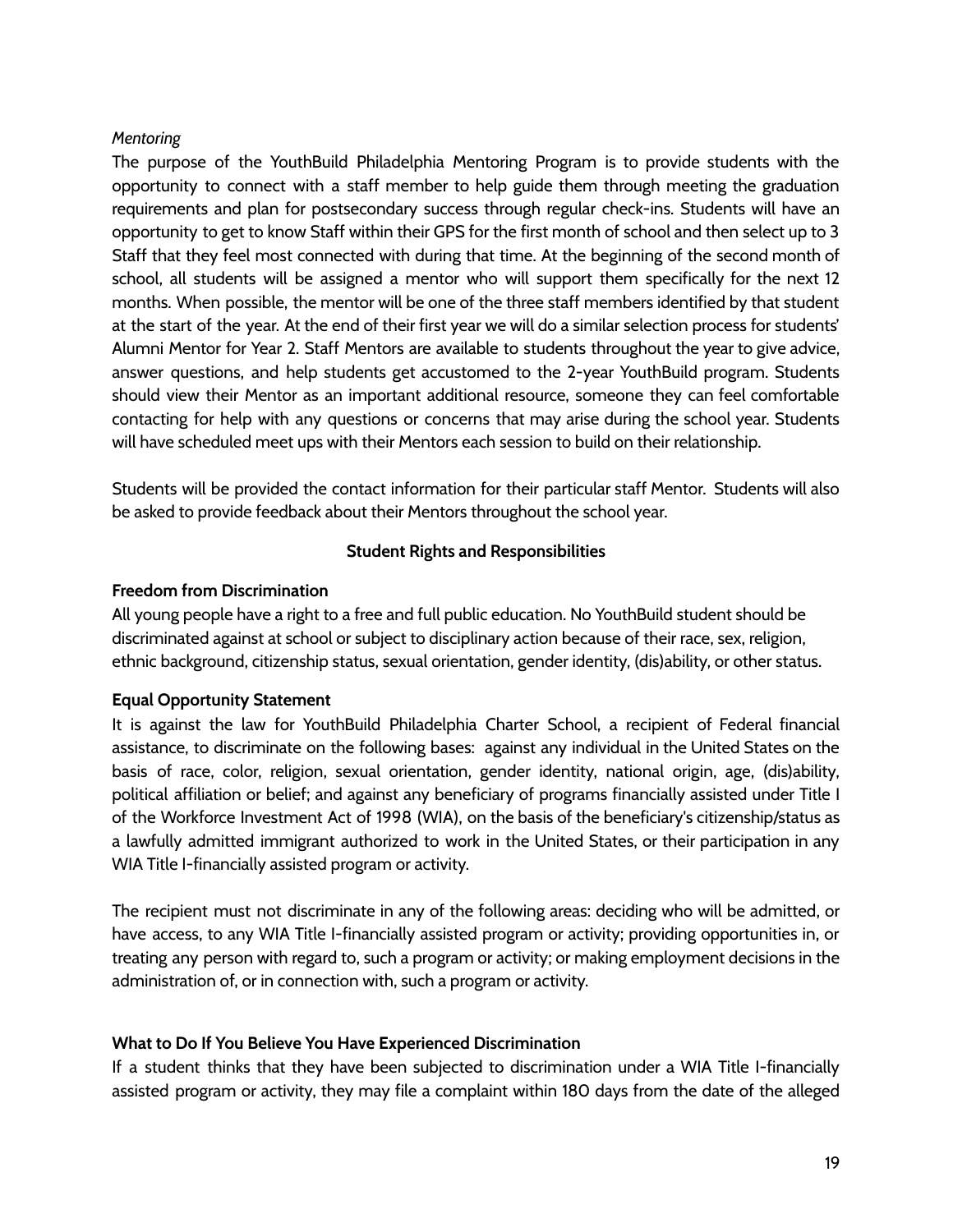*Mentoring*

The purpose of the YouthBuild Philadelphia Mentoring Program is to provide students with the opportunity to connect with a staff member to help guide them through meeting the graduation requirements and plan for postsecondary success through regular check-ins. Students will have an opportunity to get to know Staff within their GPS for the first month of school and then select up to 3 Staff that they feel most connected with during that time. At the beginning of the second month of school, all students will be assigned a mentor who will support them specifically for the next 12 months. When possible, the mentor will be one of the three staff members identified by that student at the start of the year. At the end of their first year we will do a similar selection process for students' Alumni Mentor for Year 2. Staff Mentors are available to students throughout the year to give advice, answer questions, and help students get accustomed to the 2-year YouthBuild program. Students should view their Mentor as an important additional resource, someone they can feel comfortable contacting for help with any questions or concerns that may arise during the school year. Students will have scheduled meet ups with their Mentors each session to build on their relationship.

Students will be provided the contact information for their particular staff Mentor. Students will also be asked to provide feedback about their Mentors throughout the school year.

## Student Rights and Responsibilities

### Freedom from Discrimination

All young people have a right to a free and full public education. No YouthBuild student should be discriminated against at school or subject to disciplinary action because of their race, sex, religion, ethnic background, citizenship status, sexual orientation, gender identity, (dis)ability, or other status.

### Equal Opportunity Statement

It is against the law for YouthBuild Philadelphia Charter School, a recipient of Federal financial assistance, to discriminate on the following bases: against any individual in the United States on the basis of race, color, religion, sexual orientation, gender identity, national origin, age, (dis)ability, political affiliation or belief; and against any beneficiary of programs financially assisted under Title I of the Workforce Investment Act of 1998 (WIA), on the basis of the beneficiary's citizenship/status as a lawfully admitted immigrant authorized to work in the United States, or their participation in any WIA Title I-financially assisted program or activity.

The recipient must not discriminate in any of the following areas: deciding who will be admitted, or have access, to any WIA Title I-financially assisted program or activity; providing opportunities in, or treating any person with regard to, such a program or activity; or making employment decisions in the administration of, or in connection with, such a program or activity.

### What to Do If You Believe You Have Experienced Discrimination

If a student thinks that they have been subjected to discrimination under a WIA Title I-financially assisted program or activity, they may file a complaint within 180 days from the date of the alleged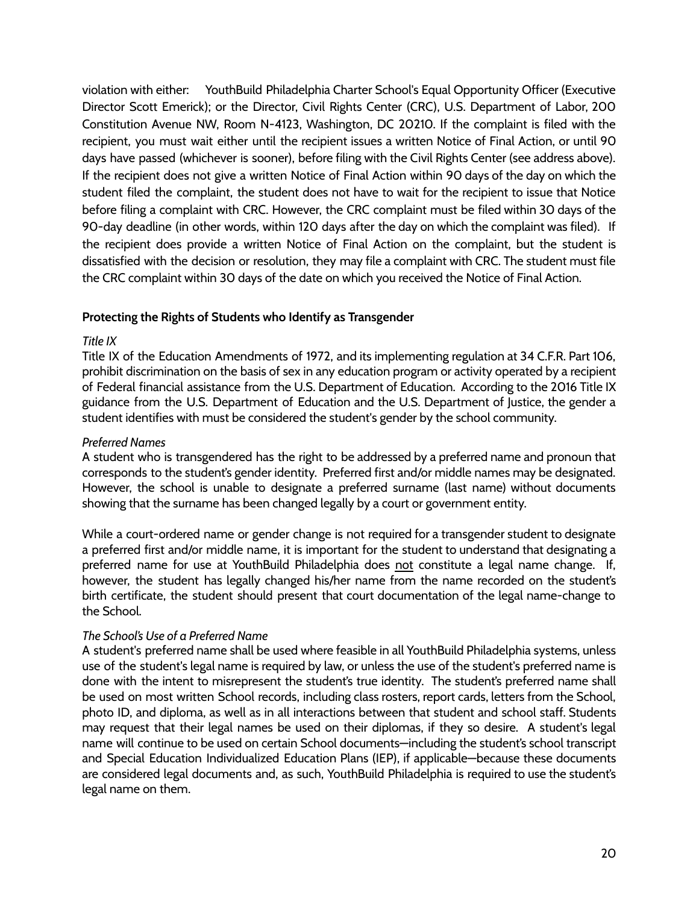violation with either: YouthBuild Philadelphia Charter School's Equal Opportunity Officer (Executive Director Scott Emerick); or the Director, Civil Rights Center (CRC), U.S. Department of Labor, 200 Constitution Avenue NW, Room N-4123, Washington, DC 20210. If the complaint is filed with the recipient, you must wait either until the recipient issues a written Notice of Final Action, or until 90 days have passed (whichever is sooner), before filing with the Civil Rights Center (see address above). If the recipient does not give a written Notice of Final Action within 90 days of the day on which the student filed the complaint, the student does not have to wait for the recipient to issue that Notice before filing a complaint with CRC. However, the CRC complaint must be filed within 30 days of the 90-day deadline (in other words, within 120 days after the day on which the complaint was filed). If the recipient does provide a written Notice of Final Action on the complaint, but the student is dissatisfied with the decision or resolution, they may file a complaint with CRC. The student must file the CRC complaint within 30 days of the date on which you received the Notice of Final Action.

**Protecting the Rights of Students who Identify as Transgender**

*Title IX*

Title IX of the Education Amendments of 1972, and its implementing regulation at 34 C.F.R. Part 106, prohibit discrimination on the basis of sex in any education program or activity operated by a recipient of Federal financial assistance from the U.S. Department of Education. According to the 2016 Title IX guidance from the U.S. Department of Education and the U.S. Department of Justice, the gender a student identifies with must be considered the student's gender by the school community.

*Preferred Names*

A student who is transgendered has the right to be addressed by a preferred name and pronoun that corresponds to the student's gender identity. Preferred first and/or middle names may be designated. However, the school is unable to designate a preferred surname (last name) without documents showing that the surname has been changed legally by a court or government entity.

While a court-ordered name or gender change is not required for a transgender student to designate a preferred first and/or middle name, it is important for the student to understand that designating a preferred name for use at YouthBuild Philadelphia does <u>not</u> constitute a legal name change. If, however, the student has legally changed his/her name from the name recorded on the student's birth certificate, the student should present that court documentation of the legal name-change to the School.

*The School's Use of a Preferred Name*

A student's preferred name shall be used where feasible in all YouthBuild Philadelphia systems, unless use of the student's legal name is required by law, or unless the use of the student's preferred name is done with the intent to misrepresent the student's true identity. The student's preferred name shall be used on most written School records, including class rosters, report cards, letters from the School, photo ID, and diploma, as well as in all interactions between that student and school staff. Students may request that their legal names be used on their diplomas, if they so desire. A student's legal name will continue to be used on certain School documents—including the student's school transcript and Special Education Individualized Education Plans (IEP), if applicable—because these documents are considered legal documents and, as such, YouthBuild Philadelphia is required to use the student's legal name on them.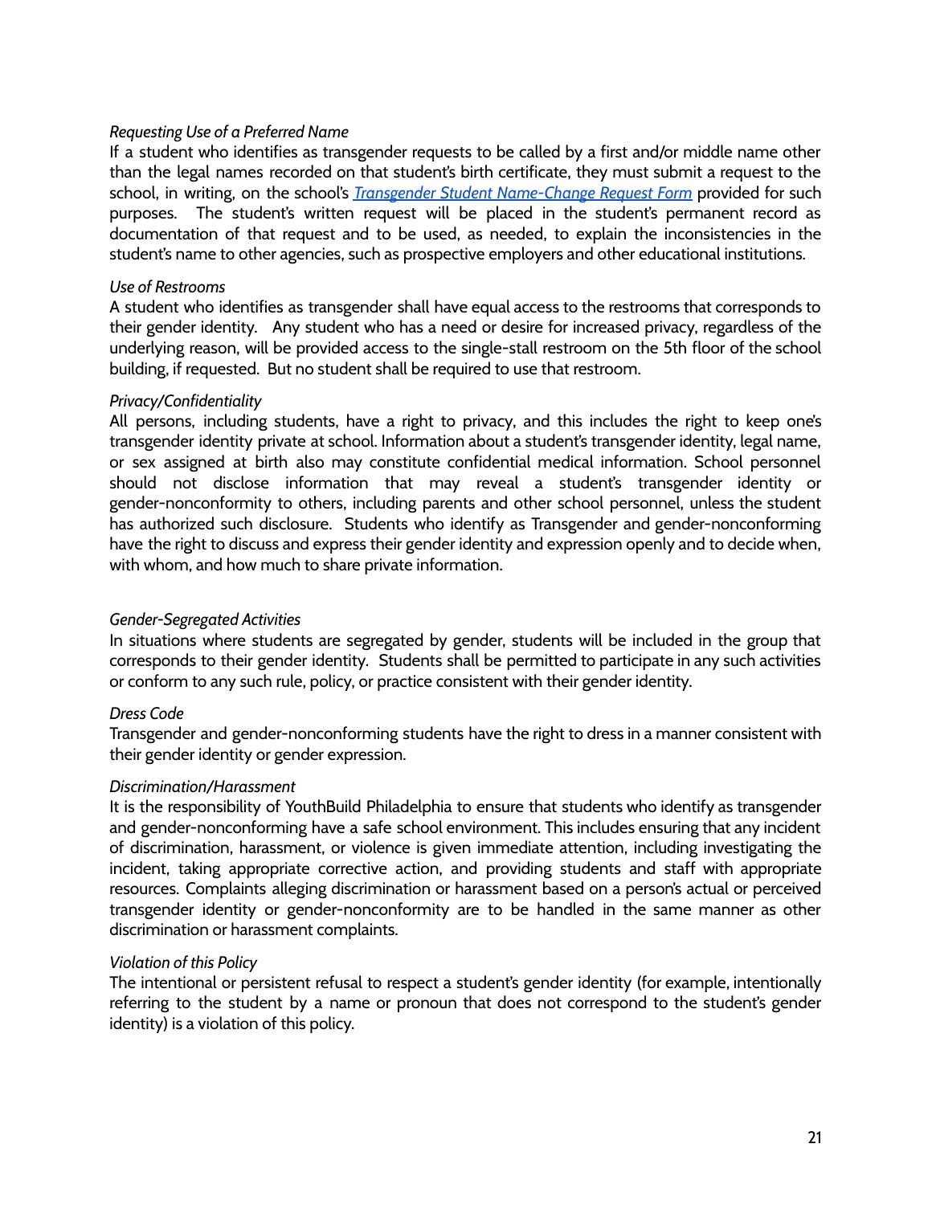*Requesting Use of a Preferred Name*

If a student who identifies as transgender requests to be called by a first and/or middle name other than the legal names recorded on that student's birth certificate, they must submit a request to the school, in writing, on the school's *Transgender Student Name-Change Request Form* provided for such purposes. The student's written request will be placed in the student's permanent record as documentation of that request and to be used, as needed, to explain the inconsistencies in the student's name to other agencies, such as prospective employers and other educational institutions.

*Use of Restrooms*

A student who identifies as transgender shall have equal access to the restrooms that corresponds to their gender identity. Any student who has a need or desire for increased privacy, regardless of the underlying reason, will be provided access to the single-stall restroom on the 5th floor of the school building, if requested. But no student shall be required to use that restroom.

*Privacy/Confidentiality*

All persons, including students, have a right to privacy, and this includes the right to keep one's transgender identity private at school. Information about a student's transgender identity, legal name, or sex assigned at birth also may constitute confidential medical information. School personnel should not disclose information that may reveal a student's transgender identity or gender-nonconformity to others, including parents and other school personnel, unless the student has authorized such disclosure. Students who identify as Transgender and gender-nonconforming have the right to discuss and express their gender identity and expression openly and to decide when, with whom, and how much to share private information.

*Gender-Segregated Activities*

In situations where students are segregated by gender, students will be included in the group that corresponds to their gender identity. Students shall be permitted to participate in any such activities or conform to any such rule, policy, or practice consistent with their gender identity.

*Dress Code*

Transgender and gender-nonconforming students have the right to dress in a manner consistent with their gender identity or gender expression.

*Discrimination/Harassment*

It is the responsibility of YouthBuild Philadelphia to ensure that students who identify as transgender and gender-nonconforming have a safe school environment. This includes ensuring that any incident of discrimination, harassment, or violence is given immediate attention, including investigating the incident, taking appropriate corrective action, and providing students and staff with appropriate resources. Complaints alleging discrimination or harassment based on a person's actual or perceived transgender identity or gender-nonconformity are to be handled in the same manner as other discrimination or harassment complaints.

*Violation of this Policy*

The intentional or persistent refusal to respect a student's gender identity (for example, intentionally referring to the student by a name or pronoun that does not correspond to the student's gender identity) is a violation of this policy.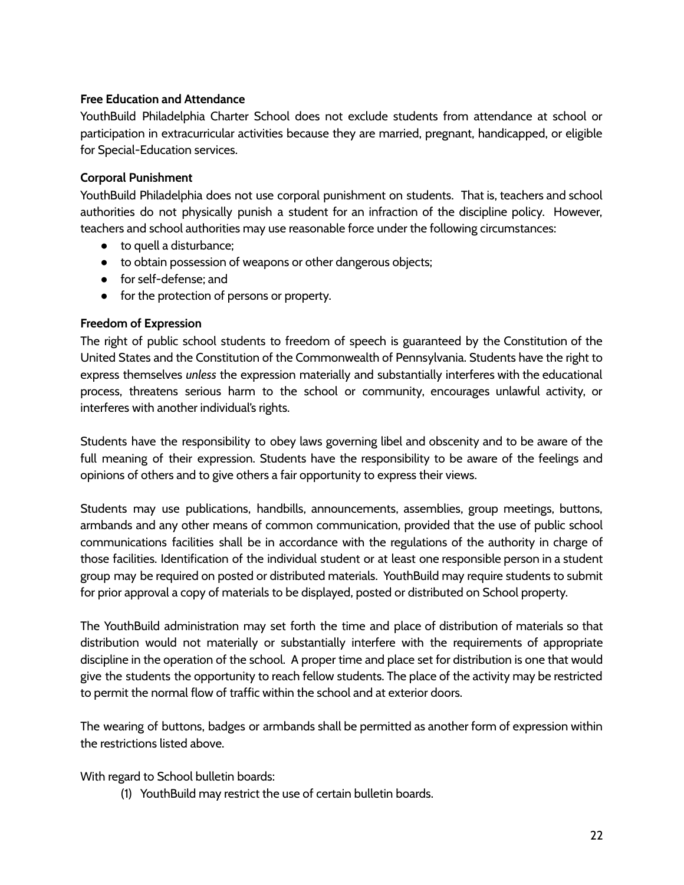**Free Education and Attendance**

YouthBuild Philadelphia Charter School does not exclude students from attendance at school or participation in extracurricular activities because they are married, pregnant, handicapped, or eligible for Special-Education services.

**Corporal Punishment**

YouthBuild Philadelphia does not use corporal punishment on students. That is, teachers and school authorities do not physically punish a student for an infraction of the discipline policy. However, teachers and school authorities may use reasonable force under the following circumstances:

- to quell a disturbance;
- to obtain possession of weapons or other dangerous objects;
- for self-defense; and
- for the protection of persons or property.

**Freedom of Expression**

The right of public school students to freedom of speech is guaranteed by the Constitution of the United States and the Constitution of the Commonwealth of Pennsylvania. Students have the right to express themselves *unless* the expression materially and substantially interferes with the educational process, threatens serious harm to the school or community, encourages unlawful activity, or interferes with another individual's rights.

Students have the responsibility to obey laws governing libel and obscenity and to be aware of the full meaning of their expression. Students have the responsibility to be aware of the feelings and opinions of others and to give others a fair opportunity to express their views.

Students may use publications, handbills, announcements, assemblies, group meetings, buttons, armbands and any other means of common communication, provided that the use of public school communications facilities shall be in accordance with the regulations of the authority in charge of those facilities. Identification of the individual student or at least one responsible person in a student group may be required on posted or distributed materials. YouthBuild may require students to submit for prior approval a copy of materials to be displayed, posted or distributed on School property.

The YouthBuild administration may set forth the time and place of distribution of materials so that distribution would not materially or substantially interfere with the requirements of appropriate discipline in the operation of the school. A proper time and place set for distribution is one that would give the students the opportunity to reach fellow students. The place of the activity may be restricted to permit the normal flow of traffic within the school and at exterior doors.

The wearing of buttons, badges or armbands shall be permitted as another form of expression within the restrictions listed above.

With regard to School bulletin boards:

(1) YouthBuild may restrict the use of certain bulletin boards.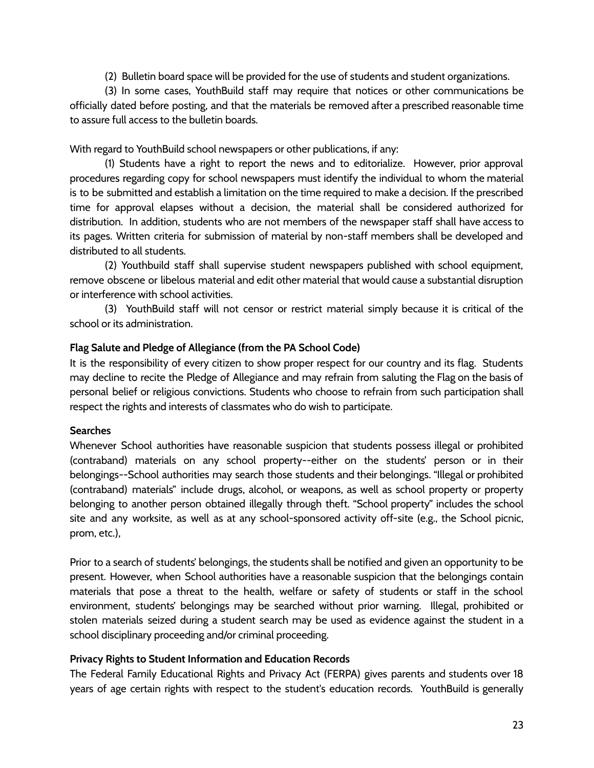(2) Bulletin board space will be provided for the use of students and student organizations.

(3) In some cases, YouthBuild staff may require that notices or other communications be officially dated before posting, and that the materials be removed after a prescribed reasonable time to assure full access to the bulletin boards.

With regard to YouthBuild school newspapers or other publications, if any:

(1) Students have a right to report the news and to editorialize. However, prior approval procedures regarding copy for school newspapers must identify the individual to whom the material is to be submitted and establish a limitation on the time required to make a decision. If the prescribed time for approval elapses without a decision, the material shall be considered authorized for distribution. In addition, students who are not members of the newspaper staff shall have access to its pages. Written criteria for submission of material by non-staff members shall be developed and distributed to all students.

(2) Youthbuild staff shall supervise student newspapers published with school equipment, remove obscene or libelous material and edit other material that would cause a substantial disruption or interference with school activities.

(3) YouthBuild staff will not censor or restrict material simply because it is critical of the school or its administration.

**Flag Salute and Pledge of Allegiance (from the PA School Code)**

It is the responsibility of every citizen to show proper respect for our country and its flag. Students may decline to recite the Pledge of Allegiance and may refrain from saluting the Flag on the basis of personal belief or religious convictions. Students who choose to refrain from such participation shall respect the rights and interests of classmates who do wish to participate.

**Searches**

Whenever School authorities have reasonable suspicion that students possess illegal or prohibited (contraband) materials on any school property--either on the students' person or in their belongings--School authorities may search those students and their belongings. "Illegal or prohibited (contraband) materials" include drugs, alcohol, or weapons, as well as school property or property belonging to another person obtained illegally through theft. "School property" includes the school site and any worksite, as well as at any school-sponsored activity off-site (e.g., the School picnic, prom, etc.),

Prior to a search of students' belongings, the students shall be notified and given an opportunity to be present. However, when School authorities have a reasonable suspicion that the belongings contain materials that pose a threat to the health, welfare or safety of students or staff in the school environment, students' belongings may be searched without prior warning. Illegal, prohibited or stolen materials seized during a student search may be used as evidence against the student in a school disciplinary proceeding and/or criminal proceeding.

**Privacy Rights to Student Information and Education Records**

The Federal Family Educational Rights and Privacy Act (FERPA) gives parents and students over 18 years of age certain rights with respect to the student's education records. YouthBuild is generally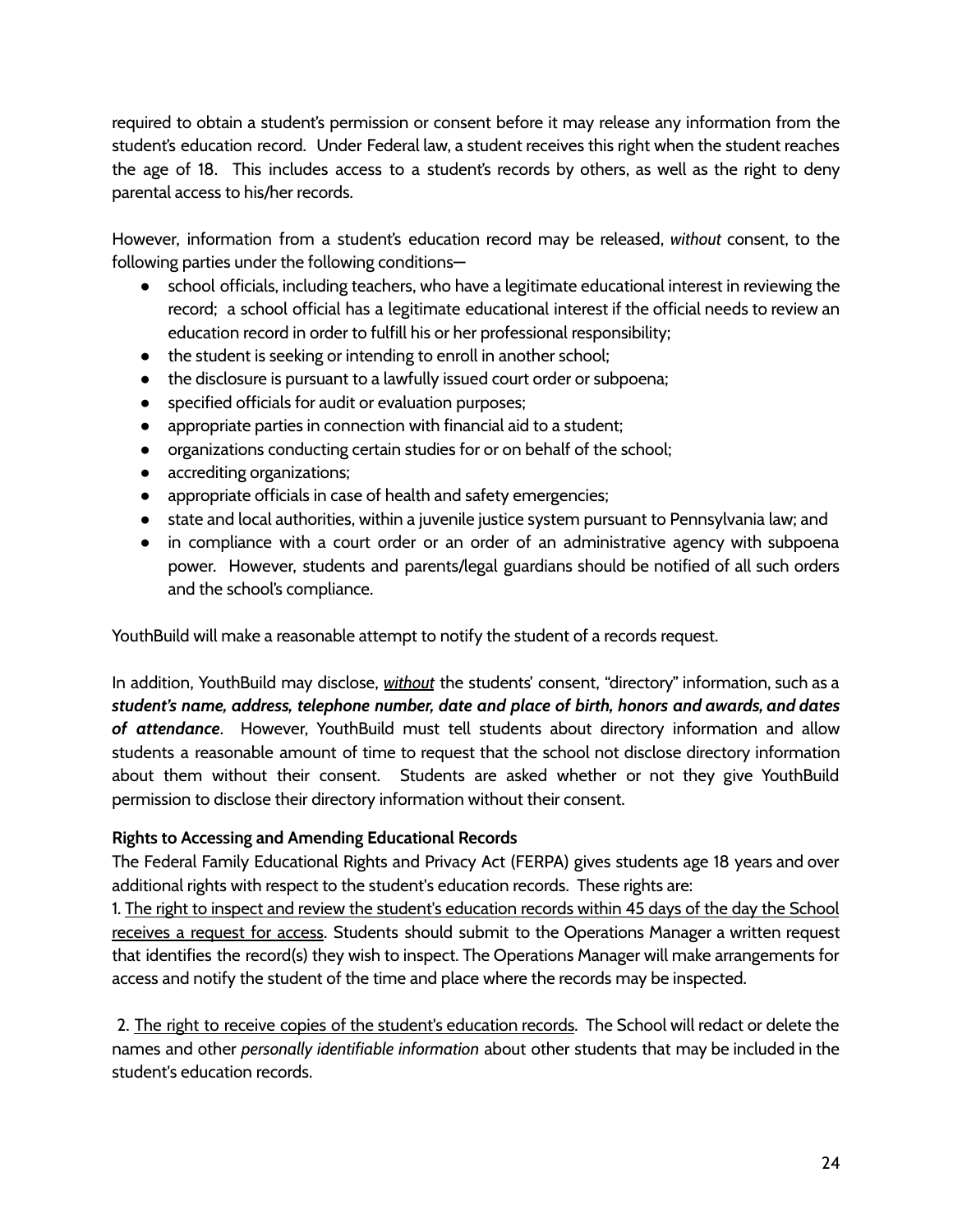required to obtain a student's permission or consent before it may release any information from the student's education record. Under Federal law, a student receives this right when the student reaches the age of 18. This includes access to a student's records by others, as well as the right to deny parental access to his/her records.

However, information from a student's education record may be released, *without* consent, to the following parties under the following conditions—

- school officials, including teachers, who have a legitimate educational interest in reviewing the record; a school official has a legitimate educational interest if the official needs to review an education record in order to fulfill his or her professional responsibility;
- the student is seeking or intending to enroll in another school;
- the disclosure is pursuant to a lawfully issued court order or subpoena;
- specified officials for audit or evaluation purposes;
- appropriate parties in connection with financial aid to a student;
- organizations conducting certain studies for or on behalf of the school;
- accrediting organizations;
- appropriate officials in case of health and safety emergencies;
- state and local authorities, within a juvenile justice system pursuant to Pennsylvania law; and
- in compliance with a court order or an order of an administrative agency with subpoena power. However, students and parents/legal guardians should be notified of all such orders and the school's compliance.

YouthBuild will make a reasonable attempt to notify the student of a records request.

In addition, YouthBuild may disclose, <u>***without***</u> the students' consent, "directory" information, such as a ***student's name, address, telephone number, date and place of birth, honors and awards, and dates of attendance***. However, YouthBuild must tell students about directory information and allow students a reasonable amount of time to request that the school not disclose directory information about them without their consent. Students are asked whether or not they give YouthBuild permission to disclose their directory information without their consent.

**Rights to Accessing and Amending Educational Records**

The Federal Family Educational Rights and Privacy Act (FERPA) gives students age 18 years and over additional rights with respect to the student's education records. These rights are:

1. <u>The right to inspect and review the student's education records within 45 days of the day the School receives a request for access</u>. Students should submit to the Operations Manager a written request that identifies the record(s) they wish to inspect. The Operations Manager will make arrangements for access and notify the student of the time and place where the records may be inspected.

2. <u>The right to receive copies of the student's education records</u>. The School will redact or delete the names and other *personally identifiable information* about other students that may be included in the student's education records.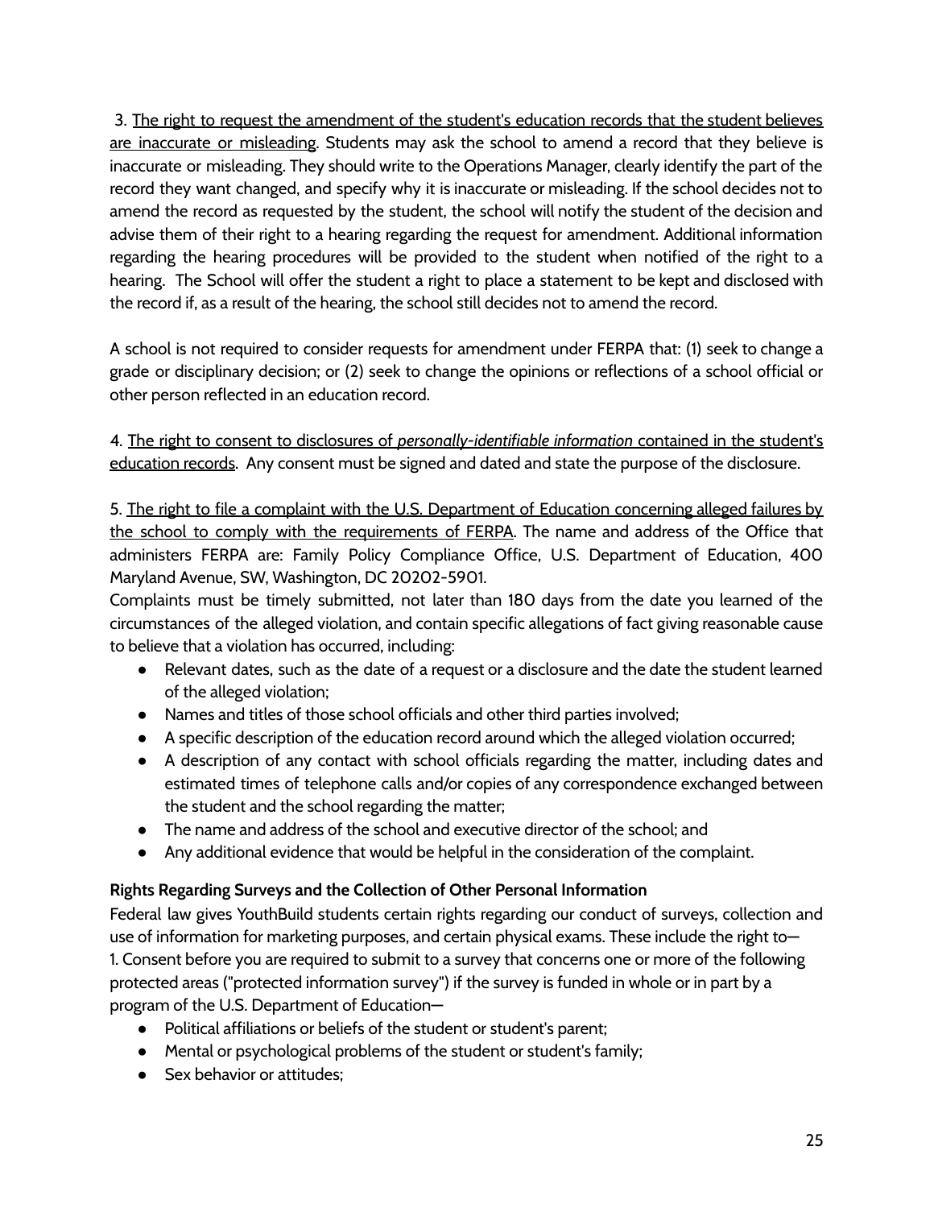3. <u>The right to request the amendment of the student's education records that the student believes are inaccurate or misleading</u>. Students may ask the school to amend a record that they believe is inaccurate or misleading. They should write to the Operations Manager, clearly identify the part of the record they want changed, and specify why it is inaccurate or misleading. If the school decides not to amend the record as requested by the student, the school will notify the student of the decision and advise them of their right to a hearing regarding the request for amendment. Additional information regarding the hearing procedures will be provided to the student when notified of the right to a hearing. The School will offer the student a right to place a statement to be kept and disclosed with the record if, as a result of the hearing, the school still decides not to amend the record.

A school is not required to consider requests for amendment under FERPA that: (1) seek to change a grade or disciplinary decision; or (2) seek to change the opinions or reflections of a school official or other person reflected in an education record.

4. <u>The right to consent to disclosures of *personally-identifiable information* contained in the student's education records</u>. Any consent must be signed and dated and state the purpose of the disclosure.

5. <u>The right to file a complaint with the U.S. Department of Education concerning alleged failures by the school to comply with the requirements of FERPA</u>. The name and address of the Office that administers FERPA are: Family Policy Compliance Office, U.S. Department of Education, 400 Maryland Avenue, SW, Washington, DC 20202-5901.

Complaints must be timely submitted, not later than 180 days from the date you learned of the circumstances of the alleged violation, and contain specific allegations of fact giving reasonable cause to believe that a violation has occurred, including:

- Relevant dates, such as the date of a request or a disclosure and the date the student learned of the alleged violation;
- Names and titles of those school officials and other third parties involved;
- A specific description of the education record around which the alleged violation occurred;
- A description of any contact with school officials regarding the matter, including dates and estimated times of telephone calls and/or copies of any correspondence exchanged between the student and the school regarding the matter;
- The name and address of the school and executive director of the school; and
- Any additional evidence that would be helpful in the consideration of the complaint.

**Rights Regarding Surveys and the Collection of Other Personal Information**

Federal law gives YouthBuild students certain rights regarding our conduct of surveys, collection and use of information for marketing purposes, and certain physical exams. These include the right to—

1. Consent before you are required to submit to a survey that concerns one or more of the following protected areas ("protected information survey") if the survey is funded in whole or in part by a program of the U.S. Department of Education—

- Political affiliations or beliefs of the student or student's parent;
- Mental or psychological problems of the student or student's family;
- Sex behavior or attitudes;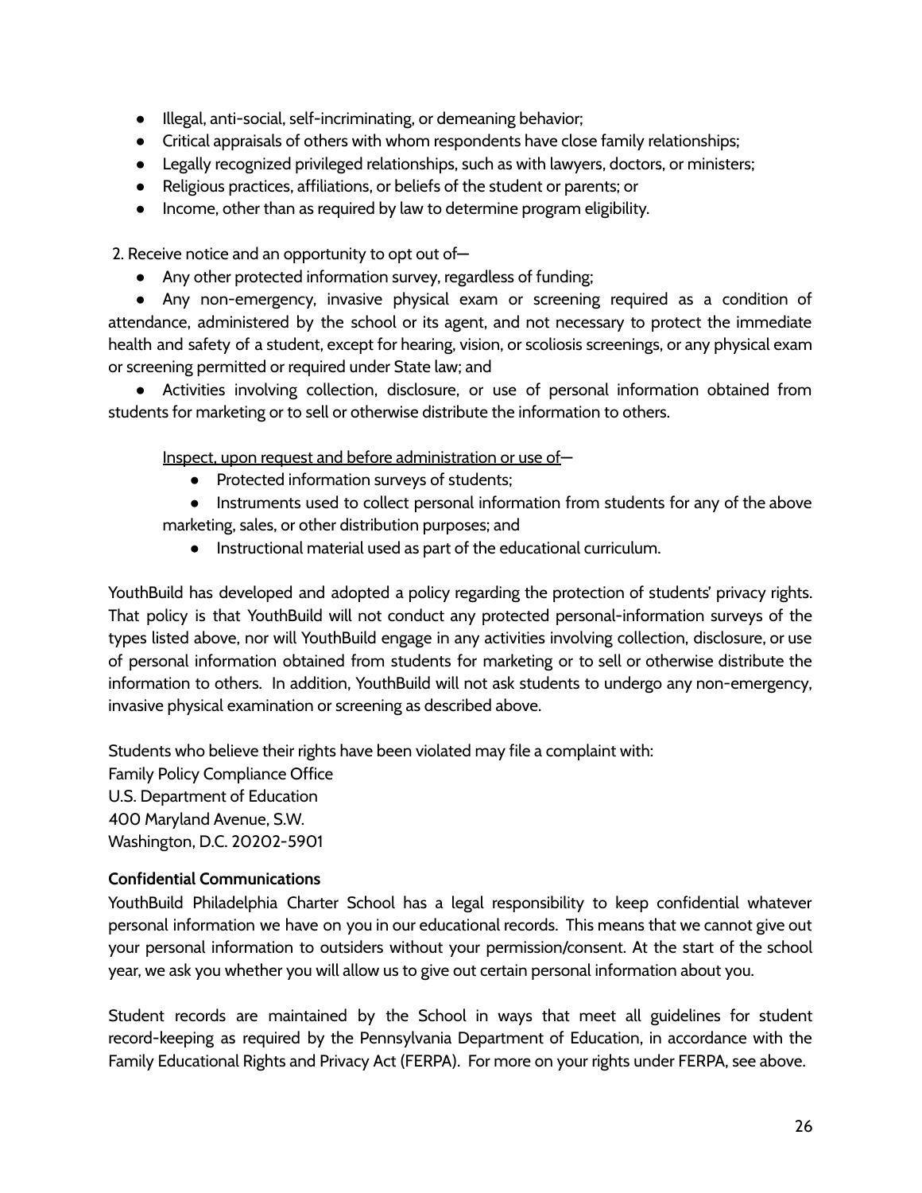- Illegal, anti-social, self-incriminating, or demeaning behavior;
- Critical appraisals of others with whom respondents have close family relationships;
- Legally recognized privileged relationships, such as with lawyers, doctors, or ministers;
- Religious practices, affiliations, or beliefs of the student or parents; or
- Income, other than as required by law to determine program eligibility.

2. Receive notice and an opportunity to opt out of—

- Any other protected information survey, regardless of funding;
- Any non-emergency, invasive physical exam or screening required as a condition of attendance, administered by the school or its agent, and not necessary to protect the immediate health and safety of a student, except for hearing, vision, or scoliosis screenings, or any physical exam or screening permitted or required under State law; and
- Activities involving collection, disclosure, or use of personal information obtained from students for marketing or to sell or otherwise distribute the information to others.

<u>Inspect, upon request and before administration or use of</u>—

- Protected information surveys of students;
- Instruments used to collect personal information from students for any of the above marketing, sales, or other distribution purposes; and
- Instructional material used as part of the educational curriculum.

YouthBuild has developed and adopted a policy regarding the protection of students' privacy rights. That policy is that YouthBuild will not conduct any protected personal-information surveys of the types listed above, nor will YouthBuild engage in any activities involving collection, disclosure, or use of personal information obtained from students for marketing or to sell or otherwise distribute the information to others. In addition, YouthBuild will not ask students to undergo any non-emergency, invasive physical examination or screening as described above.

Students who believe their rights have been violated may file a complaint with:
Family Policy Compliance Office
U.S. Department of Education
400 Maryland Avenue, S.W.
Washington, D.C. 20202-5901

**Confidential Communications**

YouthBuild Philadelphia Charter School has a legal responsibility to keep confidential whatever personal information we have on you in our educational records. This means that we cannot give out your personal information to outsiders without your permission/consent. At the start of the school year, we ask you whether you will allow us to give out certain personal information about you.

Student records are maintained by the School in ways that meet all guidelines for student record-keeping as required by the Pennsylvania Department of Education, in accordance with the Family Educational Rights and Privacy Act (FERPA). For more on your rights under FERPA, see above.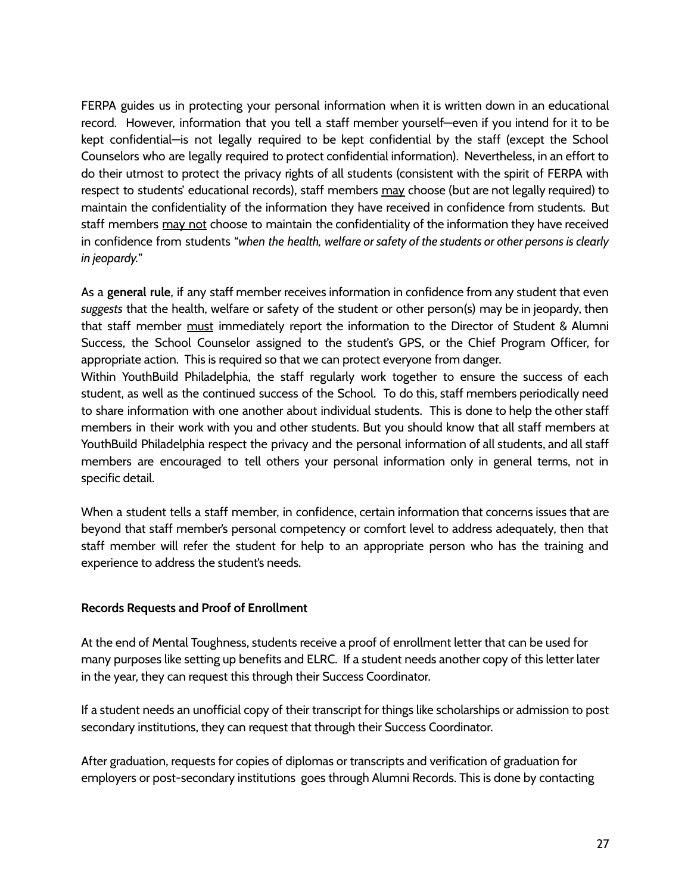FERPA guides us in protecting your personal information when it is written down in an educational record. However, information that you tell a staff member yourself—even if you intend for it to be kept confidential—is not legally required to be kept confidential by the staff (except the School Counselors who are legally required to protect confidential information). Nevertheless, in an effort to do their utmost to protect the privacy rights of all students (consistent with the spirit of FERPA with respect to students' educational records), staff members <u>may</u> choose (but are not legally required) to maintain the confidentiality of the information they have received in confidence from students. But staff members <u>may not</u> choose to maintain the confidentiality of the information they have received in confidence from students *"when the health, welfare or safety of the students or other persons is clearly in jeopardy."*

As a **general rule**, if any staff member receives information in confidence from any student that even *suggests* that the health, welfare or safety of the student or other person(s) may be in jeopardy, then that staff member <u>must</u> immediately report the information to the Director of Student & Alumni Success, the School Counselor assigned to the student's GPS, or the Chief Program Officer, for appropriate action. This is required so that we can protect everyone from danger.

Within YouthBuild Philadelphia, the staff regularly work together to ensure the success of each student, as well as the continued success of the School. To do this, staff members periodically need to share information with one another about individual students. This is done to help the other staff members in their work with you and other students. But you should know that all staff members at YouthBuild Philadelphia respect the privacy and the personal information of all students, and all staff members are encouraged to tell others your personal information only in general terms, not in specific detail.

When a student tells a staff member, in confidence, certain information that concerns issues that are beyond that staff member's personal competency or comfort level to address adequately, then that staff member will refer the student for help to an appropriate person who has the training and experience to address the student's needs.

**Records Requests and Proof of Enrollment**

At the end of Mental Toughness, students receive a proof of enrollment letter that can be used for many purposes like setting up benefits and ELRC. If a student needs another copy of this letter later in the year, they can request this through their Success Coordinator.

If a student needs an unofficial copy of their transcript for things like scholarships or admission to post secondary institutions, they can request that through their Success Coordinator.

After graduation, requests for copies of diplomas or transcripts and verification of graduation for employers or post-secondary institutions goes through Alumni Records. This is done by contacting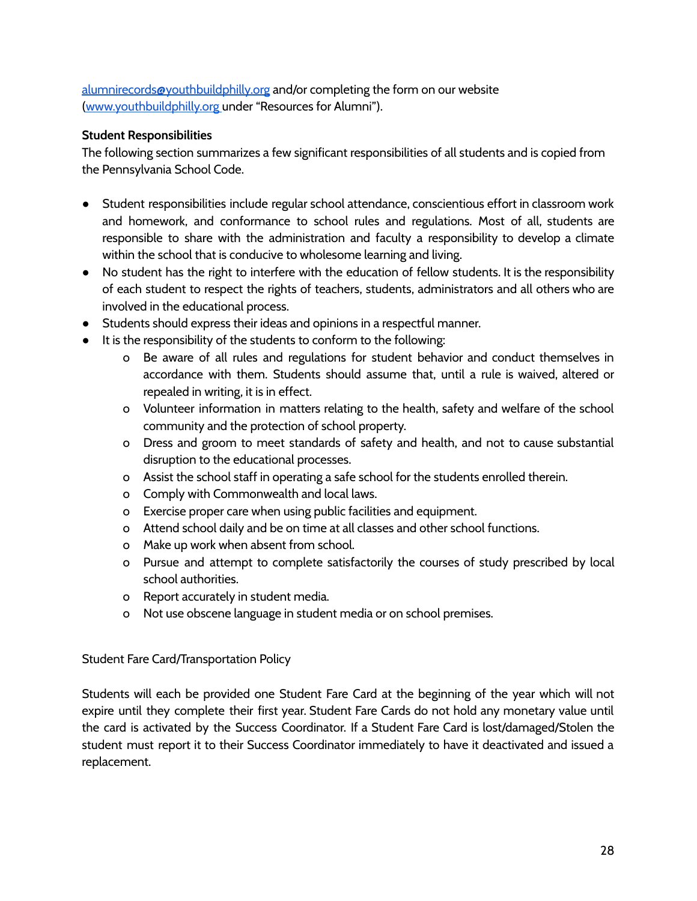alumnirecords@youthbuildphilly.org and/or completing the form on our website (www.youthbuildphilly.org under "Resources for Alumni").

**Student Responsibilities**

The following section summarizes a few significant responsibilities of all students and is copied from the Pennsylvania School Code.

- Student responsibilities include regular school attendance, conscientious effort in classroom work and homework, and conformance to school rules and regulations. Most of all, students are responsible to share with the administration and faculty a responsibility to develop a climate within the school that is conducive to wholesome learning and living.
- No student has the right to interfere with the education of fellow students. It is the responsibility of each student to respect the rights of teachers, students, administrators and all others who are involved in the educational process.
- Students should express their ideas and opinions in a respectful manner.
- It is the responsibility of the students to conform to the following:
  - Be aware of all rules and regulations for student behavior and conduct themselves in accordance with them. Students should assume that, until a rule is waived, altered or repealed in writing, it is in effect.
  - Volunteer information in matters relating to the health, safety and welfare of the school community and the protection of school property.
  - Dress and groom to meet standards of safety and health, and not to cause substantial disruption to the educational processes.
  - Assist the school staff in operating a safe school for the students enrolled therein.
  - Comply with Commonwealth and local laws.
  - Exercise proper care when using public facilities and equipment.
  - Attend school daily and be on time at all classes and other school functions.
  - Make up work when absent from school.
  - Pursue and attempt to complete satisfactorily the courses of study prescribed by local school authorities.
  - Report accurately in student media.
  - Not use obscene language in student media or on school premises.

Student Fare Card/Transportation Policy

Students will each be provided one Student Fare Card at the beginning of the year which will not expire until they complete their first year. Student Fare Cards do not hold any monetary value until the card is activated by the Success Coordinator. If a Student Fare Card is lost/damaged/Stolen the student must report it to their Success Coordinator immediately to have it deactivated and issued a replacement.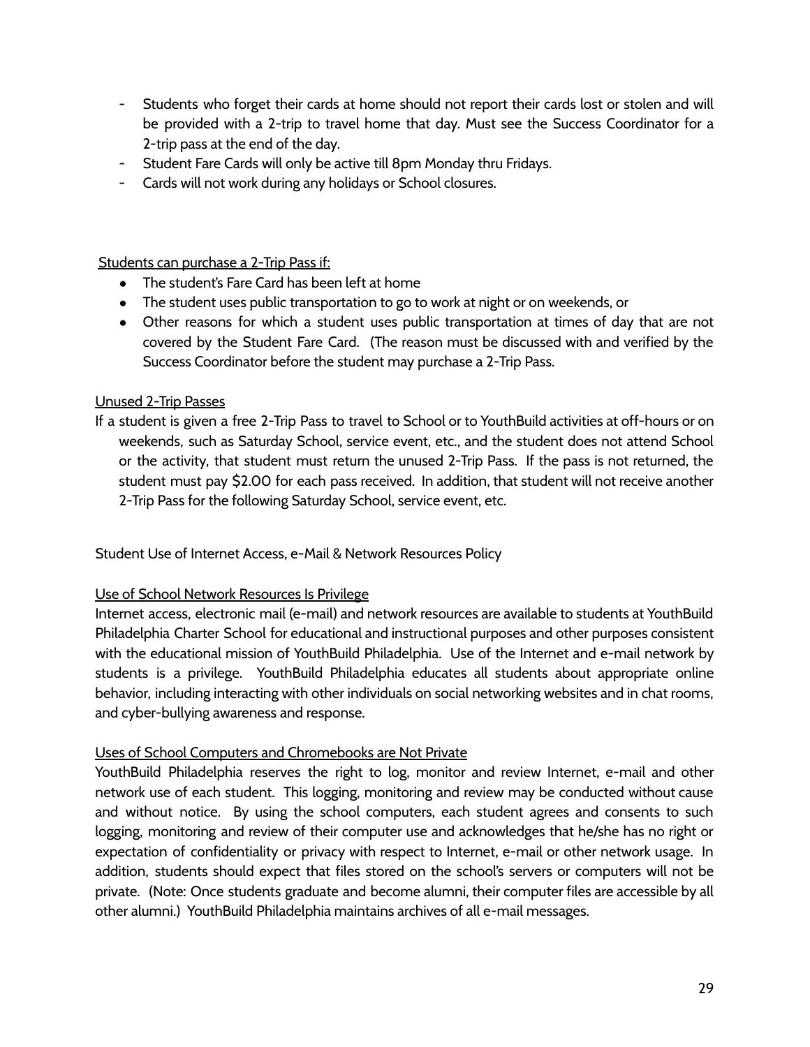- Students who forget their cards at home should not report their cards lost or stolen and will be provided with a 2-trip to travel home that day. Must see the Success Coordinator for a 2-trip pass at the end of the day.
- Student Fare Cards will only be active till 8pm Monday thru Fridays.
- Cards will not work during any holidays or School closures.

<u>Students can purchase a 2-Trip Pass if:</u>

- The student's Fare Card has been left at home
- The student uses public transportation to go to work at night or on weekends, or
- Other reasons for which a student uses public transportation at times of day that are not covered by the Student Fare Card. (The reason must be discussed with and verified by the Success Coordinator before the student may purchase a 2-Trip Pass.

<u>Unused 2-Trip Passes</u>

If a student is given a free 2-Trip Pass to travel to School or to YouthBuild activities at off-hours or on weekends, such as Saturday School, service event, etc., and the student does not attend School or the activity, that student must return the unused 2-Trip Pass. If the pass is not returned, the student must pay $2.00 for each pass received. In addition, that student will not receive another 2-Trip Pass for the following Saturday School, service event, etc.

Student Use of Internet Access, e-Mail & Network Resources Policy

<u>Use of School Network Resources Is Privilege</u>

Internet access, electronic mail (e-mail) and network resources are available to students at YouthBuild Philadelphia Charter School for educational and instructional purposes and other purposes consistent with the educational mission of YouthBuild Philadelphia. Use of the Internet and e-mail network by students is a privilege. YouthBuild Philadelphia educates all students about appropriate online behavior, including interacting with other individuals on social networking websites and in chat rooms, and cyber-bullying awareness and response.

<u>Uses of School Computers and Chromebooks are Not Private</u>

YouthBuild Philadelphia reserves the right to log, monitor and review Internet, e-mail and other network use of each student. This logging, monitoring and review may be conducted without cause and without notice. By using the school computers, each student agrees and consents to such logging, monitoring and review of their computer use and acknowledges that he/she has no right or expectation of confidentiality or privacy with respect to Internet, e-mail or other network usage. In addition, students should expect that files stored on the school's servers or computers will not be private. (Note: Once students graduate and become alumni, their computer files are accessible by all other alumni.) YouthBuild Philadelphia maintains archives of all e-mail messages.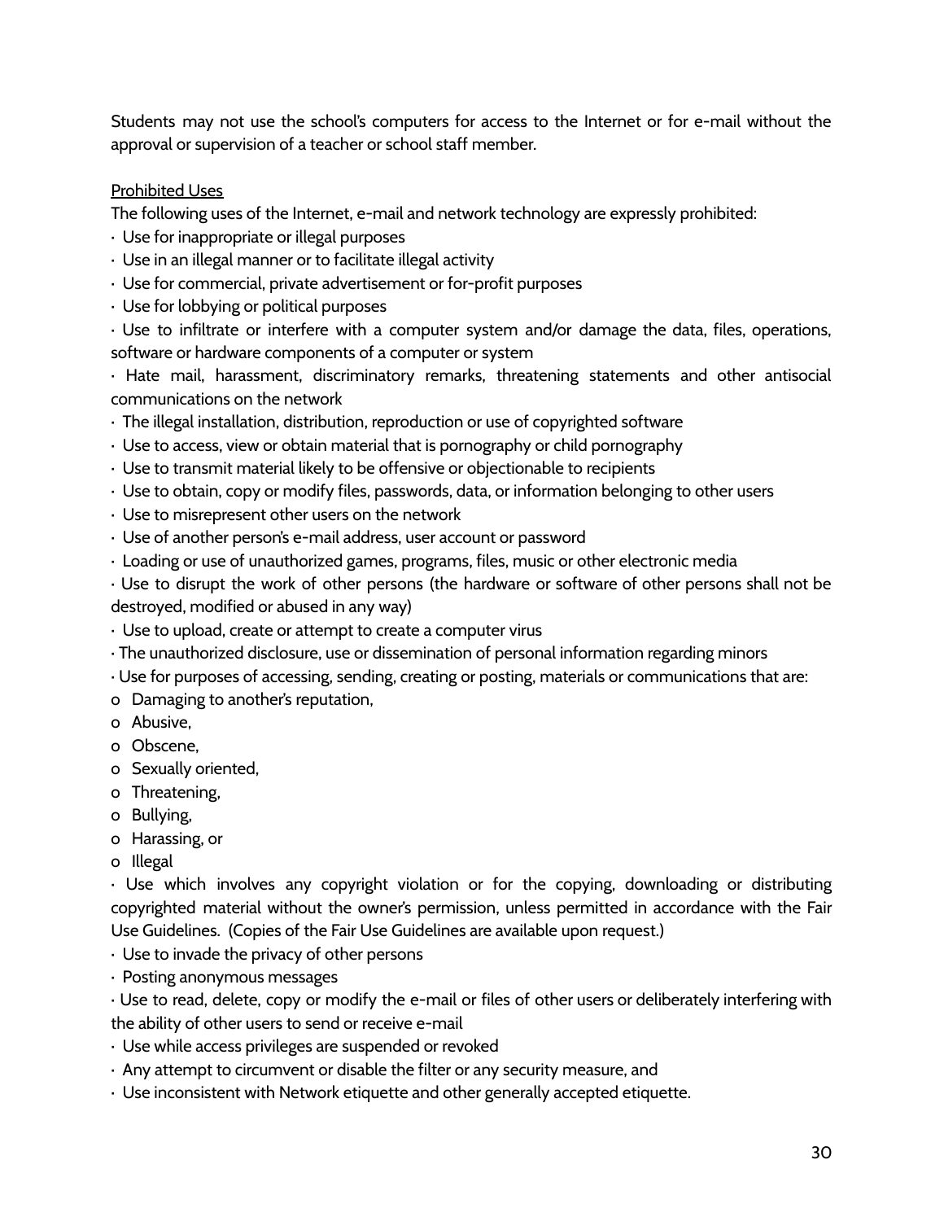Students may not use the school's computers for access to the Internet or for e-mail without the approval or supervision of a teacher or school staff member.

<u>Prohibited Uses</u>

The following uses of the Internet, e-mail and network technology are expressly prohibited:

- Use for inappropriate or illegal purposes
- Use in an illegal manner or to facilitate illegal activity
- Use for commercial, private advertisement or for-profit purposes
- Use for lobbying or political purposes
- Use to infiltrate or interfere with a computer system and/or damage the data, files, operations, software or hardware components of a computer or system
- Hate mail, harassment, discriminatory remarks, threatening statements and other antisocial communications on the network
- The illegal installation, distribution, reproduction or use of copyrighted software
- Use to access, view or obtain material that is pornography or child pornography
- Use to transmit material likely to be offensive or objectionable to recipients
- Use to obtain, copy or modify files, passwords, data, or information belonging to other users
- Use to misrepresent other users on the network
- Use of another person's e-mail address, user account or password
- Loading or use of unauthorized games, programs, files, music or other electronic media
- Use to disrupt the work of other persons (the hardware or software of other persons shall not be destroyed, modified or abused in any way)
- Use to upload, create or attempt to create a computer virus
- The unauthorized disclosure, use or dissemination of personal information regarding minors
- Use for purposes of accessing, sending, creating or posting, materials or communications that are:
  - Damaging to another's reputation,
  - Abusive,
  - Obscene,
  - Sexually oriented,
  - Threatening,
  - Bullying,
  - Harassing, or
  - Illegal
- Use which involves any copyright violation or for the copying, downloading or distributing copyrighted material without the owner's permission, unless permitted in accordance with the Fair Use Guidelines. (Copies of the Fair Use Guidelines are available upon request.)
- Use to invade the privacy of other persons
- Posting anonymous messages
- Use to read, delete, copy or modify the e-mail or files of other users or deliberately interfering with the ability of other users to send or receive e-mail
- Use while access privileges are suspended or revoked
- Any attempt to circumvent or disable the filter or any security measure, and
- Use inconsistent with Network etiquette and other generally accepted etiquette.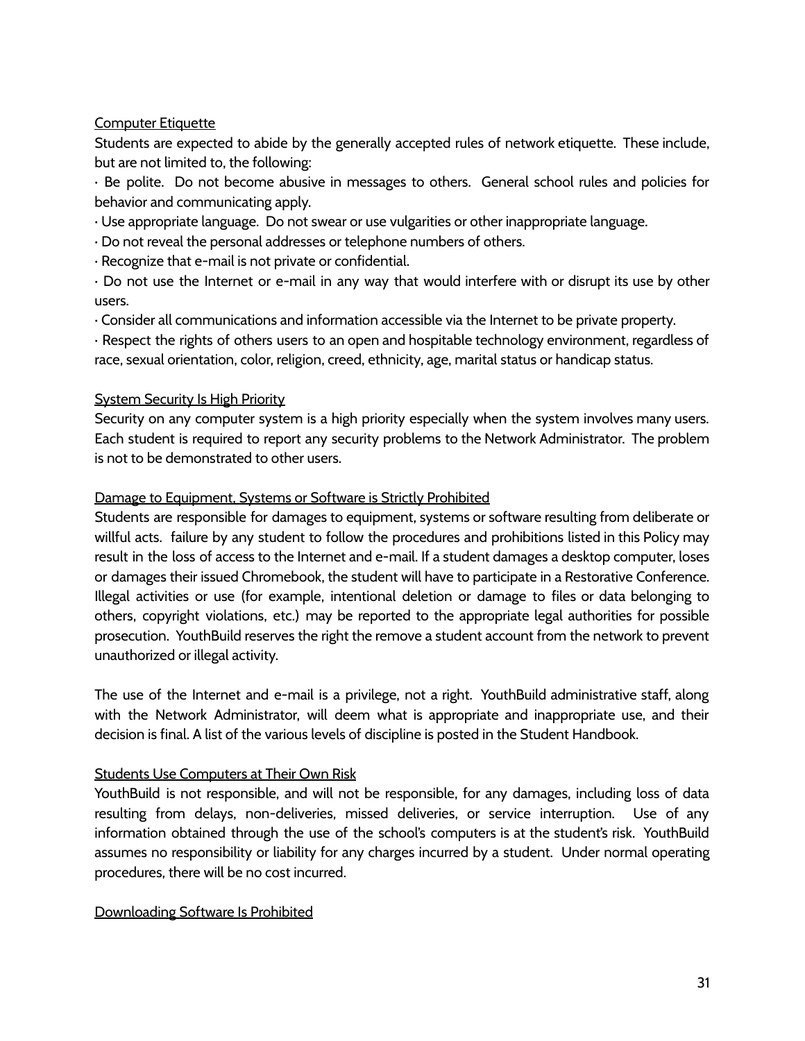<u>Computer Etiquette</u>

Students are expected to abide by the generally accepted rules of network etiquette. These include, but are not limited to, the following:

· Be polite. Do not become abusive in messages to others. General school rules and policies for behavior and communicating apply.

· Use appropriate language. Do not swear or use vulgarities or other inappropriate language.

· Do not reveal the personal addresses or telephone numbers of others.

· Recognize that e-mail is not private or confidential.

· Do not use the Internet or e-mail in any way that would interfere with or disrupt its use by other users.

· Consider all communications and information accessible via the Internet to be private property.

· Respect the rights of others users to an open and hospitable technology environment, regardless of race, sexual orientation, color, religion, creed, ethnicity, age, marital status or handicap status.

<u>System Security Is High Priority</u>

Security on any computer system is a high priority especially when the system involves many users. Each student is required to report any security problems to the Network Administrator. The problem is not to be demonstrated to other users.

<u>Damage to Equipment, Systems or Software is Strictly Prohibited</u>

Students are responsible for damages to equipment, systems or software resulting from deliberate or willful acts. failure by any student to follow the procedures and prohibitions listed in this Policy may result in the loss of access to the Internet and e-mail. If a student damages a desktop computer, loses or damages their issued Chromebook, the student will have to participate in a Restorative Conference. Illegal activities or use (for example, intentional deletion or damage to files or data belonging to others, copyright violations, etc.) may be reported to the appropriate legal authorities for possible prosecution. YouthBuild reserves the right the remove a student account from the network to prevent unauthorized or illegal activity.

The use of the Internet and e-mail is a privilege, not a right. YouthBuild administrative staff, along with the Network Administrator, will deem what is appropriate and inappropriate use, and their decision is final. A list of the various levels of discipline is posted in the Student Handbook.

<u>Students Use Computers at Their Own Risk</u>

YouthBuild is not responsible, and will not be responsible, for any damages, including loss of data resulting from delays, non-deliveries, missed deliveries, or service interruption. Use of any information obtained through the use of the school's computers is at the student's risk. YouthBuild assumes no responsibility or liability for any charges incurred by a student. Under normal operating procedures, there will be no cost incurred.

<u>Downloading Software Is Prohibited</u>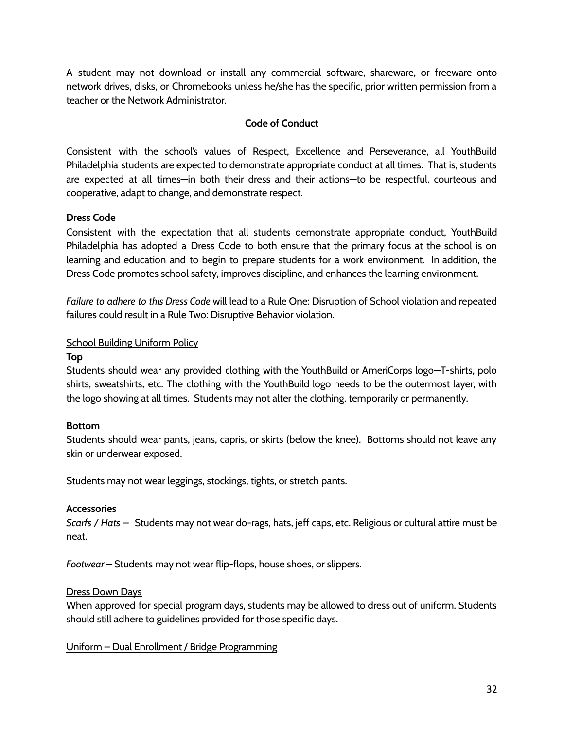A student may not download or install any commercial software, shareware, or freeware onto network drives, disks, or Chromebooks unless he/she has the specific, prior written permission from a teacher or the Network Administrator.

## Code of Conduct

Consistent with the school's values of Respect, Excellence and Perseverance, all YouthBuild Philadelphia students are expected to demonstrate appropriate conduct at all times. That is, students are expected at all times—in both their dress and their actions—to be respectful, courteous and cooperative, adapt to change, and demonstrate respect.

### Dress Code

Consistent with the expectation that all students demonstrate appropriate conduct, YouthBuild Philadelphia has adopted a Dress Code to both ensure that the primary focus at the school is on learning and education and to begin to prepare students for a work environment. In addition, the Dress Code promotes school safety, improves discipline, and enhances the learning environment.

*Failure to adhere to this Dress Code* will lead to a Rule One: Disruption of School violation and repeated failures could result in a Rule Two: Disruptive Behavior violation.

School Building Uniform Policy

**Top**

Students should wear any provided clothing with the YouthBuild or AmeriCorps logo—T-shirts, polo shirts, sweatshirts, etc. The clothing with the YouthBuild logo needs to be the outermost layer, with the logo showing at all times. Students may not alter the clothing, temporarily or permanently.

**Bottom**

Students should wear pants, jeans, capris, or skirts (below the knee). Bottoms should not leave any skin or underwear exposed.

Students may not wear leggings, stockings, tights, or stretch pants.

**Accessories**

*Scarfs / Hats* – Students may not wear do-rags, hats, jeff caps, etc. Religious or cultural attire must be neat.

*Footwear* – Students may not wear flip-flops, house shoes, or slippers.

Dress Down Days

When approved for special program days, students may be allowed to dress out of uniform. Students should still adhere to guidelines provided for those specific days.

Uniform – Dual Enrollment / Bridge Programming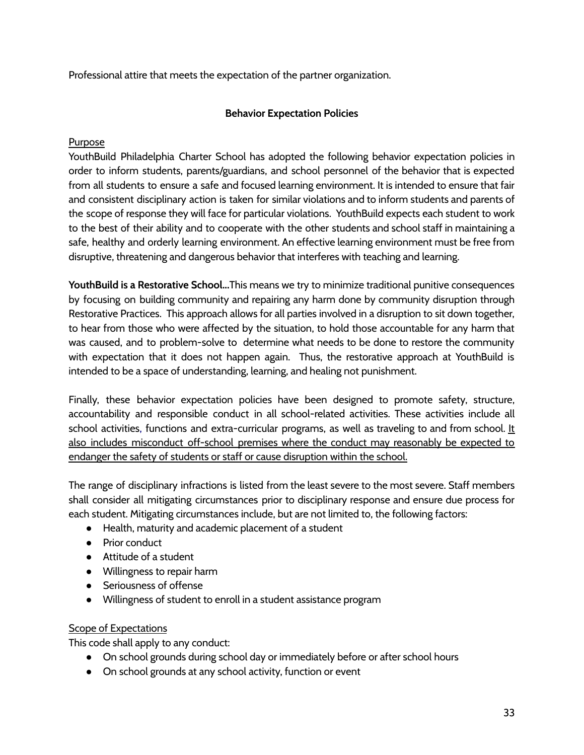Professional attire that meets the expectation of the partner organization.

## Behavior Expectation Policies

<u>Purpose</u>

YouthBuild Philadelphia Charter School has adopted the following behavior expectation policies in order to inform students, parents/guardians, and school personnel of the behavior that is expected from all students to ensure a safe and focused learning environment. It is intended to ensure that fair and consistent disciplinary action is taken for similar violations and to inform students and parents of the scope of response they will face for particular violations. YouthBuild expects each student to work to the best of their ability and to cooperate with the other students and school staff in maintaining a safe, healthy and orderly learning environment. An effective learning environment must be free from disruptive, threatening and dangerous behavior that interferes with teaching and learning.

**YouthBuild is a Restorative School…**This means we try to minimize traditional punitive consequences by focusing on building community and repairing any harm done by community disruption through Restorative Practices. This approach allows for all parties involved in a disruption to sit down together, to hear from those who were affected by the situation, to hold those accountable for any harm that was caused, and to problem-solve to determine what needs to be done to restore the community with expectation that it does not happen again. Thus, the restorative approach at YouthBuild is intended to be a space of understanding, learning, and healing not punishment.

Finally, these behavior expectation policies have been designed to promote safety, structure, accountability and responsible conduct in all school-related activities. These activities include all school activities, functions and extra-curricular programs, as well as traveling to and from school. <u>It also includes misconduct off-school premises where the conduct may reasonably be expected to endanger the safety of students or staff or cause disruption within the school.</u>

The range of disciplinary infractions is listed from the least severe to the most severe. Staff members shall consider all mitigating circumstances prior to disciplinary response and ensure due process for each student. Mitigating circumstances include, but are not limited to, the following factors:

- Health, maturity and academic placement of a student
- Prior conduct
- Attitude of a student
- Willingness to repair harm
- Seriousness of offense
- Willingness of student to enroll in a student assistance program

<u>Scope of Expectations</u>

This code shall apply to any conduct:

- On school grounds during school day or immediately before or after school hours
- On school grounds at any school activity, function or event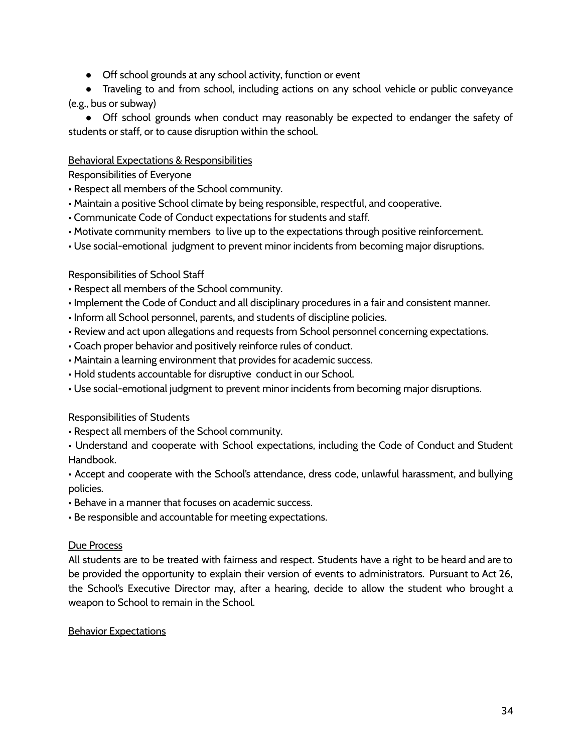- Off school grounds at any school activity, function or event
- Traveling to and from school, including actions on any school vehicle or public conveyance (e.g., bus or subway)
- Off school grounds when conduct may reasonably be expected to endanger the safety of students or staff, or to cause disruption within the school.

<u>Behavioral Expectations & Responsibilities</u>

Responsibilities of Everyone

- Respect all members of the School community.
- Maintain a positive School climate by being responsible, respectful, and cooperative.
- Communicate Code of Conduct expectations for students and staff.
- Motivate community members to live up to the expectations through positive reinforcement.
- Use social-emotional judgment to prevent minor incidents from becoming major disruptions.

Responsibilities of School Staff

- Respect all members of the School community.
- Implement the Code of Conduct and all disciplinary procedures in a fair and consistent manner.
- Inform all School personnel, parents, and students of discipline policies.
- Review and act upon allegations and requests from School personnel concerning expectations.
- Coach proper behavior and positively reinforce rules of conduct.
- Maintain a learning environment that provides for academic success.
- Hold students accountable for disruptive conduct in our School.
- Use social-emotional judgment to prevent minor incidents from becoming major disruptions.

Responsibilities of Students

- Respect all members of the School community.
- Understand and cooperate with School expectations, including the Code of Conduct and Student Handbook.
- Accept and cooperate with the School's attendance, dress code, unlawful harassment, and bullying policies.
- Behave in a manner that focuses on academic success.
- Be responsible and accountable for meeting expectations.

<u>Due Process</u>

All students are to be treated with fairness and respect. Students have a right to be heard and are to be provided the opportunity to explain their version of events to administrators. Pursuant to Act 26, the School's Executive Director may, after a hearing, decide to allow the student who brought a weapon to School to remain in the School.

<u>Behavior Expectations</u>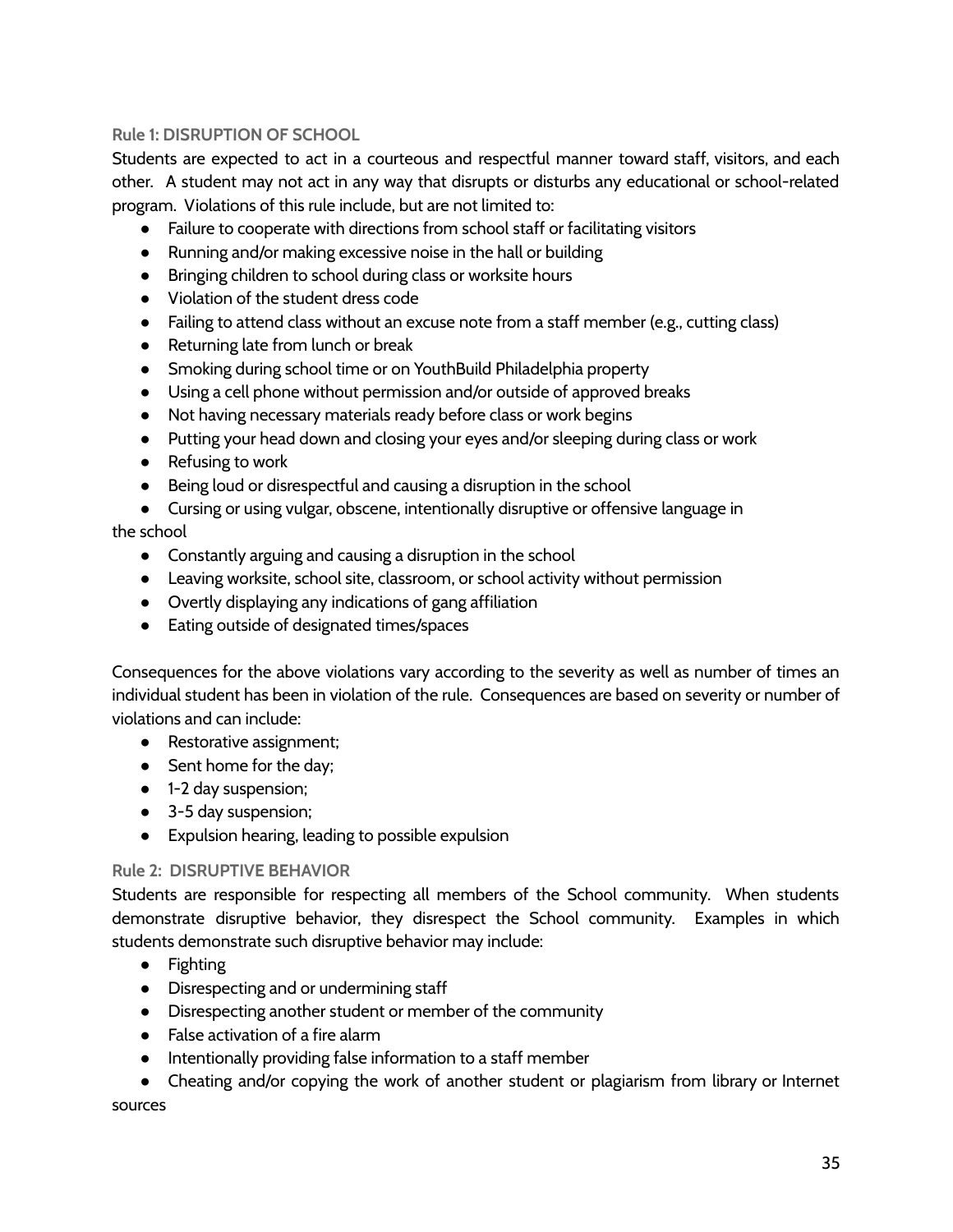### Rule 1: DISRUPTION OF SCHOOL

Students are expected to act in a courteous and respectful manner toward staff, visitors, and each other. A student may not act in any way that disrupts or disturbs any educational or school-related program. Violations of this rule include, but are not limited to:

- Failure to cooperate with directions from school staff or facilitating visitors
- Running and/or making excessive noise in the hall or building
- Bringing children to school during class or worksite hours
- Violation of the student dress code
- Failing to attend class without an excuse note from a staff member (e.g., cutting class)
- Returning late from lunch or break
- Smoking during school time or on YouthBuild Philadelphia property
- Using a cell phone without permission and/or outside of approved breaks
- Not having necessary materials ready before class or work begins
- Putting your head down and closing your eyes and/or sleeping during class or work
- Refusing to work
- Being loud or disrespectful and causing a disruption in the school
- Cursing or using vulgar, obscene, intentionally disruptive or offensive language in the school
- Constantly arguing and causing a disruption in the school
- Leaving worksite, school site, classroom, or school activity without permission
- Overtly displaying any indications of gang affiliation
- Eating outside of designated times/spaces

Consequences for the above violations vary according to the severity as well as number of times an individual student has been in violation of the rule. Consequences are based on severity or number of violations and can include:

- Restorative assignment;
- Sent home for the day;
- 1-2 day suspension;
- 3-5 day suspension;
- Expulsion hearing, leading to possible expulsion

### Rule 2: DISRUPTIVE BEHAVIOR

Students are responsible for respecting all members of the School community. When students demonstrate disruptive behavior, they disrespect the School community. Examples in which students demonstrate such disruptive behavior may include:

- Fighting
- Disrespecting and or undermining staff
- Disrespecting another student or member of the community
- False activation of a fire alarm
- Intentionally providing false information to a staff member
- Cheating and/or copying the work of another student or plagiarism from library or Internet sources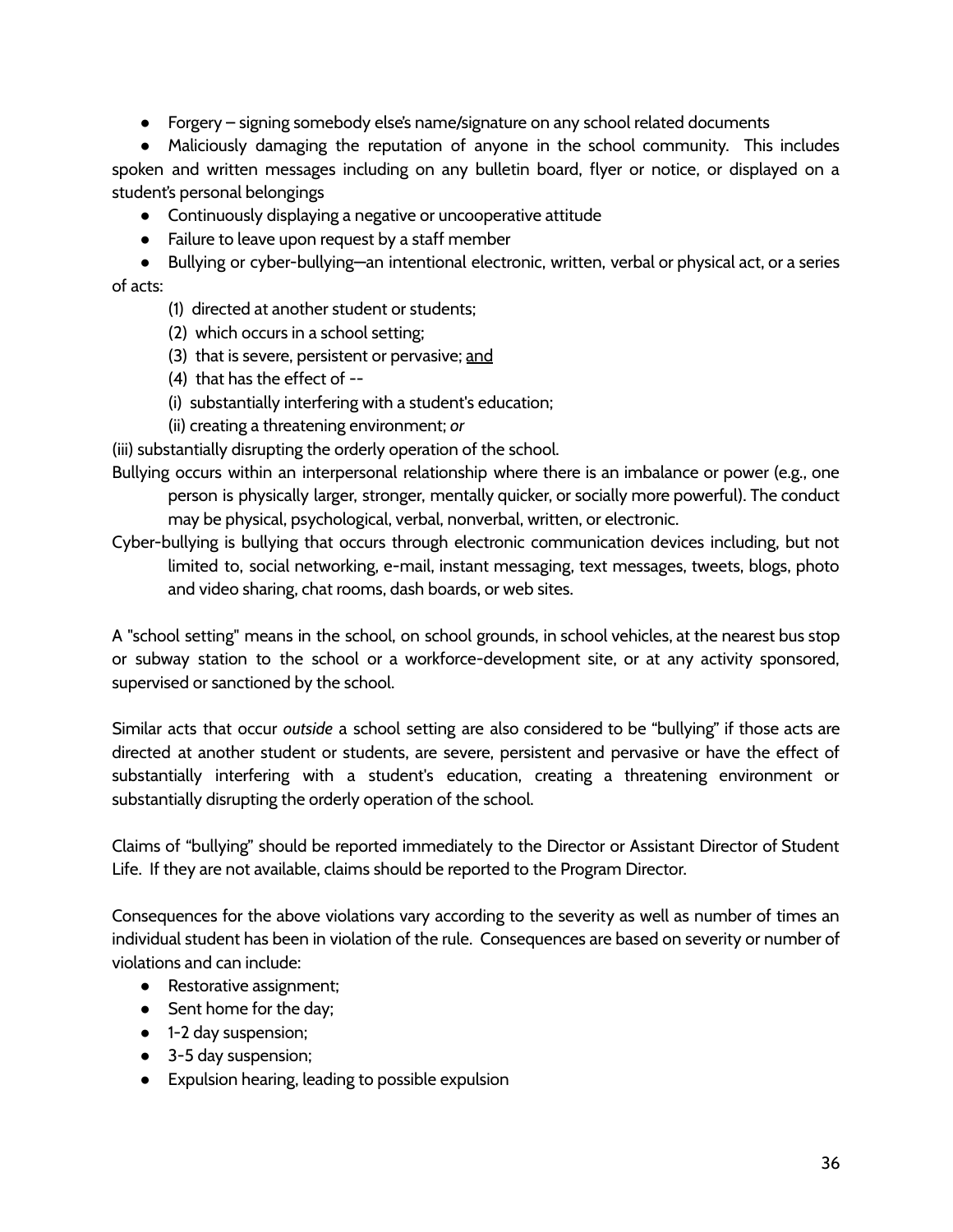- Forgery – signing somebody else's name/signature on any school related documents
- Maliciously damaging the reputation of anyone in the school community. This includes spoken and written messages including on any bulletin board, flyer or notice, or displayed on a student's personal belongings
- Continuously displaying a negative or uncooperative attitude
- Failure to leave upon request by a staff member
- Bullying or cyber-bullying—an intentional electronic, written, verbal or physical act, or a series of acts:

    (1) directed at another student or students;

    (2) which occurs in a school setting;

    (3) that is severe, persistent or pervasive; <u>and</u>

    (4) that has the effect of --

    (i) substantially interfering with a student's education;

    (ii) creating a threatening environment; *or*

(iii) substantially disrupting the orderly operation of the school.

Bullying occurs within an interpersonal relationship where there is an imbalance or power (e.g., one person is physically larger, stronger, mentally quicker, or socially more powerful). The conduct may be physical, psychological, verbal, nonverbal, written, or electronic.

Cyber-bullying is bullying that occurs through electronic communication devices including, but not limited to, social networking, e-mail, instant messaging, text messages, tweets, blogs, photo and video sharing, chat rooms, dash boards, or web sites.

A "school setting" means in the school, on school grounds, in school vehicles, at the nearest bus stop or subway station to the school or a workforce-development site, or at any activity sponsored, supervised or sanctioned by the school.

Similar acts that occur *outside* a school setting are also considered to be "bullying" if those acts are directed at another student or students, are severe, persistent and pervasive or have the effect of substantially interfering with a student's education, creating a threatening environment or substantially disrupting the orderly operation of the school.

Claims of "bullying" should be reported immediately to the Director or Assistant Director of Student Life. If they are not available, claims should be reported to the Program Director.

Consequences for the above violations vary according to the severity as well as number of times an individual student has been in violation of the rule. Consequences are based on severity or number of violations and can include:

- Restorative assignment;
- Sent home for the day;
- 1-2 day suspension;
- 3-5 day suspension;
- Expulsion hearing, leading to possible expulsion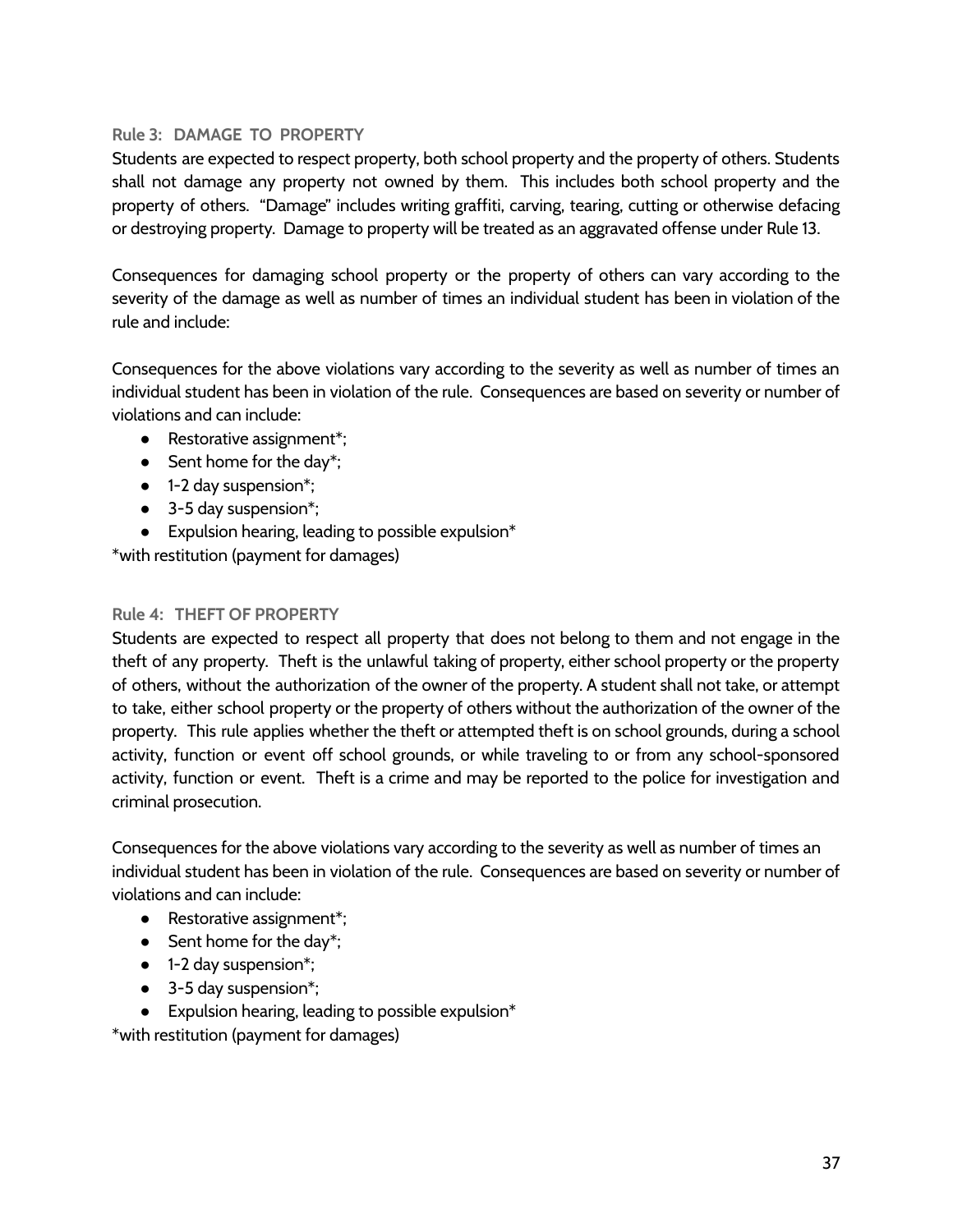### Rule 3: DAMAGE TO PROPERTY

Students are expected to respect property, both school property and the property of others. Students shall not damage any property not owned by them. This includes both school property and the property of others. "Damage" includes writing graffiti, carving, tearing, cutting or otherwise defacing or destroying property. Damage to property will be treated as an aggravated offense under Rule 13.

Consequences for damaging school property or the property of others can vary according to the severity of the damage as well as number of times an individual student has been in violation of the rule and include:

Consequences for the above violations vary according to the severity as well as number of times an individual student has been in violation of the rule. Consequences are based on severity or number of violations and can include:

- Restorative assignment*;
- Sent home for the day*;
- 1-2 day suspension*;
- 3-5 day suspension*;
- Expulsion hearing, leading to possible expulsion*

*with restitution (payment for damages)

### Rule 4: THEFT OF PROPERTY

Students are expected to respect all property that does not belong to them and not engage in the theft of any property. Theft is the unlawful taking of property, either school property or the property of others, without the authorization of the owner of the property. A student shall not take, or attempt to take, either school property or the property of others without the authorization of the owner of the property. This rule applies whether the theft or attempted theft is on school grounds, during a school activity, function or event off school grounds, or while traveling to or from any school-sponsored activity, function or event. Theft is a crime and may be reported to the police for investigation and criminal prosecution.

Consequences for the above violations vary according to the severity as well as number of times an individual student has been in violation of the rule. Consequences are based on severity or number of violations and can include:

- Restorative assignment*;
- Sent home for the day*;
- 1-2 day suspension*;
- 3-5 day suspension*;
- Expulsion hearing, leading to possible expulsion*

*with restitution (payment for damages)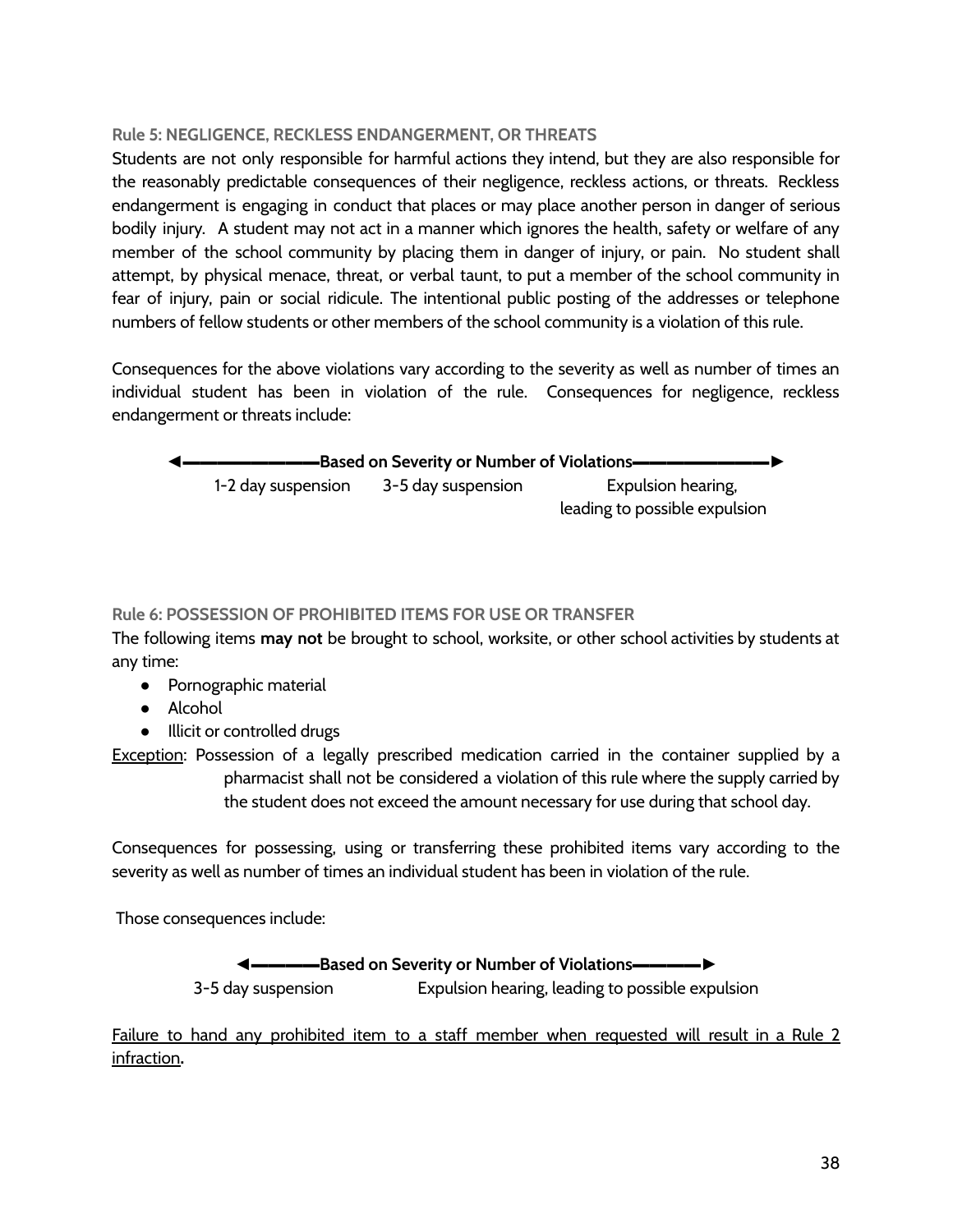### Rule 5: NEGLIGENCE, RECKLESS ENDANGERMENT, OR THREATS

Students are not only responsible for harmful actions they intend, but they are also responsible for the reasonably predictable consequences of their negligence, reckless actions, or threats. Reckless endangerment is engaging in conduct that places or may place another person in danger of serious bodily injury. A student may not act in a manner which ignores the health, safety or welfare of any member of the school community by placing them in danger of injury, or pain. No student shall attempt, by physical menace, threat, or verbal taunt, to put a member of the school community in fear of injury, pain or social ridicule. The intentional public posting of the addresses or telephone numbers of fellow students or other members of the school community is a violation of this rule.

Consequences for the above violations vary according to the severity as well as number of times an individual student has been in violation of the rule. Consequences for negligence, reckless endangerment or threats include:

**◄————————Based on Severity or Number of Violations————————►**

| 1-2 day suspension | 3-5 day suspension | Expulsion hearing, leading to possible expulsion |
|---|---|---|

### Rule 6: POSSESSION OF PROHIBITED ITEMS FOR USE OR TRANSFER

The following items **may not** be brought to school, worksite, or other school activities by students at any time:

- Pornographic material
- Alcohol
- Illicit or controlled drugs

<u>Exception</u>: Possession of a legally prescribed medication carried in the container supplied by a pharmacist shall not be considered a violation of this rule where the supply carried by the student does not exceed the amount necessary for use during that school day.

Consequences for possessing, using or transferring these prohibited items vary according to the severity as well as number of times an individual student has been in violation of the rule.

Those consequences include:

**◄————Based on Severity or Number of Violations————►**

| 3-5 day suspension | Expulsion hearing, leading to possible expulsion |
|---|---|

<u>Failure to hand any prohibited item to a staff member when requested will result in a Rule 2 infraction</u>.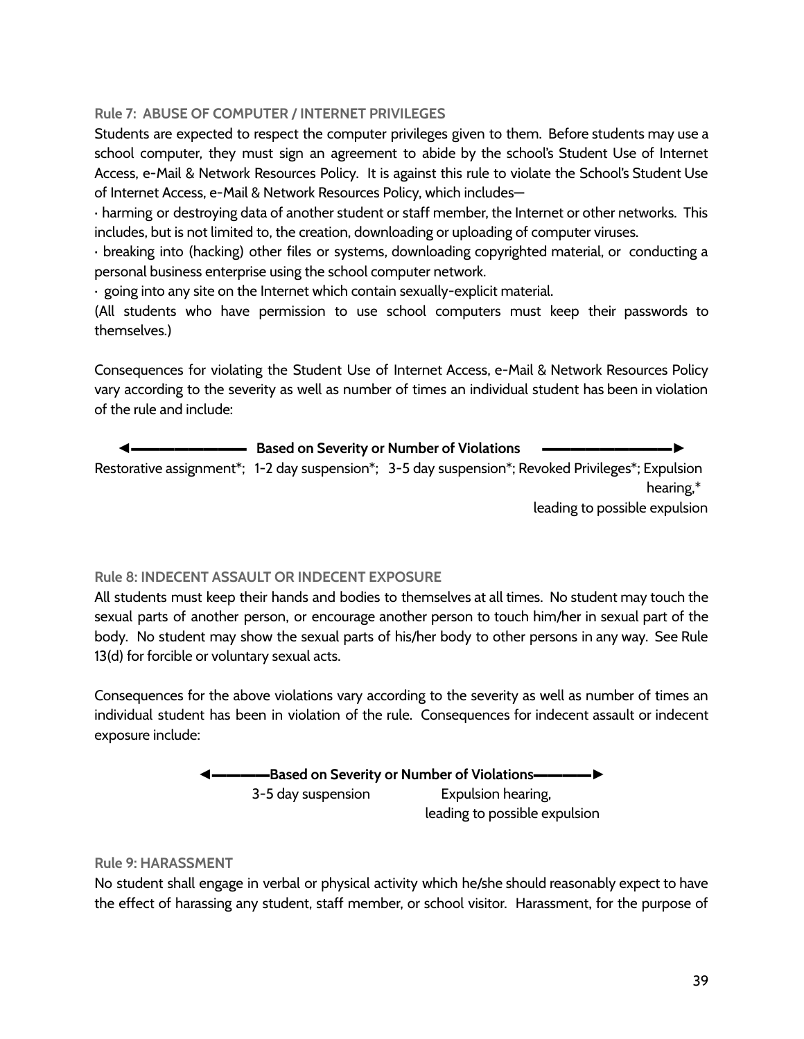### Rule 7: ABUSE OF COMPUTER / INTERNET PRIVILEGES

Students are expected to respect the computer privileges given to them. Before students may use a school computer, they must sign an agreement to abide by the school's Student Use of Internet Access, e-Mail & Network Resources Policy. It is against this rule to violate the School's Student Use of Internet Access, e-Mail & Network Resources Policy, which includes—

· harming or destroying data of another student or staff member, the Internet or other networks. This includes, but is not limited to, the creation, downloading or uploading of computer viruses.

· breaking into (hacking) other files or systems, downloading copyrighted material, or conducting a personal business enterprise using the school computer network.

· going into any site on the Internet which contain sexually-explicit material.

(All students who have permission to use school computers must keep their passwords to themselves.)

Consequences for violating the Student Use of Internet Access, e-Mail & Network Resources Policy vary according to the severity as well as number of times an individual student has been in violation of the rule and include:

◄———————— **Based on Severity or Number of Violations** ————————►

Restorative assignment*; 1-2 day suspension*; 3-5 day suspension*; Revoked Privileges*; Expulsion hearing,* leading to possible expulsion

### Rule 8: INDECENT ASSAULT OR INDECENT EXPOSURE

All students must keep their hands and bodies to themselves at all times. No student may touch the sexual parts of another person, or encourage another person to touch him/her in sexual part of the body. No student may show the sexual parts of his/her body to other persons in any way. See Rule 13(d) for forcible or voluntary sexual acts.

Consequences for the above violations vary according to the severity as well as number of times an individual student has been in violation of the rule. Consequences for indecent assault or indecent exposure include:

◄——————**Based on Severity or Number of Violations**——————►

3-5 day suspension — Expulsion hearing, leading to possible expulsion

### Rule 9: HARASSMENT

No student shall engage in verbal or physical activity which he/she should reasonably expect to have the effect of harassing any student, staff member, or school visitor. Harassment, for the purpose of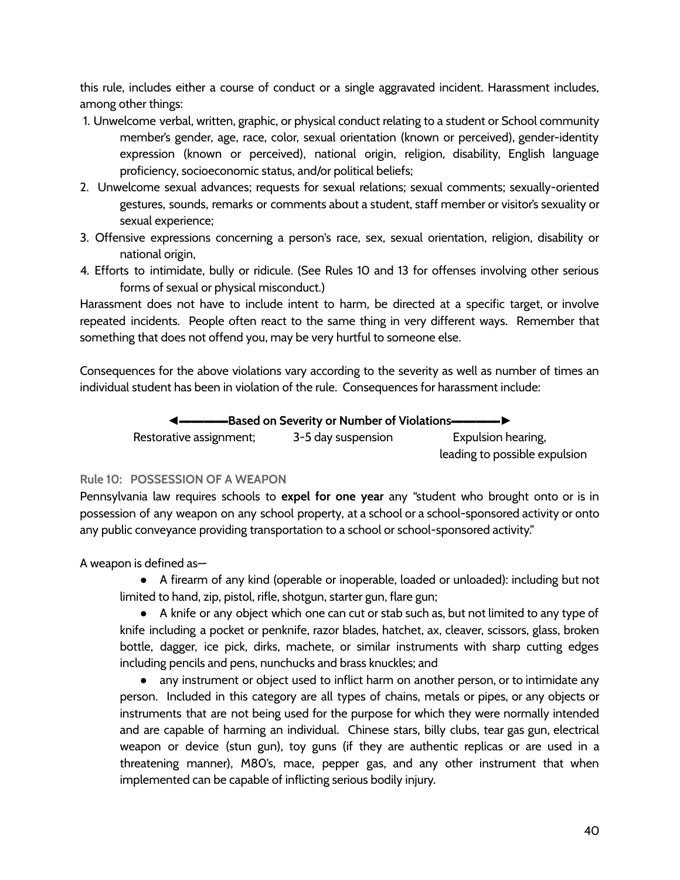this rule, includes either a course of conduct or a single aggravated incident. Harassment includes, among other things:

1. Unwelcome verbal, written, graphic, or physical conduct relating to a student or School community member's gender, age, race, color, sexual orientation (known or perceived), gender-identity expression (known or perceived), national origin, religion, disability, English language proficiency, socioeconomic status, and/or political beliefs;
2. Unwelcome sexual advances; requests for sexual relations; sexual comments; sexually-oriented gestures, sounds, remarks or comments about a student, staff member or visitor's sexuality or sexual experience;
3. Offensive expressions concerning a person's race, sex, sexual orientation, religion, disability or national origin,
4. Efforts to intimidate, bully or ridicule. (See Rules 10 and 13 for offenses involving other serious forms of sexual or physical misconduct.)

Harassment does not have to include intent to harm, be directed at a specific target, or involve repeated incidents. People often react to the same thing in very different ways. Remember that something that does not offend you, may be very hurtful to someone else.

Consequences for the above violations vary according to the severity as well as number of times an individual student has been in violation of the rule. Consequences for harassment include:

◄————**Based on Severity or Number of Violations**————►

| Restorative assignment; | 3-5 day suspension | Expulsion hearing, leading to possible expulsion |
|---|---|---|

### Rule 10: POSSESSION OF A WEAPON

Pennsylvania law requires schools to **expel for one year** any "student who brought onto or is in possession of any weapon on any school property, at a school or a school-sponsored activity or onto any public conveyance providing transportation to a school or school-sponsored activity."

A weapon is defined as—

- A firearm of any kind (operable or inoperable, loaded or unloaded): including but not limited to hand, zip, pistol, rifle, shotgun, starter gun, flare gun;
- A knife or any object which one can cut or stab such as, but not limited to any type of knife including a pocket or penknife, razor blades, hatchet, ax, cleaver, scissors, glass, broken bottle, dagger, ice pick, dirks, machete, or similar instruments with sharp cutting edges including pencils and pens, nunchucks and brass knuckles; and
- any instrument or object used to inflict harm on another person, or to intimidate any person. Included in this category are all types of chains, metals or pipes, or any objects or instruments that are not being used for the purpose for which they were normally intended and are capable of harming an individual. Chinese stars, billy clubs, tear gas gun, electrical weapon or device (stun gun), toy guns (if they are authentic replicas or are used in a threatening manner), M80's, mace, pepper gas, and any other instrument that when implemented can be capable of inflicting serious bodily injury.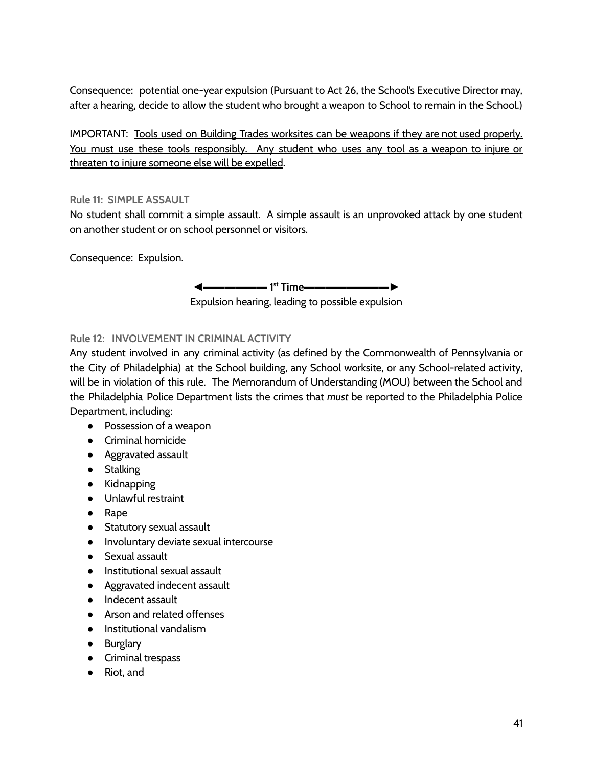Consequence: potential one-year expulsion (Pursuant to Act 26, the School's Executive Director may, after a hearing, decide to allow the student who brought a weapon to School to remain in the School.)

IMPORTANT: Tools used on Building Trades worksites can be weapons if they are not used properly. You must use these tools responsibly. Any student who uses any tool as a weapon to injure or threaten to injure someone else will be expelled.

### Rule 11: SIMPLE ASSAULT

No student shall commit a simple assault. A simple assault is an unprovoked attack by one student on another student or on school personnel or visitors.

Consequence: Expulsion.

◄———————— **1st Time** ————————►

Expulsion hearing, leading to possible expulsion

### Rule 12: INVOLVEMENT IN CRIMINAL ACTIVITY

Any student involved in any criminal activity (as defined by the Commonwealth of Pennsylvania or the City of Philadelphia) at the School building, any School worksite, or any School-related activity, will be in violation of this rule. The Memorandum of Understanding (MOU) between the School and the Philadelphia Police Department lists the crimes that *must* be reported to the Philadelphia Police Department, including:

- Possession of a weapon
- Criminal homicide
- Aggravated assault
- Stalking
- Kidnapping
- Unlawful restraint
- Rape
- Statutory sexual assault
- Involuntary deviate sexual intercourse
- Sexual assault
- Institutional sexual assault
- Aggravated indecent assault
- Indecent assault
- Arson and related offenses
- Institutional vandalism
- Burglary
- Criminal trespass
- Riot, and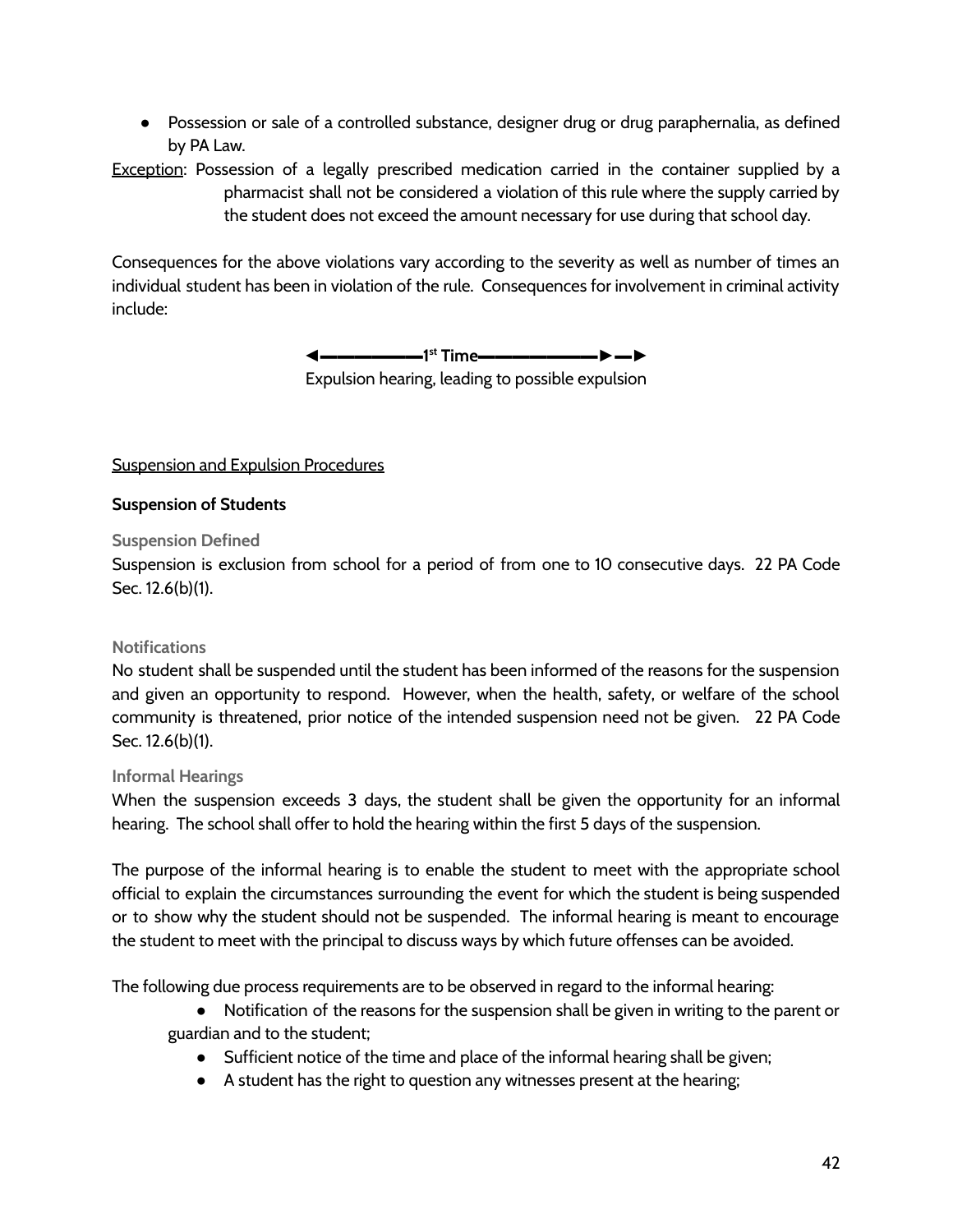- Possession or sale of a controlled substance, designer drug or drug paraphernalia, as defined by PA Law.

Exception: Possession of a legally prescribed medication carried in the container supplied by a pharmacist shall not be considered a violation of this rule where the supply carried by the student does not exceed the amount necessary for use during that school day.

Consequences for the above violations vary according to the severity as well as number of times an individual student has been in violation of the rule. Consequences for involvement in criminal activity include:

◄—————1st Time——————►—►
Expulsion hearing, leading to possible expulsion

Suspension and Expulsion Procedures

**Suspension of Students**

### Suspension Defined

Suspension is exclusion from school for a period of from one to 10 consecutive days. 22 PA Code Sec. 12.6(b)(1).

### Notifications

No student shall be suspended until the student has been informed of the reasons for the suspension and given an opportunity to respond. However, when the health, safety, or welfare of the school community is threatened, prior notice of the intended suspension need not be given. 22 PA Code Sec. 12.6(b)(1).

### Informal Hearings

When the suspension exceeds 3 days, the student shall be given the opportunity for an informal hearing. The school shall offer to hold the hearing within the first 5 days of the suspension.

The purpose of the informal hearing is to enable the student to meet with the appropriate school official to explain the circumstances surrounding the event for which the student is being suspended or to show why the student should not be suspended. The informal hearing is meant to encourage the student to meet with the principal to discuss ways by which future offenses can be avoided.

The following due process requirements are to be observed in regard to the informal hearing:

- Notification of the reasons for the suspension shall be given in writing to the parent or guardian and to the student;
- Sufficient notice of the time and place of the informal hearing shall be given;
- A student has the right to question any witnesses present at the hearing;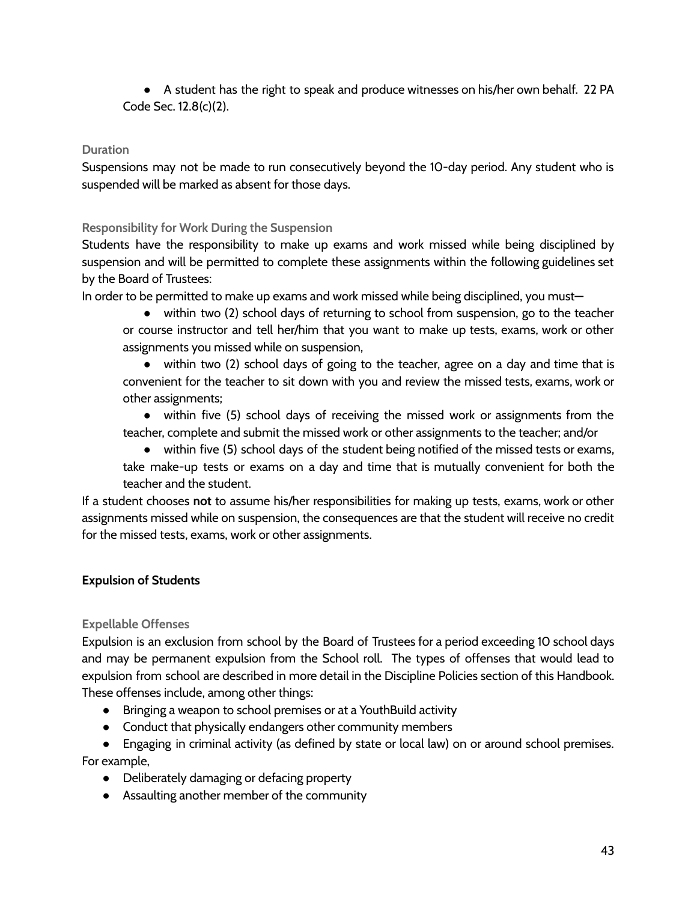- A student has the right to speak and produce witnesses on his/her own behalf. 22 PA Code Sec. 12.8(c)(2).

#### Duration

Suspensions may not be made to run consecutively beyond the 10-day period. Any student who is suspended will be marked as absent for those days.

#### Responsibility for Work During the Suspension

Students have the responsibility to make up exams and work missed while being disciplined by suspension and will be permitted to complete these assignments within the following guidelines set by the Board of Trustees:

In order to be permitted to make up exams and work missed while being disciplined, you must—

- within two (2) school days of returning to school from suspension, go to the teacher or course instructor and tell her/him that you want to make up tests, exams, work or other assignments you missed while on suspension,
- within two (2) school days of going to the teacher, agree on a day and time that is convenient for the teacher to sit down with you and review the missed tests, exams, work or other assignments;
- within five (5) school days of receiving the missed work or assignments from the teacher, complete and submit the missed work or other assignments to the teacher; and/or
- within five (5) school days of the student being notified of the missed tests or exams, take make-up tests or exams on a day and time that is mutually convenient for both the teacher and the student.

If a student chooses **not** to assume his/her responsibilities for making up tests, exams, work or other assignments missed while on suspension, the consequences are that the student will receive no credit for the missed tests, exams, work or other assignments.

### Expulsion of Students

#### Expellable Offenses

Expulsion is an exclusion from school by the Board of Trustees for a period exceeding 10 school days and may be permanent expulsion from the School roll. The types of offenses that would lead to expulsion from school are described in more detail in the Discipline Policies section of this Handbook. These offenses include, among other things:

- Bringing a weapon to school premises or at a YouthBuild activity
- Conduct that physically endangers other community members
- Engaging in criminal activity (as defined by state or local law) on or around school premises.

For example,

- Deliberately damaging or defacing property
- Assaulting another member of the community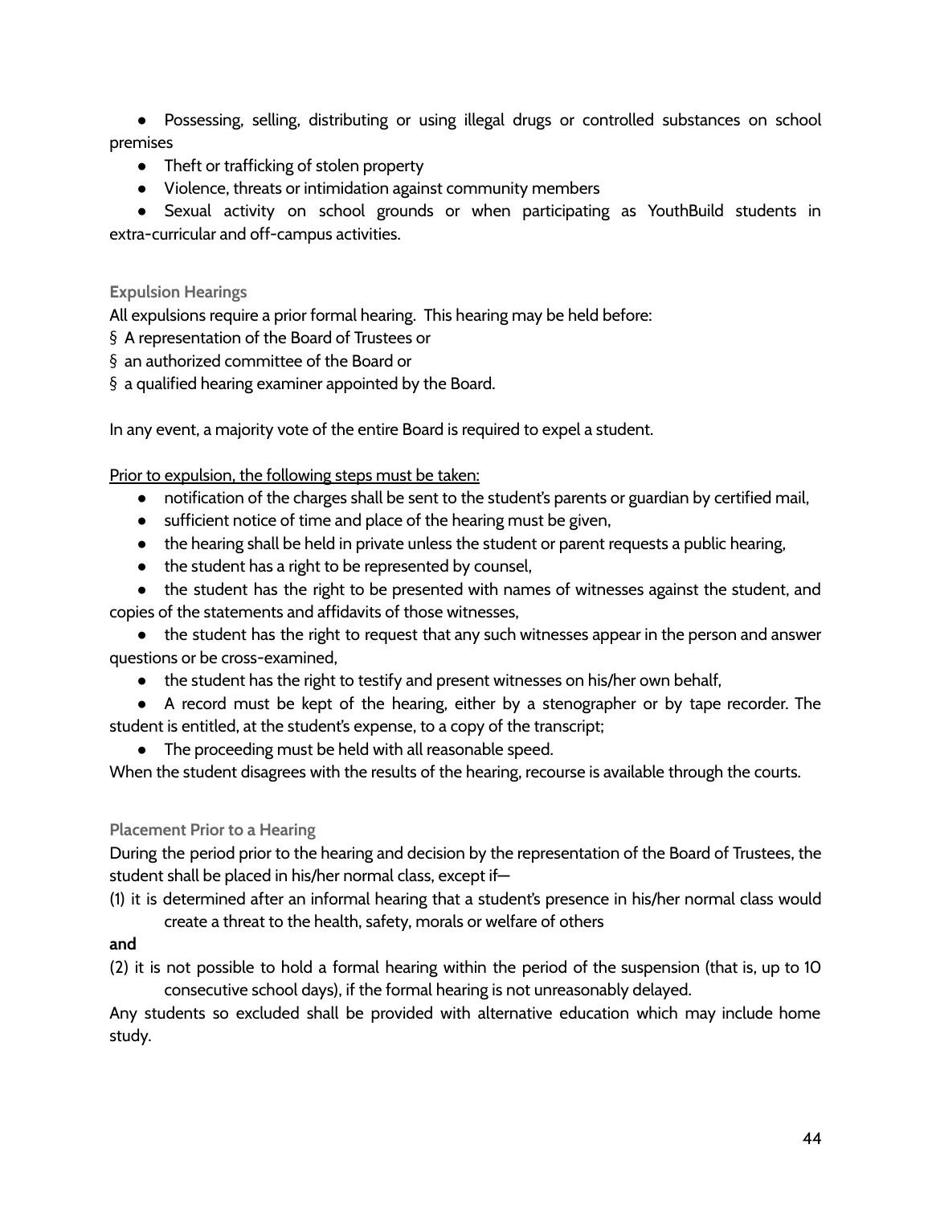- Possessing, selling, distributing or using illegal drugs or controlled substances on school premises
- Theft or trafficking of stolen property
- Violence, threats or intimidation against community members
- Sexual activity on school grounds or when participating as YouthBuild students in extra-curricular and off-campus activities.

### Expulsion Hearings

All expulsions require a prior formal hearing. This hearing may be held before:

§ A representation of the Board of Trustees or

§ an authorized committee of the Board or

§ a qualified hearing examiner appointed by the Board.

In any event, a majority vote of the entire Board is required to expel a student.

<u>Prior to expulsion, the following steps must be taken:</u>

- notification of the charges shall be sent to the student's parents or guardian by certified mail,
- sufficient notice of time and place of the hearing must be given,
- the hearing shall be held in private unless the student or parent requests a public hearing,
- the student has a right to be represented by counsel,
- the student has the right to be presented with names of witnesses against the student, and copies of the statements and affidavits of those witnesses,
- the student has the right to request that any such witnesses appear in the person and answer questions or be cross-examined,
- the student has the right to testify and present witnesses on his/her own behalf,
- A record must be kept of the hearing, either by a stenographer or by tape recorder. The student is entitled, at the student's expense, to a copy of the transcript;
- The proceeding must be held with all reasonable speed.

When the student disagrees with the results of the hearing, recourse is available through the courts.

### Placement Prior to a Hearing

During the period prior to the hearing and decision by the representation of the Board of Trustees, the student shall be placed in his/her normal class, except if—

(1) it is determined after an informal hearing that a student's presence in his/her normal class would create a threat to the health, safety, morals or welfare of others

**and**

(2) it is not possible to hold a formal hearing within the period of the suspension (that is, up to 10 consecutive school days), if the formal hearing is not unreasonably delayed.

Any students so excluded shall be provided with alternative education which may include home study.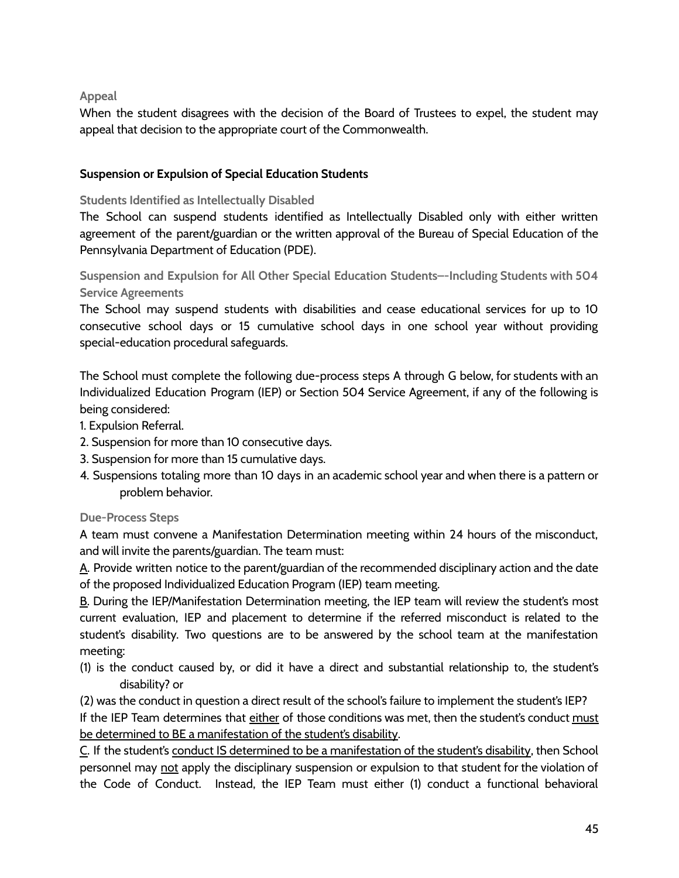### Appeal

When the student disagrees with the decision of the Board of Trustees to expel, the student may appeal that decision to the appropriate court of the Commonwealth.

## Suspension or Expulsion of Special Education Students

### Students Identified as Intellectually Disabled

The School can suspend students identified as Intellectually Disabled only with either written agreement of the parent/guardian or the written approval of the Bureau of Special Education of the Pennsylvania Department of Education (PDE).

### Suspension and Expulsion for All Other Special Education Students—-Including Students with 504 Service Agreements

The School may suspend students with disabilities and cease educational services for up to 10 consecutive school days or 15 cumulative school days in one school year without providing special-education procedural safeguards.

The School must complete the following due-process steps A through G below, for students with an Individualized Education Program (IEP) or Section 504 Service Agreement, if any of the following is being considered:

1. Expulsion Referral.
2. Suspension for more than 10 consecutive days.
3. Suspension for more than 15 cumulative days.
4. Suspensions totaling more than 10 days in an academic school year and when there is a pattern or problem behavior.

### Due-Process Steps

A team must convene a Manifestation Determination meeting within 24 hours of the misconduct, and will invite the parents/guardian. The team must:

<u>A</u>. Provide written notice to the parent/guardian of the recommended disciplinary action and the date of the proposed Individualized Education Program (IEP) team meeting.

<u>B</u>. During the IEP/Manifestation Determination meeting, the IEP team will review the student's most current evaluation, IEP and placement to determine if the referred misconduct is related to the student's disability. Two questions are to be answered by the school team at the manifestation meeting:

(1) is the conduct caused by, or did it have a direct and substantial relationship to, the student's disability? or

(2) was the conduct in question a direct result of the school's failure to implement the student's IEP?

If the IEP Team determines that <u>either</u> of those conditions was met, then the student's conduct <u>must be determined to BE a manifestation of the student's disability</u>.

<u>C</u>. If the student's <u>conduct IS determined to be a manifestation of the student's disability</u>, then School personnel may <u>not</u> apply the disciplinary suspension or expulsion to that student for the violation of the Code of Conduct. Instead, the IEP Team must either (1) conduct a functional behavioral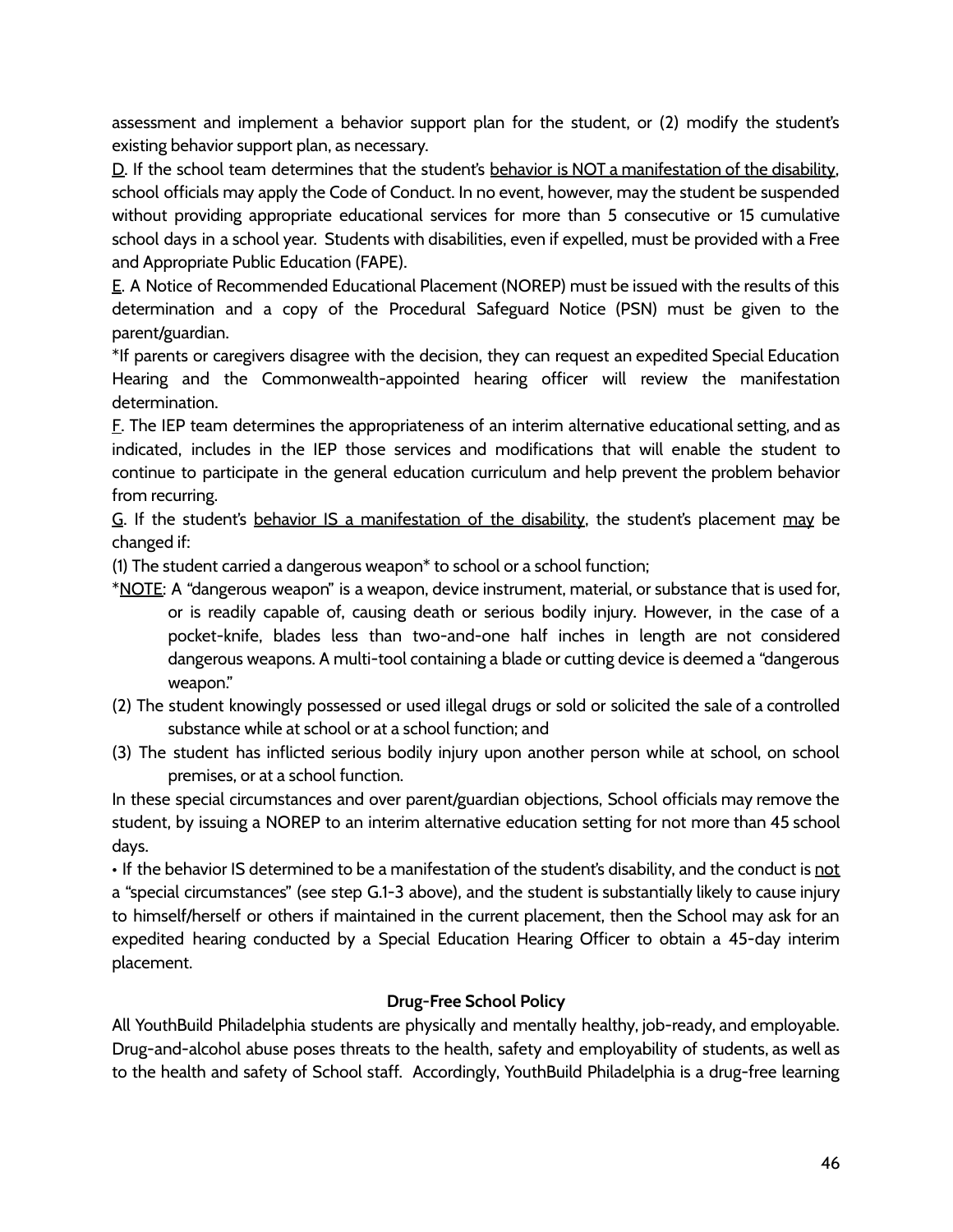assessment and implement a behavior support plan for the student, or (2) modify the student's existing behavior support plan, as necessary.

<u>D</u>. If the school team determines that the student's <u>behavior is NOT a manifestation of the disability</u>, school officials may apply the Code of Conduct. In no event, however, may the student be suspended without providing appropriate educational services for more than 5 consecutive or 15 cumulative school days in a school year. Students with disabilities, even if expelled, must be provided with a Free and Appropriate Public Education (FAPE).

<u>E</u>. A Notice of Recommended Educational Placement (NOREP) must be issued with the results of this determination and a copy of the Procedural Safeguard Notice (PSN) must be given to the parent/guardian.

*If parents or caregivers disagree with the decision, they can request an expedited Special Education Hearing and the Commonwealth-appointed hearing officer will review the manifestation determination.

<u>F</u>. The IEP team determines the appropriateness of an interim alternative educational setting, and as indicated, includes in the IEP those services and modifications that will enable the student to continue to participate in the general education curriculum and help prevent the problem behavior from recurring.

<u>G</u>. If the student's <u>behavior IS a manifestation of the disability</u>, the student's placement <u>may</u> be changed if:

(1) The student carried a dangerous weapon* to school or a school function;

*<u>NOTE</u>: A "dangerous weapon" is a weapon, device instrument, material, or substance that is used for, or is readily capable of, causing death or serious bodily injury. However, in the case of a pocket-knife, blades less than two-and-one half inches in length are not considered dangerous weapons. A multi-tool containing a blade or cutting device is deemed a "dangerous weapon."

(2) The student knowingly possessed or used illegal drugs or sold or solicited the sale of a controlled substance while at school or at a school function; and

(3) The student has inflicted serious bodily injury upon another person while at school, on school premises, or at a school function.

In these special circumstances and over parent/guardian objections, School officials may remove the student, by issuing a NOREP to an interim alternative education setting for not more than 45 school days.

• If the behavior IS determined to be a manifestation of the student's disability, and the conduct is <u>not</u> a "special circumstances" (see step G.1-3 above), and the student is substantially likely to cause injury to himself/herself or others if maintained in the current placement, then the School may ask for an expedited hearing conducted by a Special Education Hearing Officer to obtain a 45-day interim placement.

### Drug-Free School Policy

All YouthBuild Philadelphia students are physically and mentally healthy, job-ready, and employable. Drug-and-alcohol abuse poses threats to the health, safety and employability of students, as well as to the health and safety of School staff. Accordingly, YouthBuild Philadelphia is a drug-free learning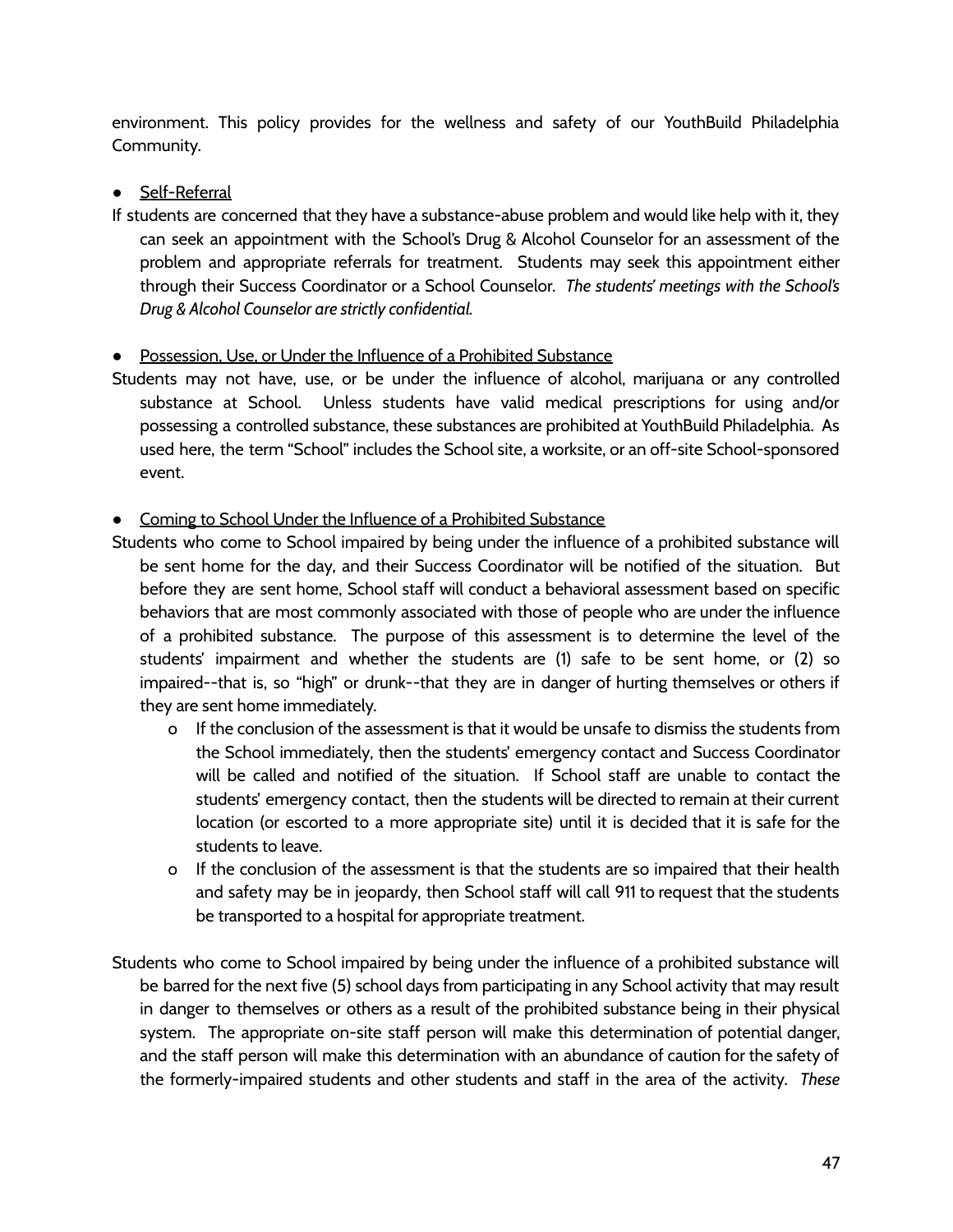environment. This policy provides for the wellness and safety of our YouthBuild Philadelphia Community.

- <u>Self-Referral</u>

If students are concerned that they have a substance-abuse problem and would like help with it, they can seek an appointment with the School's Drug & Alcohol Counselor for an assessment of the problem and appropriate referrals for treatment. Students may seek this appointment either through their Success Coordinator or a School Counselor. *The students' meetings with the School's Drug & Alcohol Counselor are strictly confidential.*

- <u>Possession, Use, or Under the Influence of a Prohibited Substance</u>

Students may not have, use, or be under the influence of alcohol, marijuana or any controlled substance at School. Unless students have valid medical prescriptions for using and/or possessing a controlled substance, these substances are prohibited at YouthBuild Philadelphia. As used here, the term "School" includes the School site, a worksite, or an off-site School-sponsored event.

- <u>Coming to School Under the Influence of a Prohibited Substance</u>

Students who come to School impaired by being under the influence of a prohibited substance will be sent home for the day, and their Success Coordinator will be notified of the situation. But before they are sent home, School staff will conduct a behavioral assessment based on specific behaviors that are most commonly associated with those of people who are under the influence of a prohibited substance. The purpose of this assessment is to determine the level of the students' impairment and whether the students are (1) safe to be sent home, or (2) so impaired--that is, so "high" or drunk--that they are in danger of hurting themselves or others if they are sent home immediately.

  - If the conclusion of the assessment is that it would be unsafe to dismiss the students from the School immediately, then the students' emergency contact and Success Coordinator will be called and notified of the situation. If School staff are unable to contact the students' emergency contact, then the students will be directed to remain at their current location (or escorted to a more appropriate site) until it is decided that it is safe for the students to leave.
  - If the conclusion of the assessment is that the students are so impaired that their health and safety may be in jeopardy, then School staff will call 911 to request that the students be transported to a hospital for appropriate treatment.

Students who come to School impaired by being under the influence of a prohibited substance will be barred for the next five (5) school days from participating in any School activity that may result in danger to themselves or others as a result of the prohibited substance being in their physical system. The appropriate on-site staff person will make this determination of potential danger, and the staff person will make this determination with an abundance of caution for the safety of the formerly-impaired students and other students and staff in the area of the activity. *These*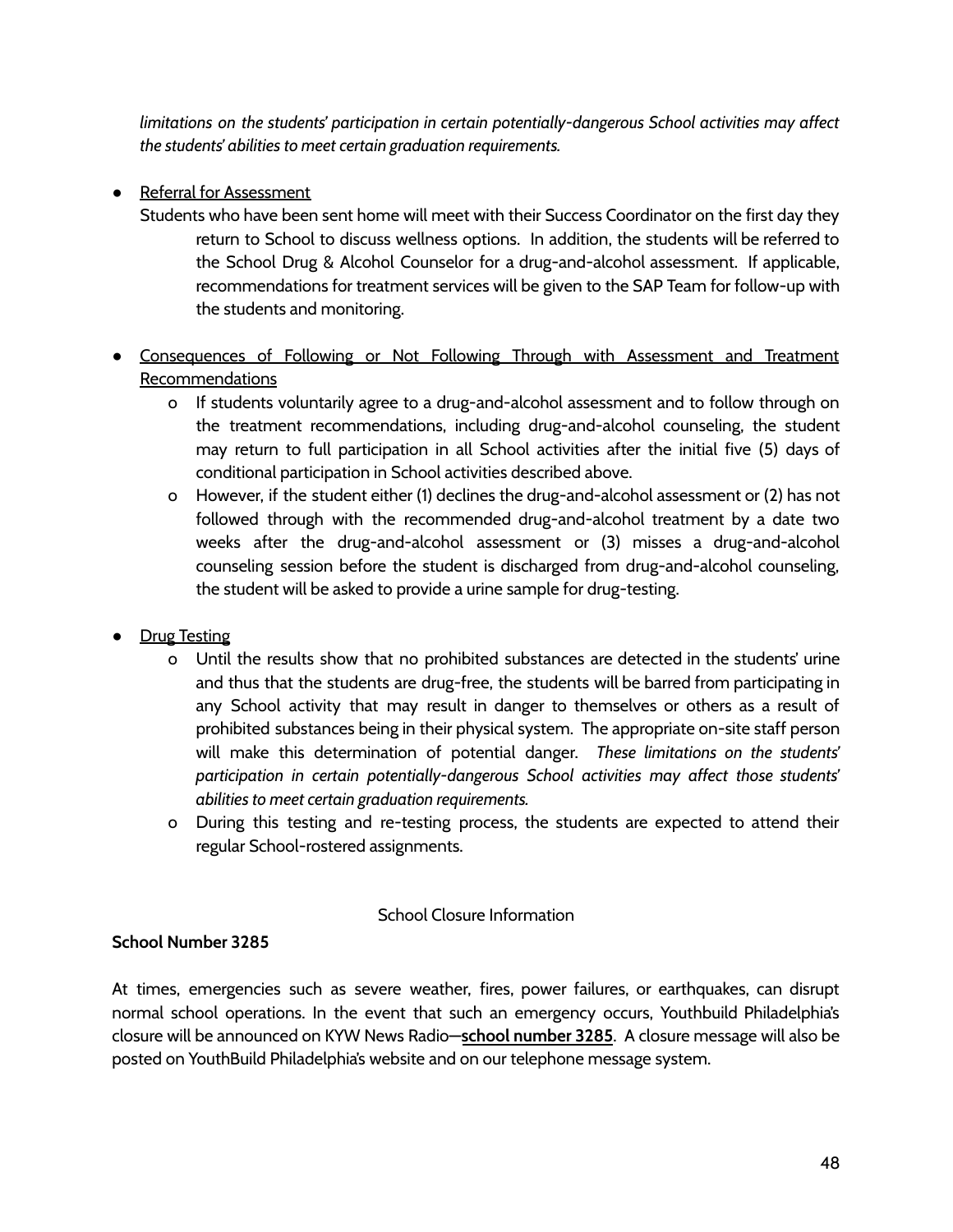*limitations on the students' participation in certain potentially-dangerous School activities may affect the students' abilities to meet certain graduation requirements.*

- Referral for Assessment

  Students who have been sent home will meet with their Success Coordinator on the first day they return to School to discuss wellness options. In addition, the students will be referred to the School Drug & Alcohol Counselor for a drug-and-alcohol assessment. If applicable, recommendations for treatment services will be given to the SAP Team for follow-up with the students and monitoring.

- Consequences of Following or Not Following Through with Assessment and Treatment Recommendations
  - If students voluntarily agree to a drug-and-alcohol assessment and to follow through on the treatment recommendations, including drug-and-alcohol counseling, the student may return to full participation in all School activities after the initial five (5) days of conditional participation in School activities described above.
  - However, if the student either (1) declines the drug-and-alcohol assessment or (2) has not followed through with the recommended drug-and-alcohol treatment by a date two weeks after the drug-and-alcohol assessment or (3) misses a drug-and-alcohol counseling session before the student is discharged from drug-and-alcohol counseling, the student will be asked to provide a urine sample for drug-testing.

- Drug Testing
  - Until the results show that no prohibited substances are detected in the students' urine and thus that the students are drug-free, the students will be barred from participating in any School activity that may result in danger to themselves or others as a result of prohibited substances being in their physical system. The appropriate on-site staff person will make this determination of potential danger. *These limitations on the students' participation in certain potentially-dangerous School activities may affect those students' abilities to meet certain graduation requirements.*
  - During this testing and re-testing process, the students are expected to attend their regular School-rostered assignments.

## School Closure Information

**School Number 3285**

At times, emergencies such as severe weather, fires, power failures, or earthquakes, can disrupt normal school operations. In the event that such an emergency occurs, Youthbuild Philadelphia's closure will be announced on KYW News Radio—**school number 3285**. A closure message will also be posted on YouthBuild Philadelphia's website and on our telephone message system.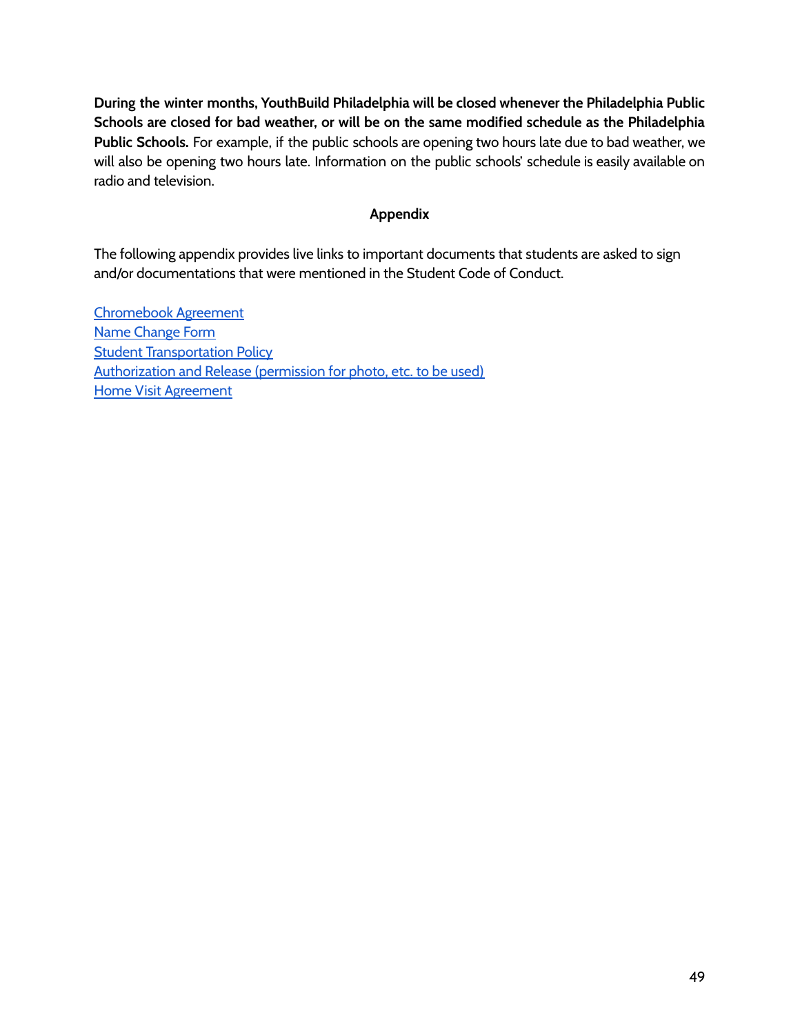**During the winter months, YouthBuild Philadelphia will be closed whenever the Philadelphia Public Schools are closed for bad weather, or will be on the same modified schedule as the Philadelphia Public Schools.** For example, if the public schools are opening two hours late due to bad weather, we will also be opening two hours late. Information on the public schools' schedule is easily available on radio and television.

## Appendix

The following appendix provides live links to important documents that students are asked to sign and/or documentations that were mentioned in the Student Code of Conduct.

Chromebook Agreement
Name Change Form
Student Transportation Policy
Authorization and Release (permission for photo, etc. to be used)
Home Visit Agreement